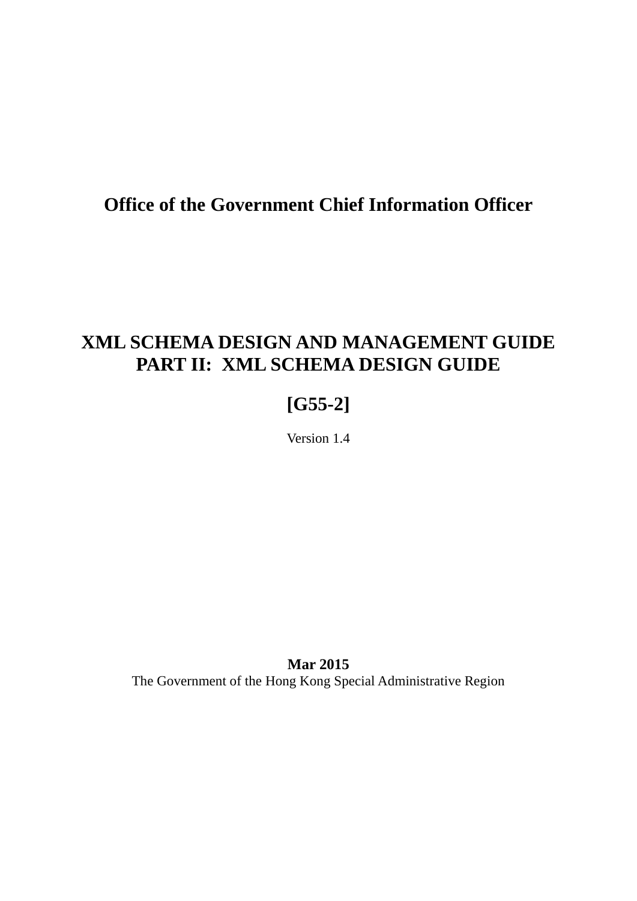**Office of the Government Chief Information Officer**

# XML SCHEMA DESIGN AND MANAGEMENT GUIDE
# PART II: XML SCHEMA DESIGN GUIDE

## [G55-2]

Version 1.4

**Mar 2015**

The Government of the Hong Kong Special Administrative Region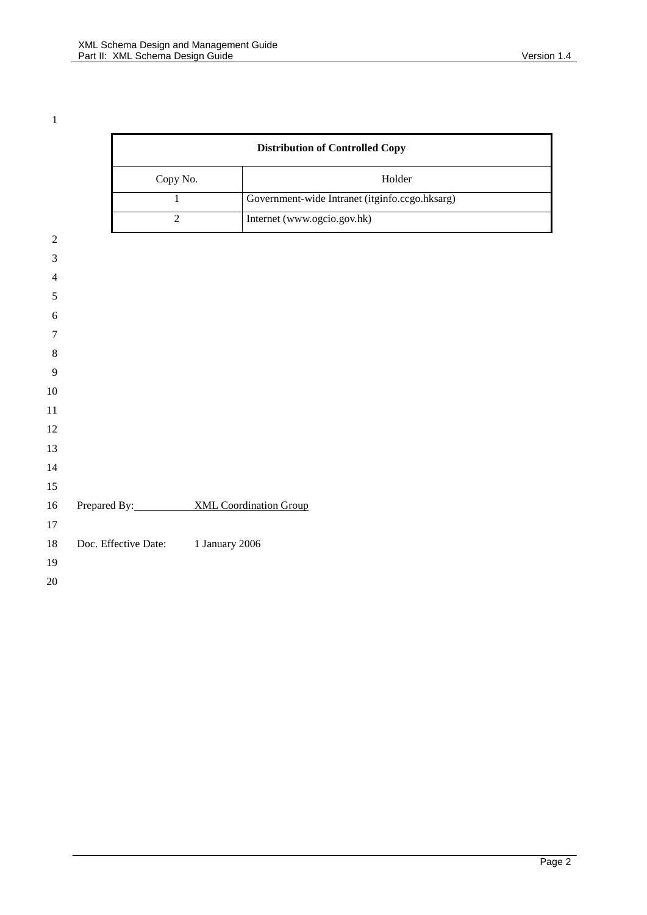| Distribution of Controlled Copy | |
|---|---|
| Copy No. | Holder |
| 1 | Government-wide Intranet (itginfo.ccgo.hksarg) |
| 2 | Internet (www.ogcio.gov.hk) |

Prepared By: XML Coordination Group

Doc. Effective Date: 1 January 2006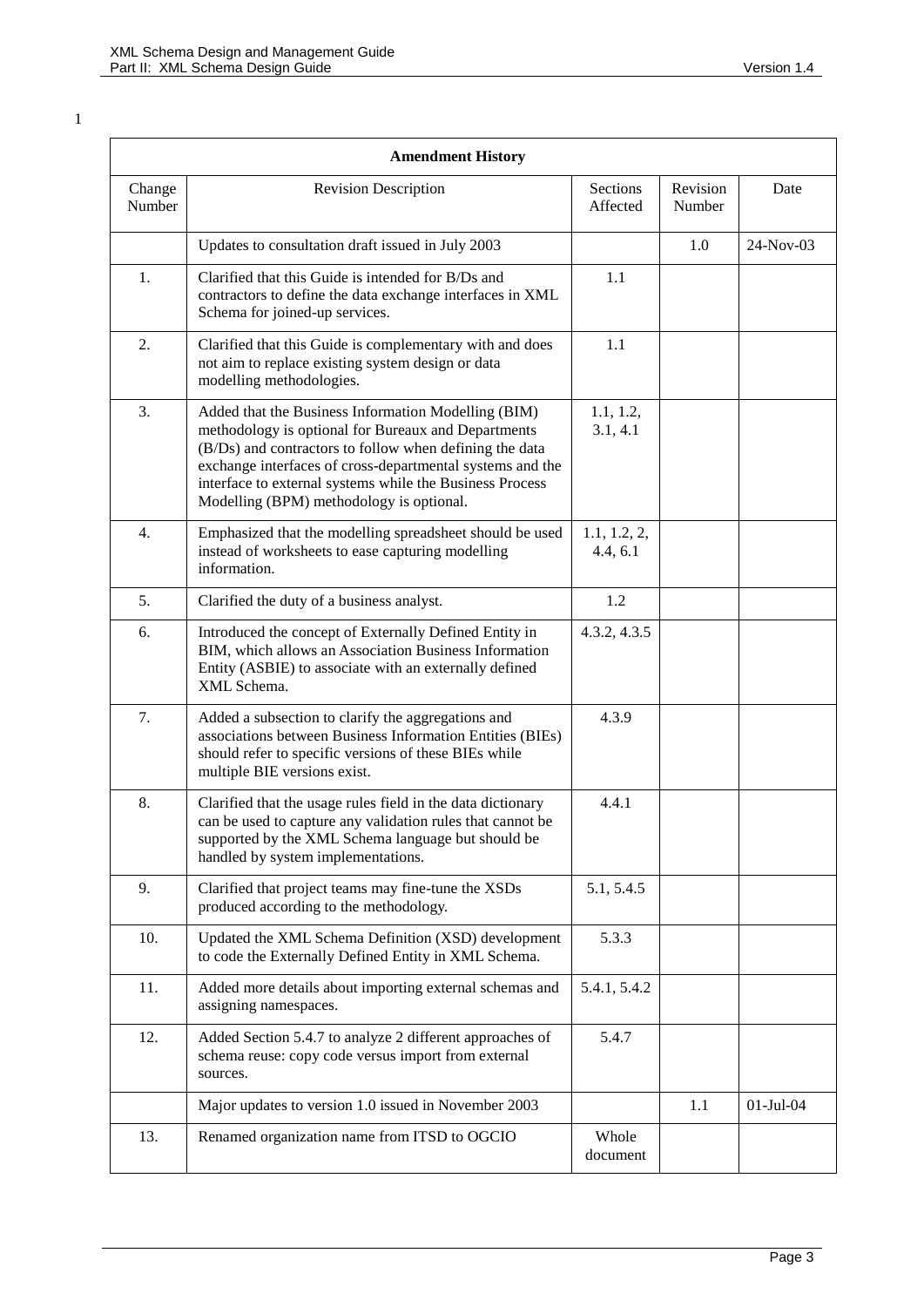| Amendment History | | | | |
|---|---|---|---|---|
| Change Number | Revision Description | Sections Affected | Revision Number | Date |
| | Updates to consultation draft issued in July 2003 | | 1.0 | 24-Nov-03 |
| 1. | Clarified that this Guide is intended for B/Ds and contractors to define the data exchange interfaces in XML Schema for joined-up services. | 1.1 | | |
| 2. | Clarified that this Guide is complementary with and does not aim to replace existing system design or data modelling methodologies. | 1.1 | | |
| 3. | Added that the Business Information Modelling (BIM) methodology is optional for Bureaux and Departments (B/Ds) and contractors to follow when defining the data exchange interfaces of cross-departmental systems and the interface to external systems while the Business Process Modelling (BPM) methodology is optional. | 1.1, 1.2, 3.1, 4.1 | | |
| 4. | Emphasized that the modelling spreadsheet should be used instead of worksheets to ease capturing modelling information. | 1.1, 1.2, 2, 4.4, 6.1 | | |
| 5. | Clarified the duty of a business analyst. | 1.2 | | |
| 6. | Introduced the concept of Externally Defined Entity in BIM, which allows an Association Business Information Entity (ASBIE) to associate with an externally defined XML Schema. | 4.3.2, 4.3.5 | | |
| 7. | Added a subsection to clarify the aggregations and associations between Business Information Entities (BIEs) should refer to specific versions of these BIEs while multiple BIE versions exist. | 4.3.9 | | |
| 8. | Clarified that the usage rules field in the data dictionary can be used to capture any validation rules that cannot be supported by the XML Schema language but should be handled by system implementations. | 4.4.1 | | |
| 9. | Clarified that project teams may fine-tune the XSDs produced according to the methodology. | 5.1, 5.4.5 | | |
| 10. | Updated the XML Schema Definition (XSD) development to code the Externally Defined Entity in XML Schema. | 5.3.3 | | |
| 11. | Added more details about importing external schemas and assigning namespaces. | 5.4.1, 5.4.2 | | |
| 12. | Added Section 5.4.7 to analyze 2 different approaches of schema reuse: copy code versus import from external sources. | 5.4.7 | | |
| | Major updates to version 1.0 issued in November 2003 | | 1.1 | 01-Jul-04 |
| 13. | Renamed organization name from ITSD to OGCIO | Whole document | | |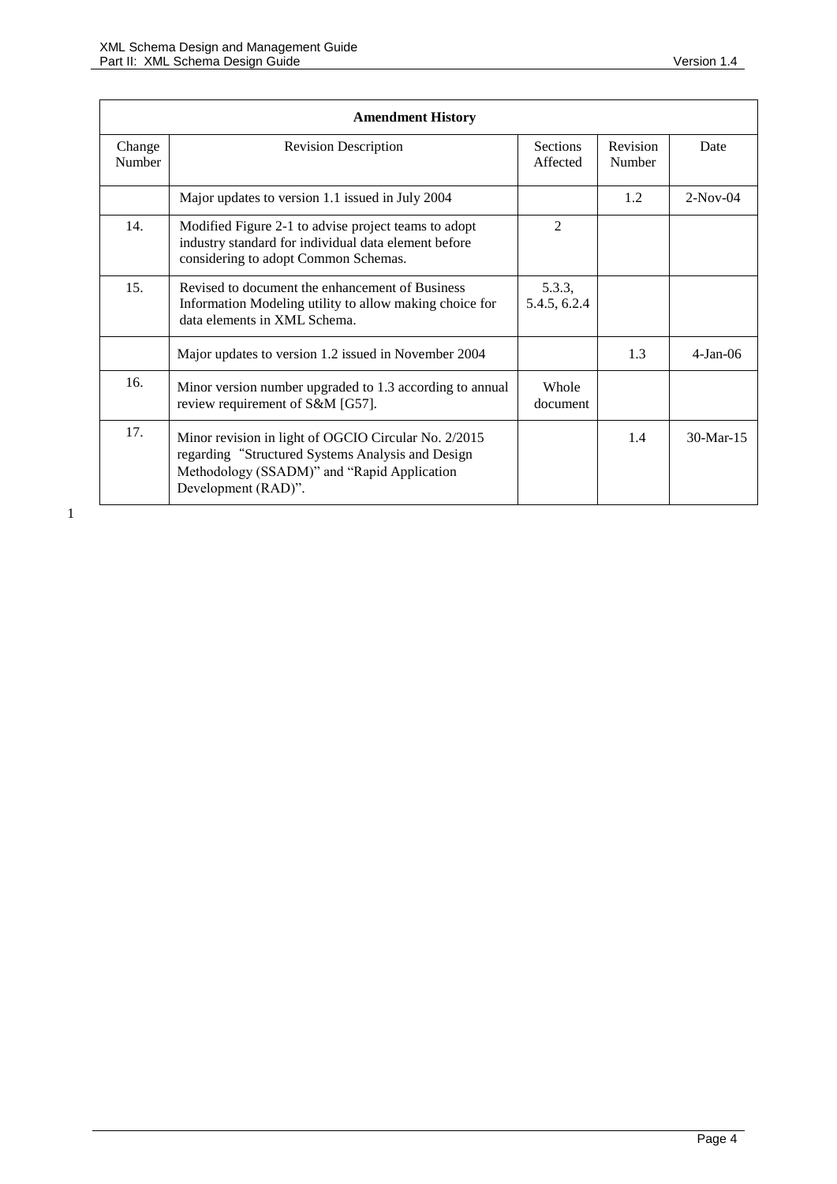| Amendment History | | | | |
|---|---|---|---|---|
| Change Number | Revision Description | Sections Affected | Revision Number | Date |
| | Major updates to version 1.1 issued in July 2004 | | 1.2 | 2-Nov-04 |
| 14. | Modified Figure 2-1 to advise project teams to adopt industry standard for individual data element before considering to adopt Common Schemas. | 2 | | |
| 15. | Revised to document the enhancement of Business Information Modeling utility to allow making choice for data elements in XML Schema. | 5.3.3, 5.4.5, 6.2.4 | | |
| | Major updates to version 1.2 issued in November 2004 | | 1.3 | 4-Jan-06 |
| 16. | Minor version number upgraded to 1.3 according to annual review requirement of S&M [G57]. | Whole document | | |
| 17. | Minor revision in light of OGCIO Circular No. 2/2015 regarding "Structured Systems Analysis and Design Methodology (SSADM)" and "Rapid Application Development (RAD)". | | 1.4 | 30-Mar-15 |

1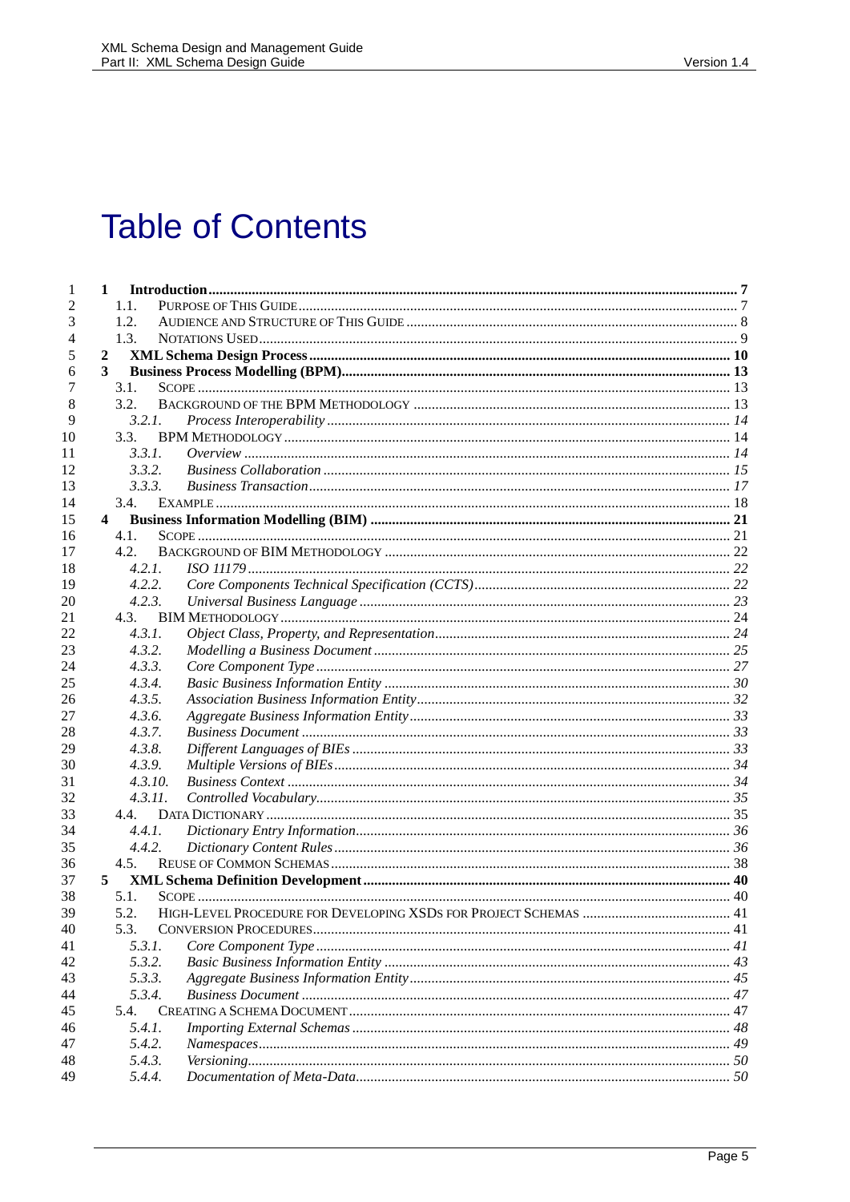# Table of Contents

- **1 Introduction** ..... **7**
  - 1.1. Purpose of This Guide ..... 7
  - 1.2. Audience and Structure of This Guide ..... 8
  - 1.3. Notations Used ..... 9
- **2 XML Schema Design Process** ..... **10**
- **3 Business Process Modelling (BPM)** ..... **13**
  - 3.1. Scope ..... 13
  - 3.2. Background of the BPM Methodology ..... 13
    - *3.2.1. Process Interoperability* ..... *14*
  - 3.3. BPM Methodology ..... 14
    - *3.3.1. Overview* ..... *14*
    - *3.3.2. Business Collaboration* ..... *15*
    - *3.3.3. Business Transaction* ..... *17*
  - 3.4. Example ..... 18
- **4 Business Information Modelling (BIM)** ..... **21**
  - 4.1. Scope ..... 21
  - 4.2. Background of BIM Methodology ..... 22
    - *4.2.1. ISO 11179* ..... *22*
    - *4.2.2. Core Components Technical Specification (CCTS)* ..... *22*
    - *4.2.3. Universal Business Language* ..... *23*
  - 4.3. BIM Methodology ..... 24
    - *4.3.1. Object Class, Property, and Representation* ..... *24*
    - *4.3.2. Modelling a Business Document* ..... *25*
    - *4.3.3. Core Component Type* ..... *27*
    - *4.3.4. Basic Business Information Entity* ..... *30*
    - *4.3.5. Association Business Information Entity* ..... *32*
    - *4.3.6. Aggregate Business Information Entity* ..... *33*
    - *4.3.7. Business Document* ..... *33*
    - *4.3.8. Different Languages of BIEs* ..... *33*
    - *4.3.9. Multiple Versions of BIEs* ..... *34*
    - *4.3.10. Business Context* ..... *34*
    - *4.3.11. Controlled Vocabulary* ..... *35*
  - 4.4. Data Dictionary ..... 35
    - *4.4.1. Dictionary Entry Information* ..... *36*
    - *4.4.2. Dictionary Content Rules* ..... *36*
  - 4.5. Reuse of Common Schemas ..... 38
- **5 XML Schema Definition Development** ..... **40**
  - 5.1. Scope ..... 40
  - 5.2. High-Level Procedure for Developing XSDs for Project Schemas ..... 41
  - 5.3. Conversion Procedures ..... 41
    - *5.3.1. Core Component Type* ..... *41*
    - *5.3.2. Basic Business Information Entity* ..... *43*
    - *5.3.3. Aggregate Business Information Entity* ..... *45*
    - *5.3.4. Business Document* ..... *47*
  - 5.4. Creating a Schema Document ..... 47
    - *5.4.1. Importing External Schemas* ..... *48*
    - *5.4.2. Namespaces* ..... *49*
    - *5.4.3. Versioning* ..... *50*
    - *5.4.4. Documentation of Meta-Data* ..... *50*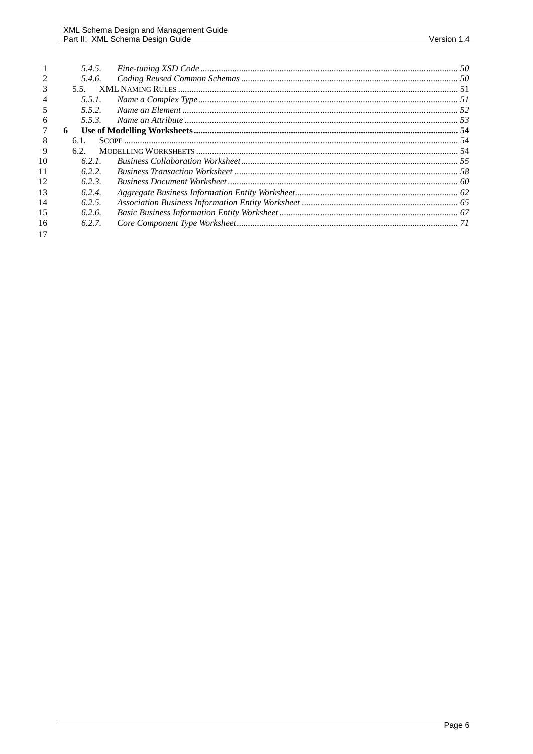- 5.4.5. *Fine-tuning XSD Code* ... 50
- 5.4.6. *Coding Reused Common Schemas* ... 50
- 5.5. XML NAMING RULES ... 51
  - 5.5.1. *Name a Complex Type* ... 51
  - 5.5.2. *Name an Element* ... 52
  - 5.5.3. *Name an Attribute* ... 53
- **6 Use of Modelling Worksheets ... 54**
  - 6.1. SCOPE ... 54
  - 6.2. MODELLING WORKSHEETS ... 54
    - 6.2.1. *Business Collaboration Worksheet* ... 55
    - 6.2.2. *Business Transaction Worksheet* ... 58
    - 6.2.3. *Business Document Worksheet* ... 60
    - 6.2.4. *Aggregate Business Information Entity Worksheet* ... 62
    - 6.2.5. *Association Business Information Entity Worksheet* ... 65
    - 6.2.6. *Basic Business Information Entity Worksheet* ... 67
    - 6.2.7. *Core Component Type Worksheet* ... 71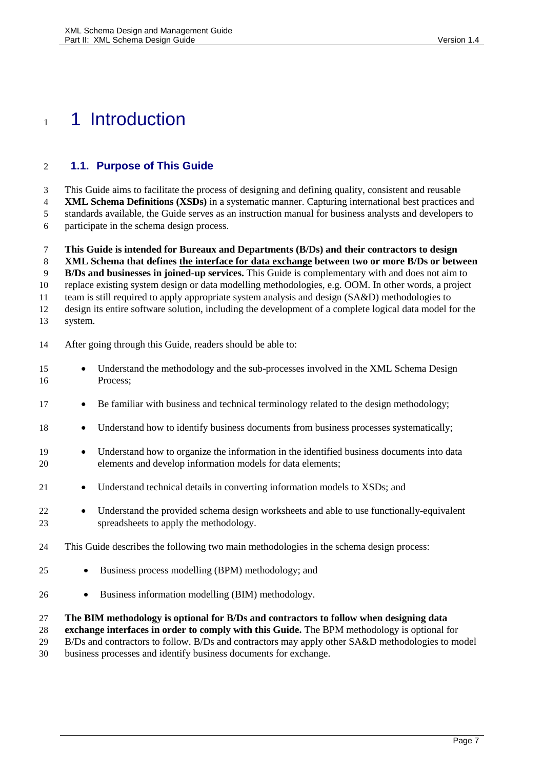# 1 Introduction

## 1.1. Purpose of This Guide

This Guide aims to facilitate the process of designing and defining quality, consistent and reusable **XML Schema Definitions (XSDs)** in a systematic manner. Capturing international best practices and standards available, the Guide serves as an instruction manual for business analysts and developers to participate in the schema design process.

**This Guide is intended for Bureaux and Departments (B/Ds) and their contractors to design XML Schema that defines <u>the interface for data exchange</u> between two or more B/Ds or between B/Ds and businesses in joined-up services.** This Guide is complementary with and does not aim to replace existing system design or data modelling methodologies, e.g. OOM. In other words, a project team is still required to apply appropriate system analysis and design (SA&D) methodologies to design its entire software solution, including the development of a complete logical data model for the system.

After going through this Guide, readers should be able to:

- Understand the methodology and the sub-processes involved in the XML Schema Design Process;
- Be familiar with business and technical terminology related to the design methodology;
- Understand how to identify business documents from business processes systematically;
- Understand how to organize the information in the identified business documents into data elements and develop information models for data elements;
- Understand technical details in converting information models to XSDs; and
- Understand the provided schema design worksheets and able to use functionally-equivalent spreadsheets to apply the methodology.

This Guide describes the following two main methodologies in the schema design process:

- Business process modelling (BPM) methodology; and
- Business information modelling (BIM) methodology.

**The BIM methodology is optional for B/Ds and contractors to follow when designing data exchange interfaces in order to comply with this Guide.** The BPM methodology is optional for B/Ds and contractors to follow. B/Ds and contractors may apply other SA&D methodologies to model business processes and identify business documents for exchange.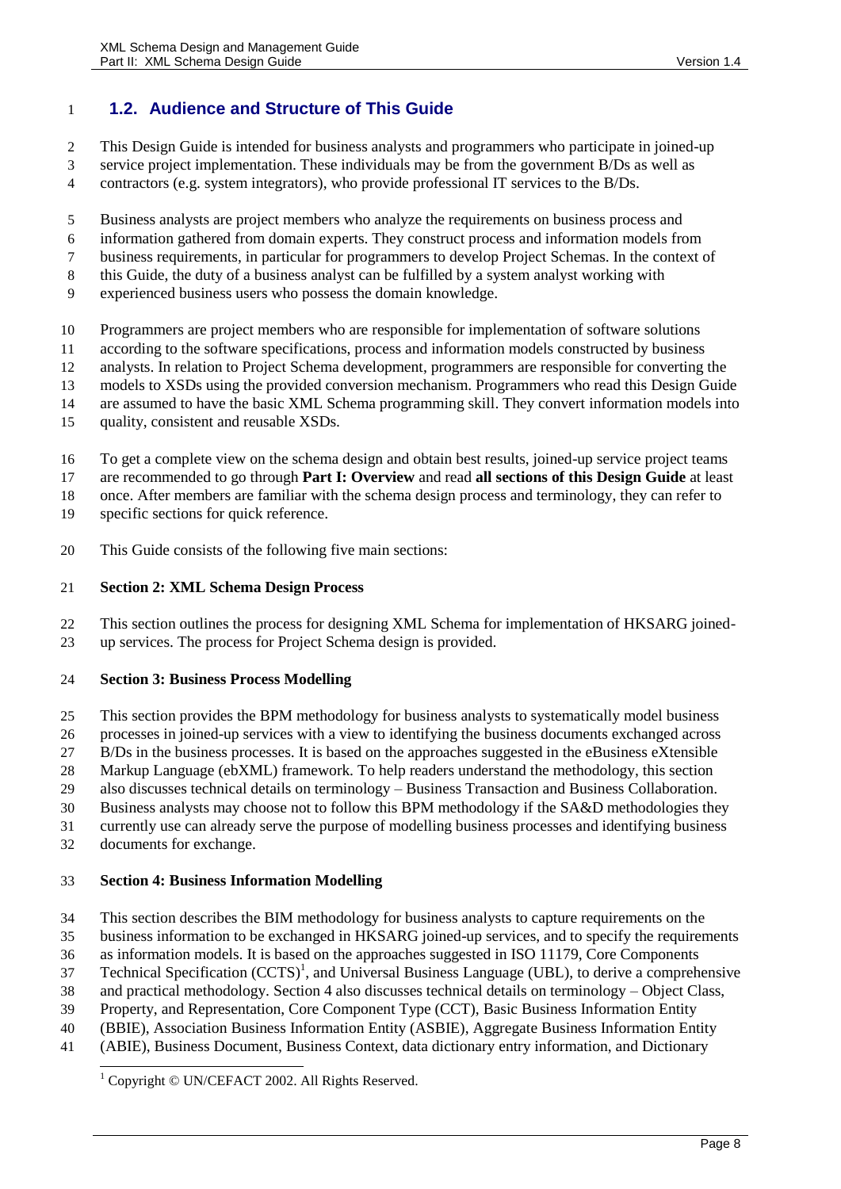## 1.2. Audience and Structure of This Guide

This Design Guide is intended for business analysts and programmers who participate in joined-up service project implementation. These individuals may be from the government B/Ds as well as contractors (e.g. system integrators), who provide professional IT services to the B/Ds.

Business analysts are project members who analyze the requirements on business process and information gathered from domain experts. They construct process and information models from business requirements, in particular for programmers to develop Project Schemas. In the context of this Guide, the duty of a business analyst can be fulfilled by a system analyst working with experienced business users who possess the domain knowledge.

Programmers are project members who are responsible for implementation of software solutions according to the software specifications, process and information models constructed by business analysts. In relation to Project Schema development, programmers are responsible for converting the models to XSDs using the provided conversion mechanism. Programmers who read this Design Guide are assumed to have the basic XML Schema programming skill. They convert information models into quality, consistent and reusable XSDs.

To get a complete view on the schema design and obtain best results, joined-up service project teams are recommended to go through **Part I: Overview** and read **all sections of this Design Guide** at least once. After members are familiar with the schema design process and terminology, they can refer to specific sections for quick reference.

This Guide consists of the following five main sections:

**Section 2: XML Schema Design Process**

This section outlines the process for designing XML Schema for implementation of HKSARG joined-up services. The process for Project Schema design is provided.

**Section 3: Business Process Modelling**

This section provides the BPM methodology for business analysts to systematically model business processes in joined-up services with a view to identifying the business documents exchanged across B/Ds in the business processes. It is based on the approaches suggested in the eBusiness eXtensible Markup Language (ebXML) framework. To help readers understand the methodology, this section also discusses technical details on terminology – Business Transaction and Business Collaboration. Business analysts may choose not to follow this BPM methodology if the SA&D methodologies they currently use can already serve the purpose of modelling business processes and identifying business documents for exchange.

**Section 4: Business Information Modelling**

This section describes the BIM methodology for business analysts to capture requirements on the business information to be exchanged in HKSARG joined-up services, and to specify the requirements as information models. It is based on the approaches suggested in ISO 11179, Core Components Technical Specification (CCTS)[1], and Universal Business Language (UBL), to derive a comprehensive and practical methodology. Section 4 also discusses technical details on terminology – Object Class, Property, and Representation, Core Component Type (CCT), Basic Business Information Entity (BBIE), Association Business Information Entity (ASBIE), Aggregate Business Information Entity (ABIE), Business Document, Business Context, data dictionary entry information, and Dictionary

[1] Copyright © UN/CEFACT 2002. All Rights Reserved.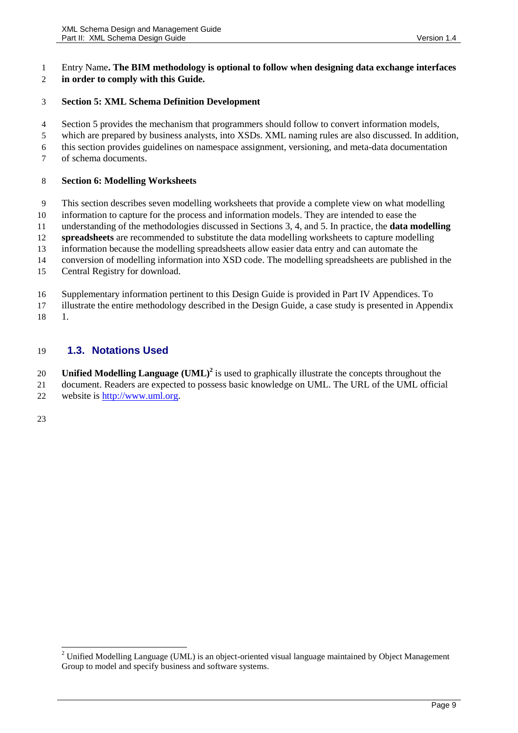Entry Name**. The BIM methodology is optional to follow when designing data exchange interfaces in order to comply with this Guide.**

**Section 5: XML Schema Definition Development**

Section 5 provides the mechanism that programmers should follow to convert information models, which are prepared by business analysts, into XSDs. XML naming rules are also discussed. In addition, this section provides guidelines on namespace assignment, versioning, and meta-data documentation of schema documents.

**Section 6: Modelling Worksheets**

This section describes seven modelling worksheets that provide a complete view on what modelling information to capture for the process and information models. They are intended to ease the understanding of the methodologies discussed in Sections 3, 4, and 5. In practice, the **data modelling spreadsheets** are recommended to substitute the data modelling worksheets to capture modelling information because the modelling spreadsheets allow easier data entry and can automate the conversion of modelling information into XSD code. The modelling spreadsheets are published in the Central Registry for download.

Supplementary information pertinent to this Design Guide is provided in Part IV Appendices. To illustrate the entire methodology described in the Design Guide, a case study is presented in Appendix 1.

## 1.3. Notations Used

**Unified Modelling Language (UML)**[2] is used to graphically illustrate the concepts throughout the document. Readers are expected to possess basic knowledge on UML. The URL of the UML official website is http://www.uml.org.

[2] Unified Modelling Language (UML) is an object-oriented visual language maintained by Object Management Group to model and specify business and software systems.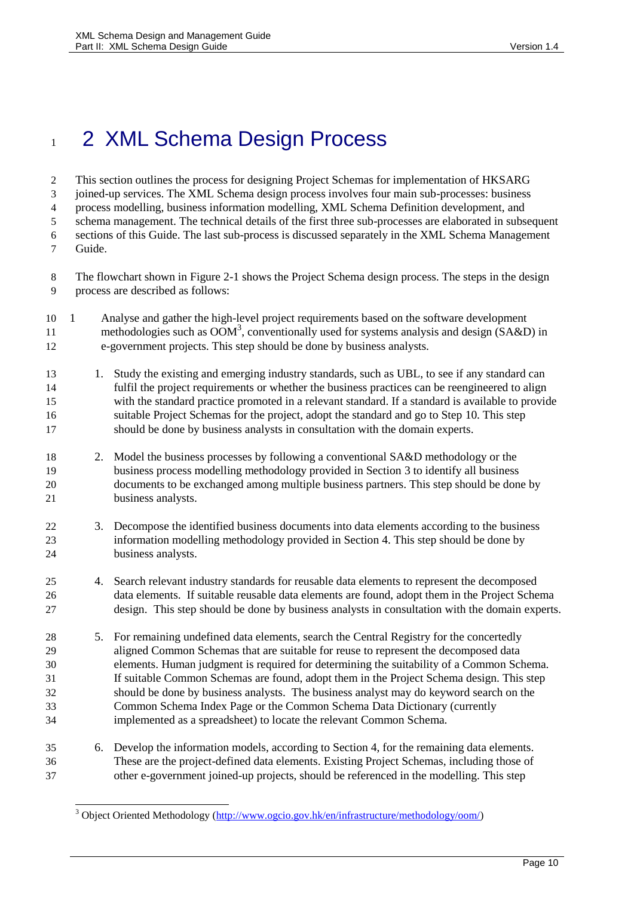# 2 XML Schema Design Process

This section outlines the process for designing Project Schemas for implementation of HKSARG joined-up services. The XML Schema design process involves four main sub-processes: business process modelling, business information modelling, XML Schema Definition development, and schema management. The technical details of the first three sub-processes are elaborated in subsequent sections of this Guide. The last sub-process is discussed separately in the XML Schema Management Guide.

The flowchart shown in Figure 2-1 shows the Project Schema design process. The steps in the design process are described as follows:

1 Analyse and gather the high-level project requirements based on the software development methodologies such as OOM[3], conventionally used for systems analysis and design (SA&D) in e-government projects. This step should be done by business analysts.

1. Study the existing and emerging industry standards, such as UBL, to see if any standard can fulfil the project requirements or whether the business practices can be reengineered to align with the standard practice promoted in a relevant standard. If a standard is available to provide suitable Project Schemas for the project, adopt the standard and go to Step 10. This step should be done by business analysts in consultation with the domain experts.

2. Model the business processes by following a conventional SA&D methodology or the business process modelling methodology provided in Section 3 to identify all business documents to be exchanged among multiple business partners. This step should be done by business analysts.

3. Decompose the identified business documents into data elements according to the business information modelling methodology provided in Section 4. This step should be done by business analysts.

4. Search relevant industry standards for reusable data elements to represent the decomposed data elements. If suitable reusable data elements are found, adopt them in the Project Schema design. This step should be done by business analysts in consultation with the domain experts.

5. For remaining undefined data elements, search the Central Registry for the concertedly aligned Common Schemas that are suitable for reuse to represent the decomposed data elements. Human judgment is required for determining the suitability of a Common Schema. If suitable Common Schemas are found, adopt them in the Project Schema design. This step should be done by business analysts. The business analyst may do keyword search on the Common Schema Index Page or the Common Schema Data Dictionary (currently implemented as a spreadsheet) to locate the relevant Common Schema.

6. Develop the information models, according to Section 4, for the remaining data elements. These are the project-defined data elements. Existing Project Schemas, including those of other e-government joined-up projects, should be referenced in the modelling. This step

---

[3] Object Oriented Methodology (http://www.ogcio.gov.hk/en/infrastructure/methodology/oom/)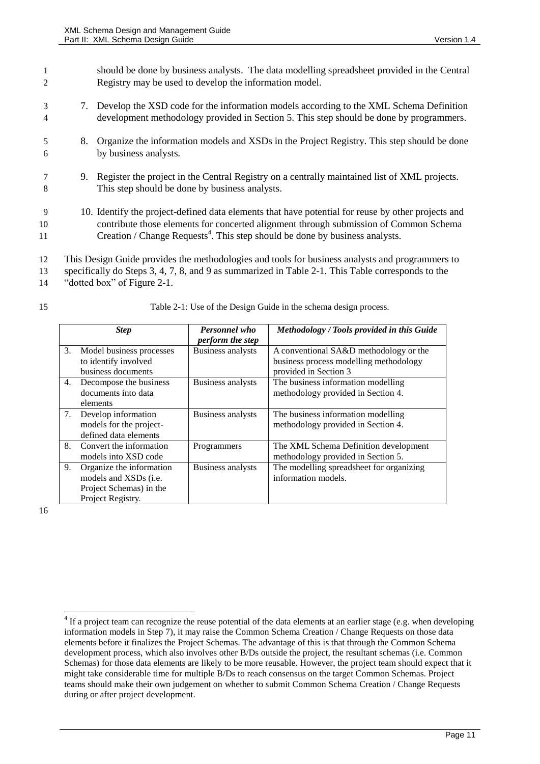should be done by business analysts. The data modelling spreadsheet provided in the Central Registry may be used to develop the information model.

7. Develop the XSD code for the information models according to the XML Schema Definition development methodology provided in Section 5. This step should be done by programmers.

8. Organize the information models and XSDs in the Project Registry. This step should be done by business analysts.

9. Register the project in the Central Registry on a centrally maintained list of XML projects. This step should be done by business analysts.

10. Identify the project-defined data elements that have potential for reuse by other projects and contribute those elements for concerted alignment through submission of Common Schema Creation / Change Requests[4]. This step should be done by business analysts.

This Design Guide provides the methodologies and tools for business analysts and programmers to specifically do Steps 3, 4, 7, 8, and 9 as summarized in Table 2-1. This Table corresponds to the "dotted box" of Figure 2-1.

Table 2-1: Use of the Design Guide in the schema design process.

| ***Step*** | ***Personnel who perform the step*** | ***Methodology / Tools provided in this Guide*** |
|---|---|---|
| 3. Model business processes to identify involved business documents | Business analysts | A conventional SA&D methodology or the business process modelling methodology provided in Section 3 |
| 4. Decompose the business documents into data elements | Business analysts | The business information modelling methodology provided in Section 4. |
| 7. Develop information models for the project-defined data elements | Business analysts | The business information modelling methodology provided in Section 4. |
| 8. Convert the information models into XSD code | Programmers | The XML Schema Definition development methodology provided in Section 5. |
| 9. Organize the information models and XSDs (i.e. Project Schemas) in the Project Registry. | Business analysts | The modelling spreadsheet for organizing information models. |

[4] If a project team can recognize the reuse potential of the data elements at an earlier stage (e.g. when developing information models in Step 7), it may raise the Common Schema Creation / Change Requests on those data elements before it finalizes the Project Schemas. The advantage of this is that through the Common Schema development process, which also involves other B/Ds outside the project, the resultant schemas (i.e. Common Schemas) for those data elements are likely to be more reusable. However, the project team should expect that it might take considerable time for multiple B/Ds to reach consensus on the target Common Schemas. Project teams should make their own judgement on whether to submit Common Schema Creation / Change Requests during or after project development.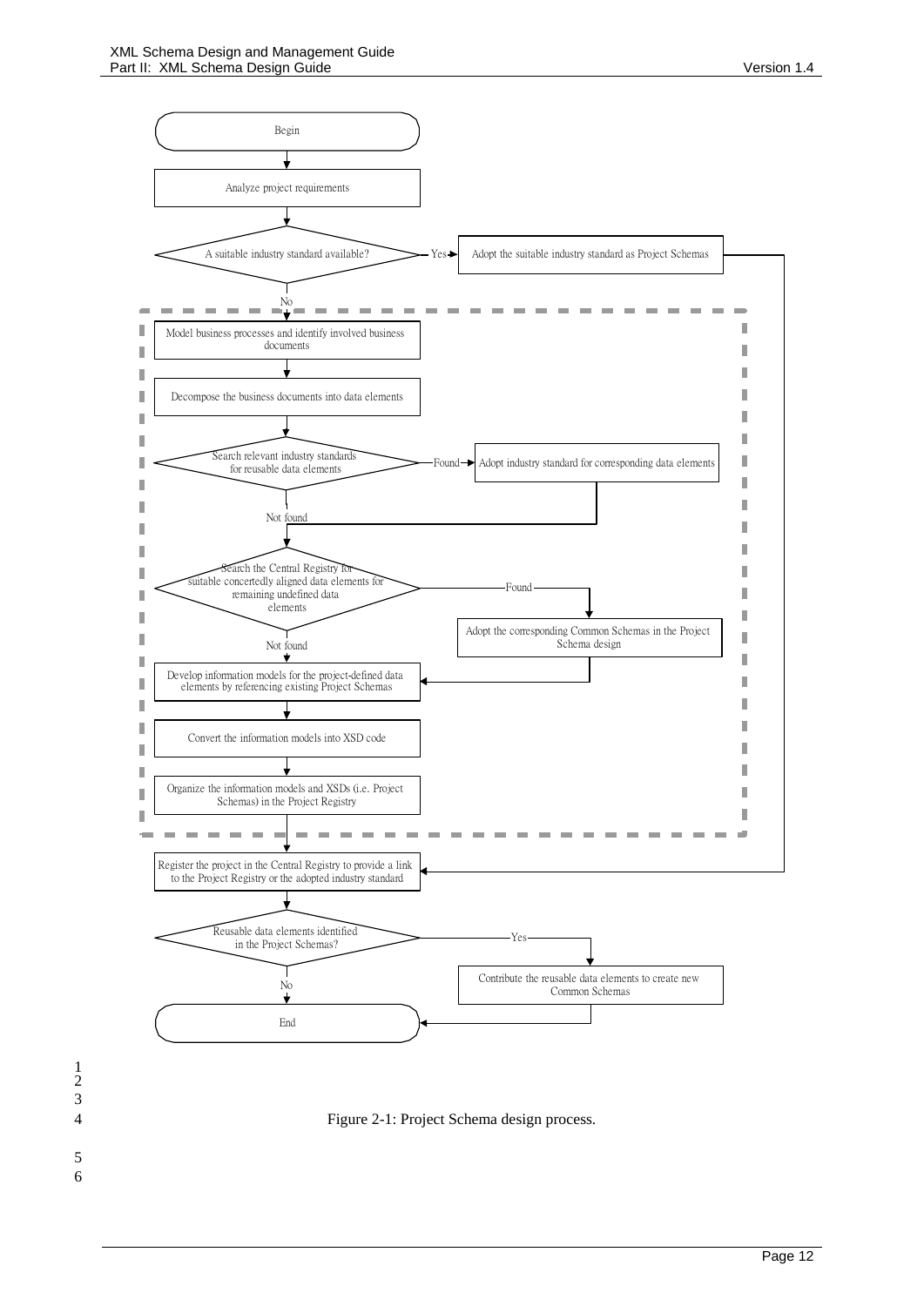Begin

Analyze project requirements

A suitable industry standard available? — Yes → Adopt the suitable industry standard as Project Schemas

No

Model business processes and identify involved business documents

Decompose the business documents into data elements

Search relevant industry standards for reusable data elements — Found → Adopt industry standard for corresponding data elements

Not found

Search the Central Registry for suitable concertedly aligned data elements for remaining undefined data elements — Found → Adopt the corresponding Common Schemas in the Project Schema design

Not found

Develop information models for the project-defined data elements by referencing existing Project Schemas

Convert the information models into XSD code

Organize the information models and XSDs (i.e. Project Schemas) in the Project Registry

Register the project in the Central Registry to provide a link to the Project Registry or the adopted industry standard

Reusable data elements identified in the Project Schemas? — Yes → Contribute the reusable data elements to create new Common Schemas

No

End

Figure 2-1: Project Schema design process.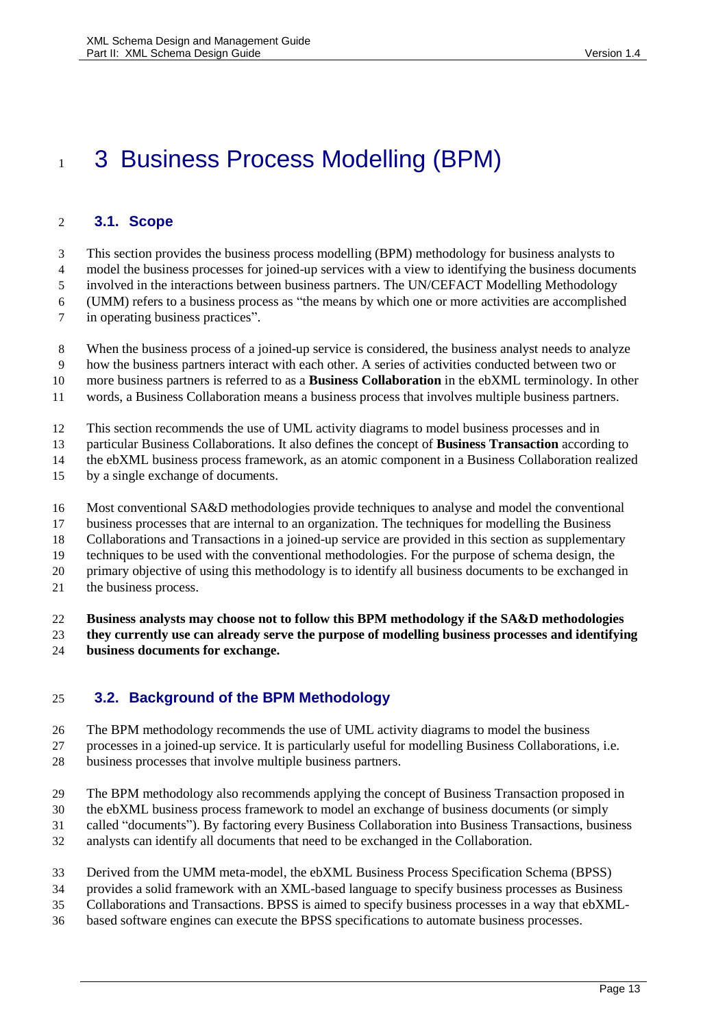# 3 Business Process Modelling (BPM)

## 3.1. Scope

This section provides the business process modelling (BPM) methodology for business analysts to model the business processes for joined-up services with a view to identifying the business documents involved in the interactions between business partners. The UN/CEFACT Modelling Methodology (UMM) refers to a business process as "the means by which one or more activities are accomplished in operating business practices".

When the business process of a joined-up service is considered, the business analyst needs to analyze how the business partners interact with each other. A series of activities conducted between two or more business partners is referred to as a **Business Collaboration** in the ebXML terminology. In other words, a Business Collaboration means a business process that involves multiple business partners.

This section recommends the use of UML activity diagrams to model business processes and in particular Business Collaborations. It also defines the concept of **Business Transaction** according to the ebXML business process framework, as an atomic component in a Business Collaboration realized by a single exchange of documents.

Most conventional SA&D methodologies provide techniques to analyse and model the conventional business processes that are internal to an organization. The techniques for modelling the Business Collaborations and Transactions in a joined-up service are provided in this section as supplementary techniques to be used with the conventional methodologies. For the purpose of schema design, the primary objective of using this methodology is to identify all business documents to be exchanged in the business process.

**Business analysts may choose not to follow this BPM methodology if the SA&D methodologies they currently use can already serve the purpose of modelling business processes and identifying business documents for exchange.**

## 3.2. Background of the BPM Methodology

The BPM methodology recommends the use of UML activity diagrams to model the business processes in a joined-up service. It is particularly useful for modelling Business Collaborations, i.e. business processes that involve multiple business partners.

The BPM methodology also recommends applying the concept of Business Transaction proposed in the ebXML business process framework to model an exchange of business documents (or simply called "documents"). By factoring every Business Collaboration into Business Transactions, business analysts can identify all documents that need to be exchanged in the Collaboration.

Derived from the UMM meta-model, the ebXML Business Process Specification Schema (BPSS) provides a solid framework with an XML-based language to specify business processes as Business Collaborations and Transactions. BPSS is aimed to specify business processes in a way that ebXML-based software engines can execute the BPSS specifications to automate business processes.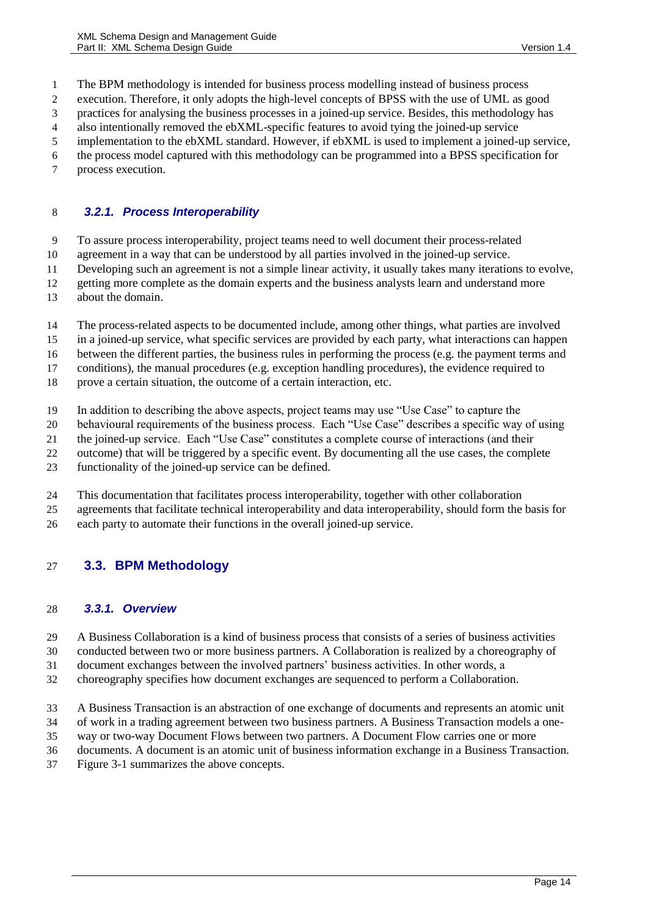The BPM methodology is intended for business process modelling instead of business process execution. Therefore, it only adopts the high-level concepts of BPSS with the use of UML as good practices for analysing the business processes in a joined-up service. Besides, this methodology has also intentionally removed the ebXML-specific features to avoid tying the joined-up service implementation to the ebXML standard. However, if ebXML is used to implement a joined-up service, the process model captured with this methodology can be programmed into a BPSS specification for process execution.

### *3.2.1. Process Interoperability*

To assure process interoperability, project teams need to well document their process-related agreement in a way that can be understood by all parties involved in the joined-up service. Developing such an agreement is not a simple linear activity, it usually takes many iterations to evolve, getting more complete as the domain experts and the business analysts learn and understand more about the domain.

The process-related aspects to be documented include, among other things, what parties are involved in a joined-up service, what specific services are provided by each party, what interactions can happen between the different parties, the business rules in performing the process (e.g. the payment terms and conditions), the manual procedures (e.g. exception handling procedures), the evidence required to prove a certain situation, the outcome of a certain interaction, etc.

In addition to describing the above aspects, project teams may use "Use Case" to capture the behavioural requirements of the business process. Each "Use Case" describes a specific way of using the joined-up service. Each "Use Case" constitutes a complete course of interactions (and their outcome) that will be triggered by a specific event. By documenting all the use cases, the complete functionality of the joined-up service can be defined.

This documentation that facilitates process interoperability, together with other collaboration agreements that facilitate technical interoperability and data interoperability, should form the basis for each party to automate their functions in the overall joined-up service.

## 3.3. BPM Methodology

### *3.3.1. Overview*

A Business Collaboration is a kind of business process that consists of a series of business activities conducted between two or more business partners. A Collaboration is realized by a choreography of document exchanges between the involved partners' business activities. In other words, a choreography specifies how document exchanges are sequenced to perform a Collaboration.

A Business Transaction is an abstraction of one exchange of documents and represents an atomic unit of work in a trading agreement between two business partners. A Business Transaction models a one-way or two-way Document Flows between two partners. A Document Flow carries one or more documents. A document is an atomic unit of business information exchange in a Business Transaction. Figure 3-1 summarizes the above concepts.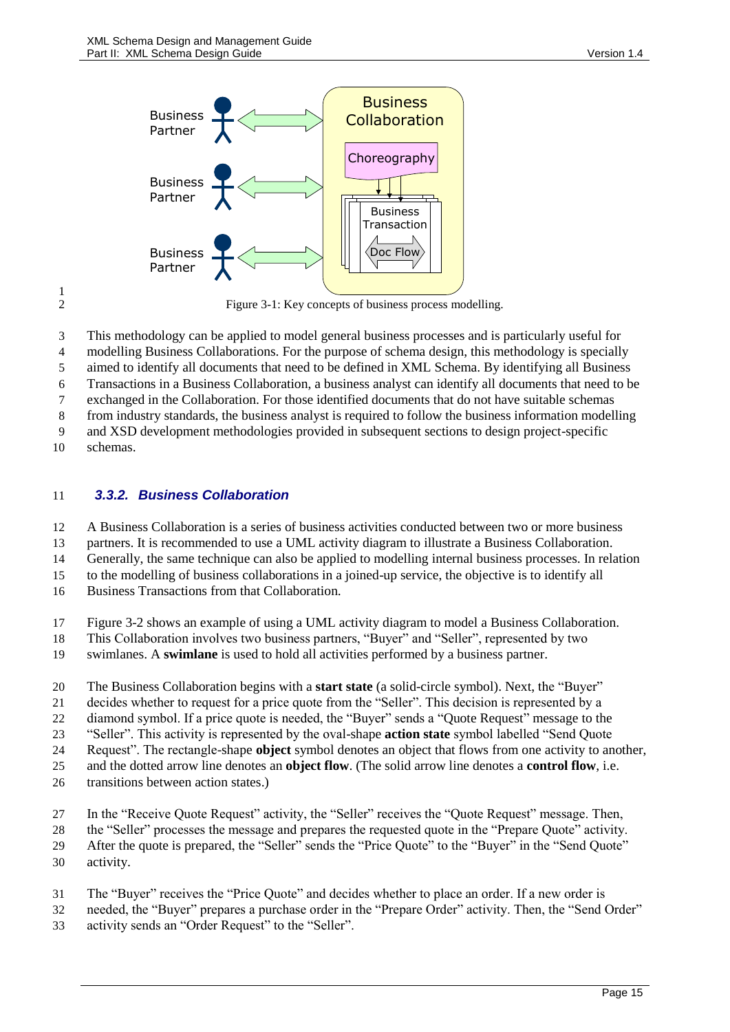Figure 3-1: Key concepts of business process modelling.

This methodology can be applied to model general business processes and is particularly useful for modelling Business Collaborations. For the purpose of schema design, this methodology is specially aimed to identify all documents that need to be defined in XML Schema. By identifying all Business Transactions in a Business Collaboration, a business analyst can identify all documents that need to be exchanged in the Collaboration. For those identified documents that do not have suitable schemas from industry standards, the business analyst is required to follow the business information modelling and XSD development methodologies provided in subsequent sections to design project-specific schemas.

### *3.3.2. Business Collaboration*

A Business Collaboration is a series of business activities conducted between two or more business partners. It is recommended to use a UML activity diagram to illustrate a Business Collaboration. Generally, the same technique can also be applied to modelling internal business processes. In relation to the modelling of business collaborations in a joined-up service, the objective is to identify all Business Transactions from that Collaboration.

Figure 3-2 shows an example of using a UML activity diagram to model a Business Collaboration. This Collaboration involves two business partners, "Buyer" and "Seller", represented by two swimlanes. A **swimlane** is used to hold all activities performed by a business partner.

The Business Collaboration begins with a **start state** (a solid-circle symbol). Next, the "Buyer" decides whether to request for a price quote from the "Seller". This decision is represented by a diamond symbol. If a price quote is needed, the "Buyer" sends a "Quote Request" message to the "Seller". This activity is represented by the oval-shape **action state** symbol labelled "Send Quote Request". The rectangle-shape **object** symbol denotes an object that flows from one activity to another, and the dotted arrow line denotes an **object flow**. (The solid arrow line denotes a **control flow**, i.e. transitions between action states.)

In the "Receive Quote Request" activity, the "Seller" receives the "Quote Request" message. Then, the "Seller" processes the message and prepares the requested quote in the "Prepare Quote" activity. After the quote is prepared, the "Seller" sends the "Price Quote" to the "Buyer" in the "Send Quote" activity.

The "Buyer" receives the "Price Quote" and decides whether to place an order. If a new order is needed, the "Buyer" prepares a purchase order in the "Prepare Order" activity. Then, the "Send Order" activity sends an "Order Request" to the "Seller".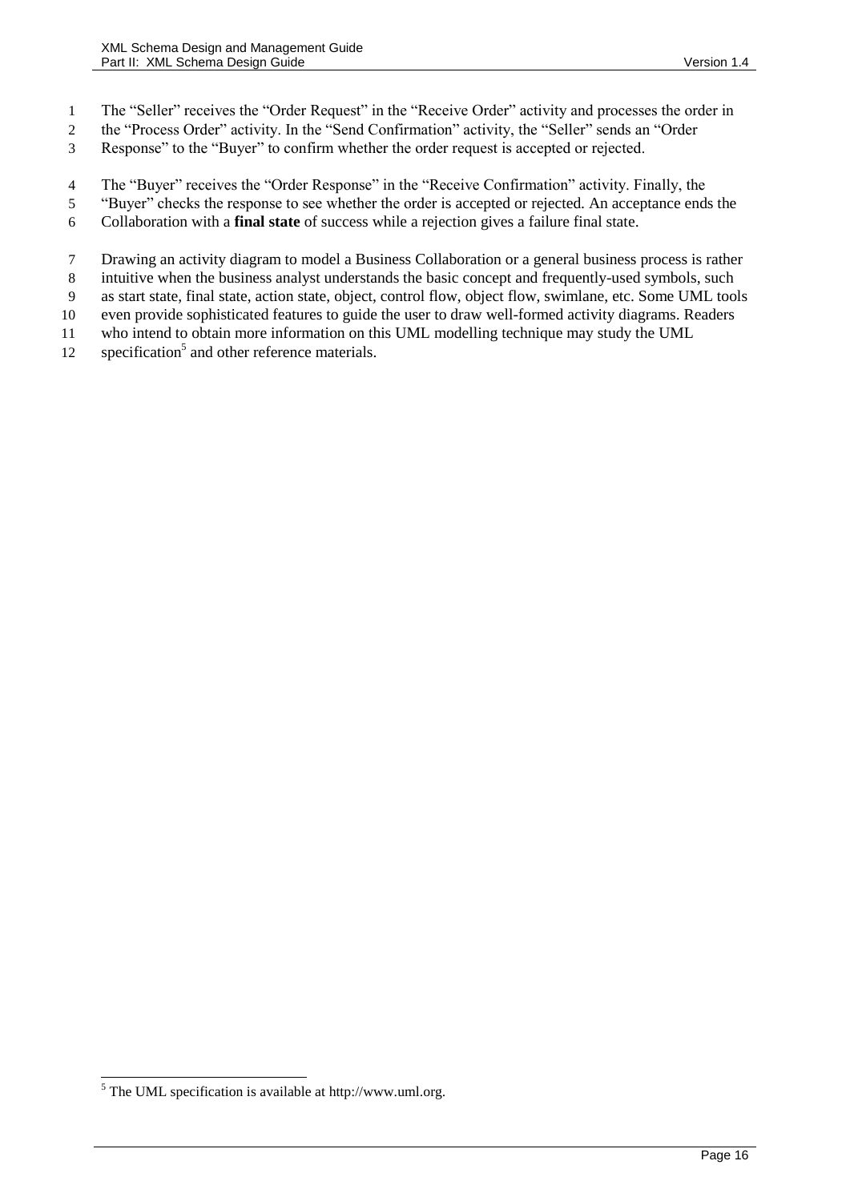The “Seller” receives the “Order Request” in the “Receive Order” activity and processes the order in the “Process Order” activity. In the “Send Confirmation” activity, the “Seller” sends an “Order Response” to the “Buyer” to confirm whether the order request is accepted or rejected.

The “Buyer” receives the “Order Response” in the “Receive Confirmation” activity. Finally, the “Buyer” checks the response to see whether the order is accepted or rejected. An acceptance ends the Collaboration with a **final state** of success while a rejection gives a failure final state.

Drawing an activity diagram to model a Business Collaboration or a general business process is rather intuitive when the business analyst understands the basic concept and frequently-used symbols, such as start state, final state, action state, object, control flow, object flow, swimlane, etc. Some UML tools even provide sophisticated features to guide the user to draw well-formed activity diagrams. Readers who intend to obtain more information on this UML modelling technique may study the UML specification[5] and other reference materials.

[5] The UML specification is available at http://www.uml.org.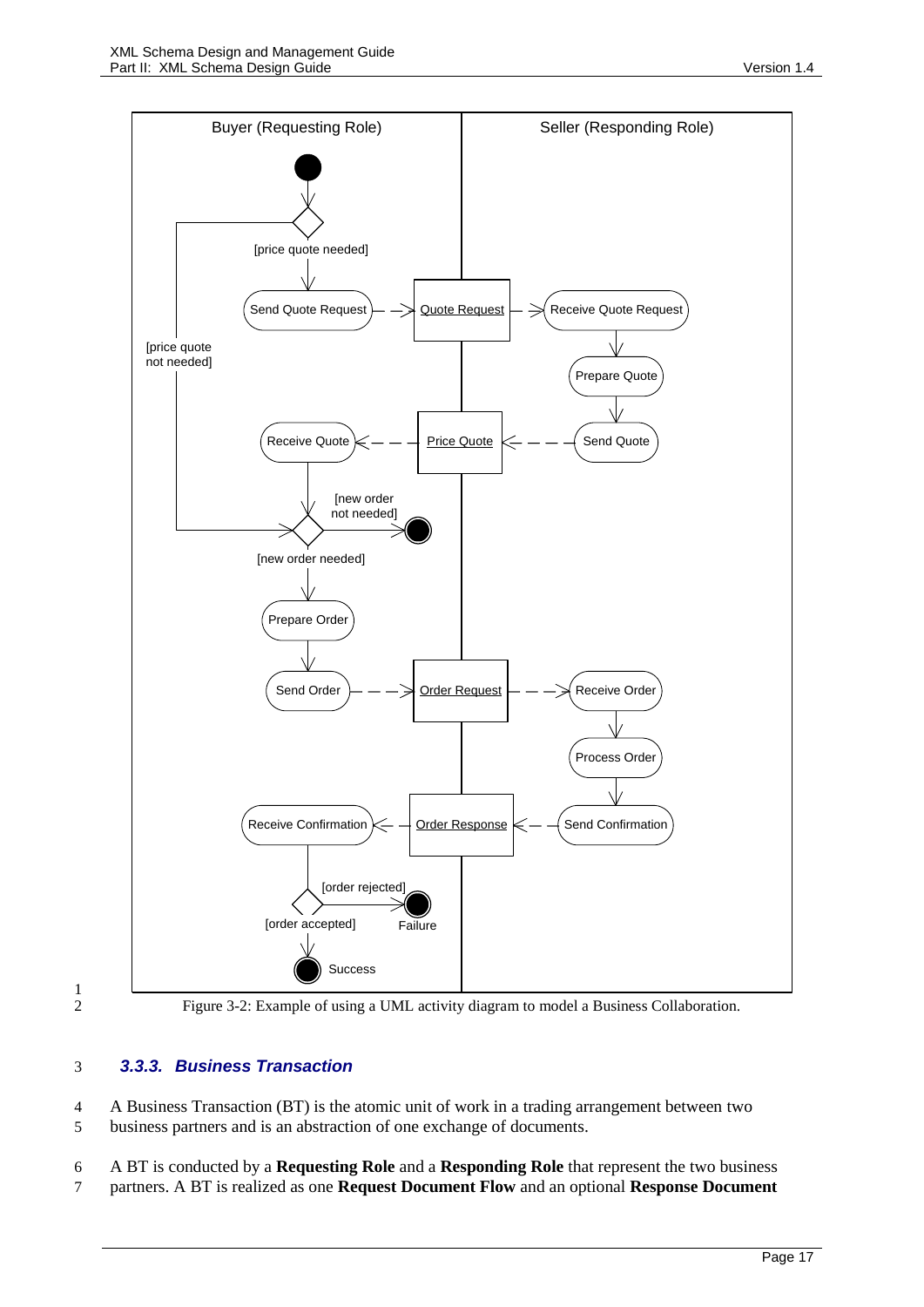Figure 3-2: Example of using a UML activity diagram to model a Business Collaboration.

### *3.3.3. Business Transaction*

A Business Transaction (BT) is the atomic unit of work in a trading arrangement between two business partners and is an abstraction of one exchange of documents.

A BT is conducted by a **Requesting Role** and a **Responding Role** that represent the two business partners. A BT is realized as one **Request Document Flow** and an optional **Response Document**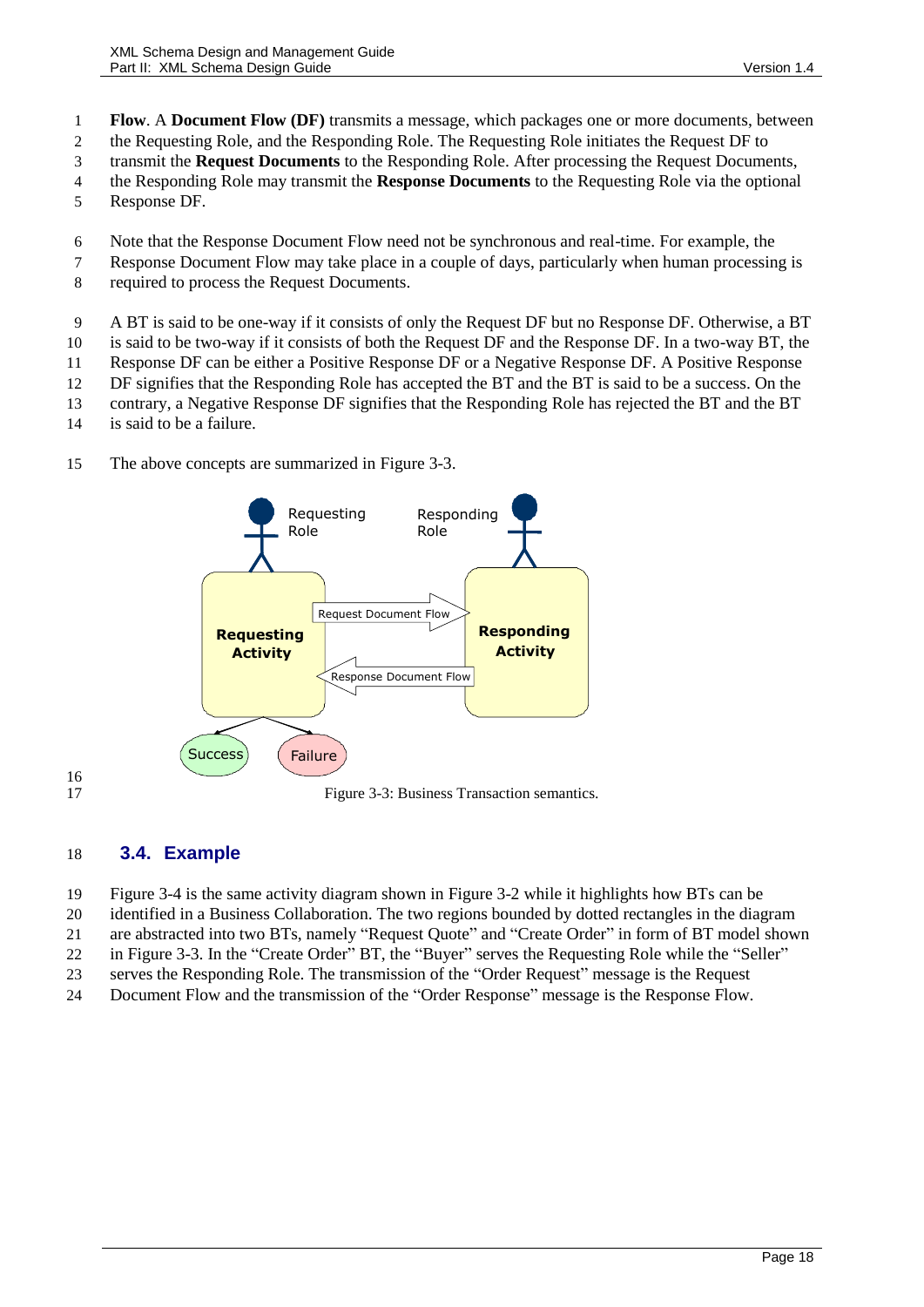**Flow**. A **Document Flow (DF)** transmits a message, which packages one or more documents, between the Requesting Role, and the Responding Role. The Requesting Role initiates the Request DF to transmit the **Request Documents** to the Responding Role. After processing the Request Documents, the Responding Role may transmit the **Response Documents** to the Requesting Role via the optional Response DF.

Note that the Response Document Flow need not be synchronous and real-time. For example, the Response Document Flow may take place in a couple of days, particularly when human processing is required to process the Request Documents.

A BT is said to be one-way if it consists of only the Request DF but no Response DF. Otherwise, a BT is said to be two-way if it consists of both the Request DF and the Response DF. In a two-way BT, the Response DF can be either a Positive Response DF or a Negative Response DF. A Positive Response DF signifies that the Responding Role has accepted the BT and the BT is said to be a success. On the contrary, a Negative Response DF signifies that the Responding Role has rejected the BT and the BT is said to be a failure.

The above concepts are summarized in Figure 3-3.

Figure 3-3: Business Transaction semantics.

## 3.4. Example

Figure 3-4 is the same activity diagram shown in Figure 3-2 while it highlights how BTs can be identified in a Business Collaboration. The two regions bounded by dotted rectangles in the diagram are abstracted into two BTs, namely “Request Quote” and “Create Order” in form of BT model shown in Figure 3-3. In the “Create Order” BT, the “Buyer” serves the Requesting Role while the “Seller” serves the Responding Role. The transmission of the “Order Request” message is the Request Document Flow and the transmission of the “Order Response” message is the Response Flow.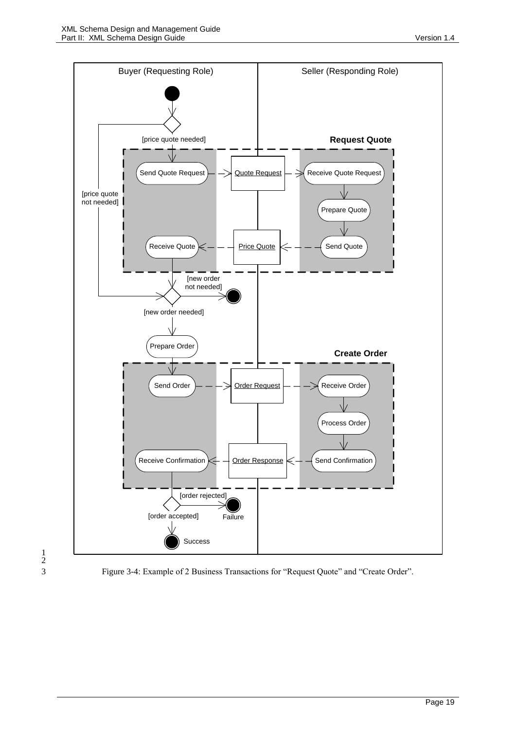Figure 3-4: Example of 2 Business Transactions for “Request Quote” and “Create Order”.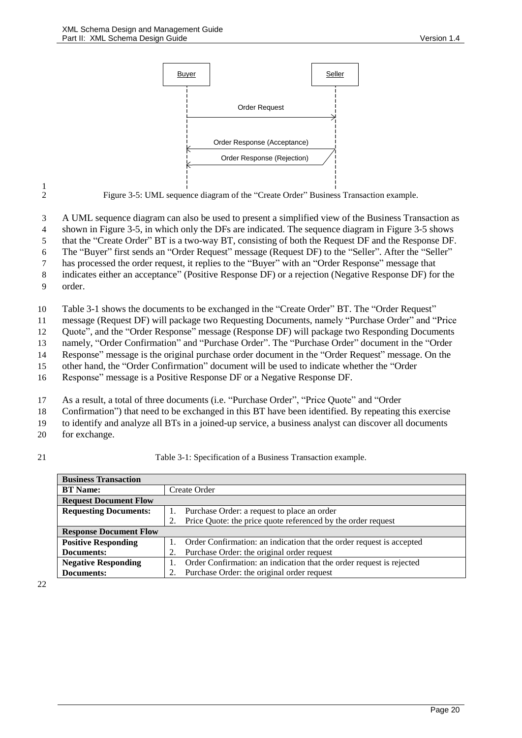Figure 3-5: UML sequence diagram of the "Create Order" Business Transaction example.

A UML sequence diagram can also be used to present a simplified view of the Business Transaction as shown in Figure 3-5, in which only the DFs are indicated. The sequence diagram in Figure 3-5 shows that the "Create Order" BT is a two-way BT, consisting of both the Request DF and the Response DF. The "Buyer" first sends an "Order Request" message (Request DF) to the "Seller". After the "Seller" has processed the order request, it replies to the "Buyer" with an "Order Response" message that indicates either an acceptance" (Positive Response DF) or a rejection (Negative Response DF) for the order.

Table 3-1 shows the documents to be exchanged in the "Create Order" BT. The "Order Request" message (Request DF) will package two Requesting Documents, namely "Purchase Order" and "Price Quote", and the "Order Response" message (Response DF) will package two Responding Documents namely, "Order Confirmation" and "Purchase Order". The "Purchase Order" document in the "Order Response" message is the original purchase order document in the "Order Request" message. On the other hand, the "Order Confirmation" document will be used to indicate whether the "Order Response" message is a Positive Response DF or a Negative Response DF.

As a result, a total of three documents (i.e. "Purchase Order", "Price Quote" and "Order Confirmation") that need to be exchanged in this BT have been identified. By repeating this exercise to identify and analyze all BTs in a joined-up service, a business analyst can discover all documents for exchange.

Table 3-1: Specification of a Business Transaction example.

| **Business Transaction** | |
|---|---|
| **BT Name:** | Create Order |
| **Request Document Flow** | |
| **Requesting Documents:** | 1. Purchase Order: a request to place an order<br>2. Price Quote: the price quote referenced by the order request |
| **Response Document Flow** | |
| **Positive Responding Documents:** | 1. Order Confirmation: an indication that the order request is accepted<br>2. Purchase Order: the original order request |
| **Negative Responding Documents:** | 1. Order Confirmation: an indication that the order request is rejected<br>2. Purchase Order: the original order request |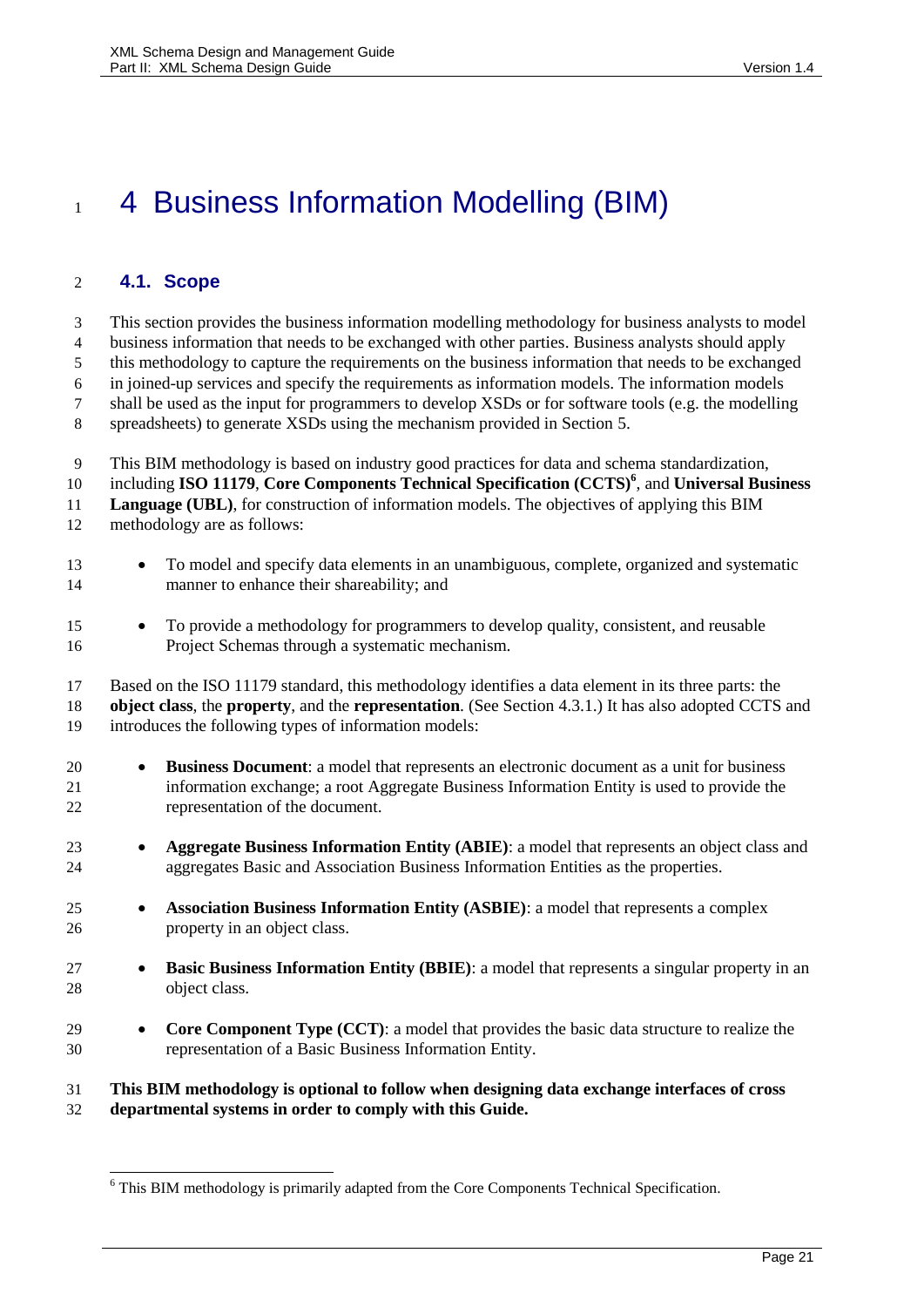# 4 Business Information Modelling (BIM)

## 4.1. Scope

This section provides the business information modelling methodology for business analysts to model business information that needs to be exchanged with other parties. Business analysts should apply this methodology to capture the requirements on the business information that needs to be exchanged in joined-up services and specify the requirements as information models. The information models shall be used as the input for programmers to develop XSDs or for software tools (e.g. the modelling spreadsheets) to generate XSDs using the mechanism provided in Section 5.

This BIM methodology is based on industry good practices for data and schema standardization, including **ISO 11179**, **Core Components Technical Specification (CCTS)**[6], and **Universal Business Language (UBL)**, for construction of information models. The objectives of applying this BIM methodology are as follows:

- To model and specify data elements in an unambiguous, complete, organized and systematic manner to enhance their shareability; and
- To provide a methodology for programmers to develop quality, consistent, and reusable Project Schemas through a systematic mechanism.

Based on the ISO 11179 standard, this methodology identifies a data element in its three parts: the **object class**, the **property**, and the **representation**. (See Section 4.3.1.) It has also adopted CCTS and introduces the following types of information models:

- **Business Document**: a model that represents an electronic document as a unit for business information exchange; a root Aggregate Business Information Entity is used to provide the representation of the document.
- **Aggregate Business Information Entity (ABIE)**: a model that represents an object class and aggregates Basic and Association Business Information Entities as the properties.
- **Association Business Information Entity (ASBIE)**: a model that represents a complex property in an object class.
- **Basic Business Information Entity (BBIE)**: a model that represents a singular property in an object class.
- **Core Component Type (CCT)**: a model that provides the basic data structure to realize the representation of a Basic Business Information Entity.

**This BIM methodology is optional to follow when designing data exchange interfaces of cross departmental systems in order to comply with this Guide.**

---

[6] This BIM methodology is primarily adapted from the Core Components Technical Specification.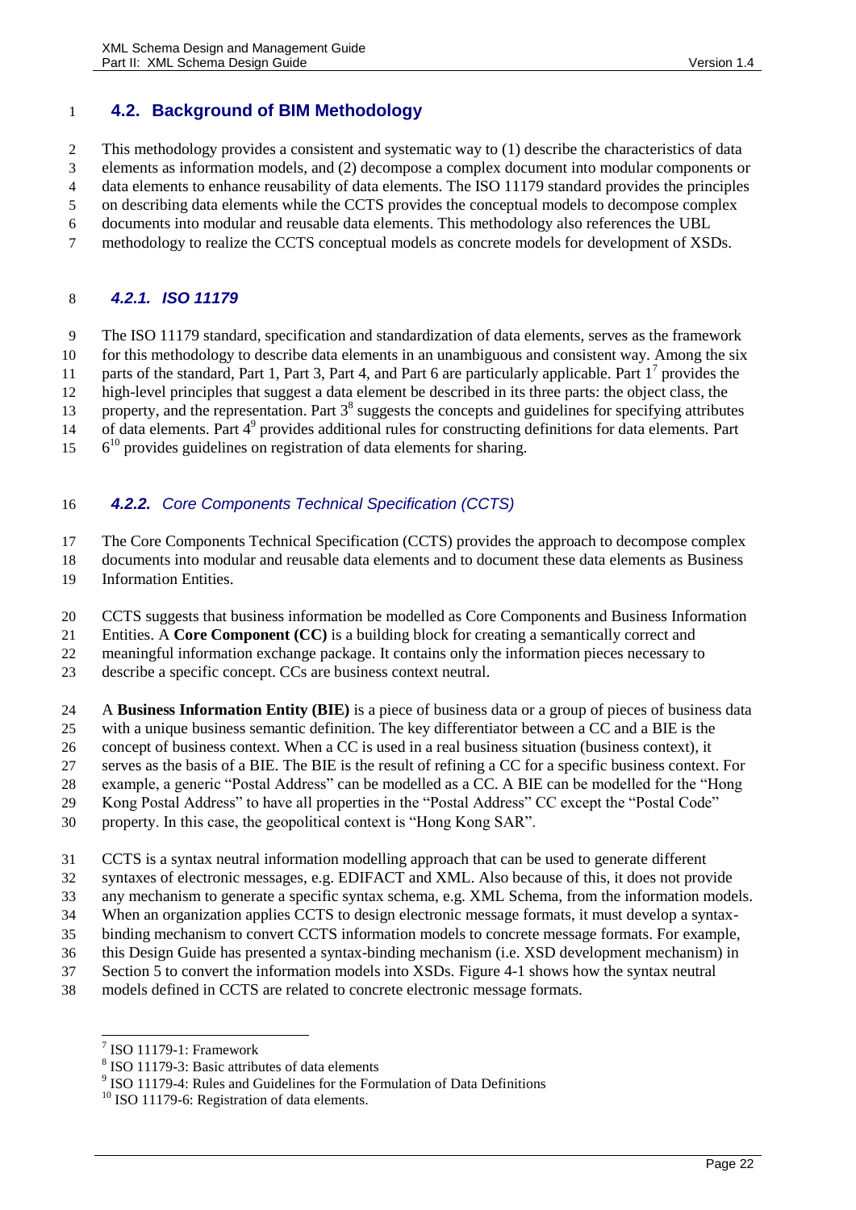## 4.2. Background of BIM Methodology

This methodology provides a consistent and systematic way to (1) describe the characteristics of data elements as information models, and (2) decompose a complex document into modular components or data elements to enhance reusability of data elements. The ISO 11179 standard provides the principles on describing data elements while the CCTS provides the conceptual models to decompose complex documents into modular and reusable data elements. This methodology also references the UBL methodology to realize the CCTS conceptual models as concrete models for development of XSDs.

### *4.2.1. ISO 11179*

The ISO 11179 standard, specification and standardization of data elements, serves as the framework for this methodology to describe data elements in an unambiguous and consistent way. Among the six parts of the standard, Part 1, Part 3, Part 4, and Part 6 are particularly applicable. Part 1[7] provides the high-level principles that suggest a data element be described in its three parts: the object class, the property, and the representation. Part 3[8] suggests the concepts and guidelines for specifying attributes of data elements. Part 4[9] provides additional rules for constructing definitions for data elements. Part 6[10] provides guidelines on registration of data elements for sharing.

### *4.2.2. Core Components Technical Specification (CCTS)*

The Core Components Technical Specification (CCTS) provides the approach to decompose complex documents into modular and reusable data elements and to document these data elements as Business Information Entities.

CCTS suggests that business information be modelled as Core Components and Business Information Entities. A **Core Component (CC)** is a building block for creating a semantically correct and meaningful information exchange package. It contains only the information pieces necessary to describe a specific concept. CCs are business context neutral.

A **Business Information Entity (BIE)** is a piece of business data or a group of pieces of business data with a unique business semantic definition. The key differentiator between a CC and a BIE is the concept of business context. When a CC is used in a real business situation (business context), it serves as the basis of a BIE. The BIE is the result of refining a CC for a specific business context. For example, a generic "Postal Address" can be modelled as a CC. A BIE can be modelled for the "Hong Kong Postal Address" to have all properties in the "Postal Address" CC except the "Postal Code" property. In this case, the geopolitical context is "Hong Kong SAR".

CCTS is a syntax neutral information modelling approach that can be used to generate different syntaxes of electronic messages, e.g. EDIFACT and XML. Also because of this, it does not provide any mechanism to generate a specific syntax schema, e.g. XML Schema, from the information models. When an organization applies CCTS to design electronic message formats, it must develop a syntax-binding mechanism to convert CCTS information models to concrete message formats. For example, this Design Guide has presented a syntax-binding mechanism (i.e. XSD development mechanism) in Section 5 to convert the information models into XSDs. Figure 4-1 shows how the syntax neutral models defined in CCTS are related to concrete electronic message formats.

---

[7] ISO 11179-1: Framework

[8] ISO 11179-3: Basic attributes of data elements

[9] ISO 11179-4: Rules and Guidelines for the Formulation of Data Definitions

[10] ISO 11179-6: Registration of data elements.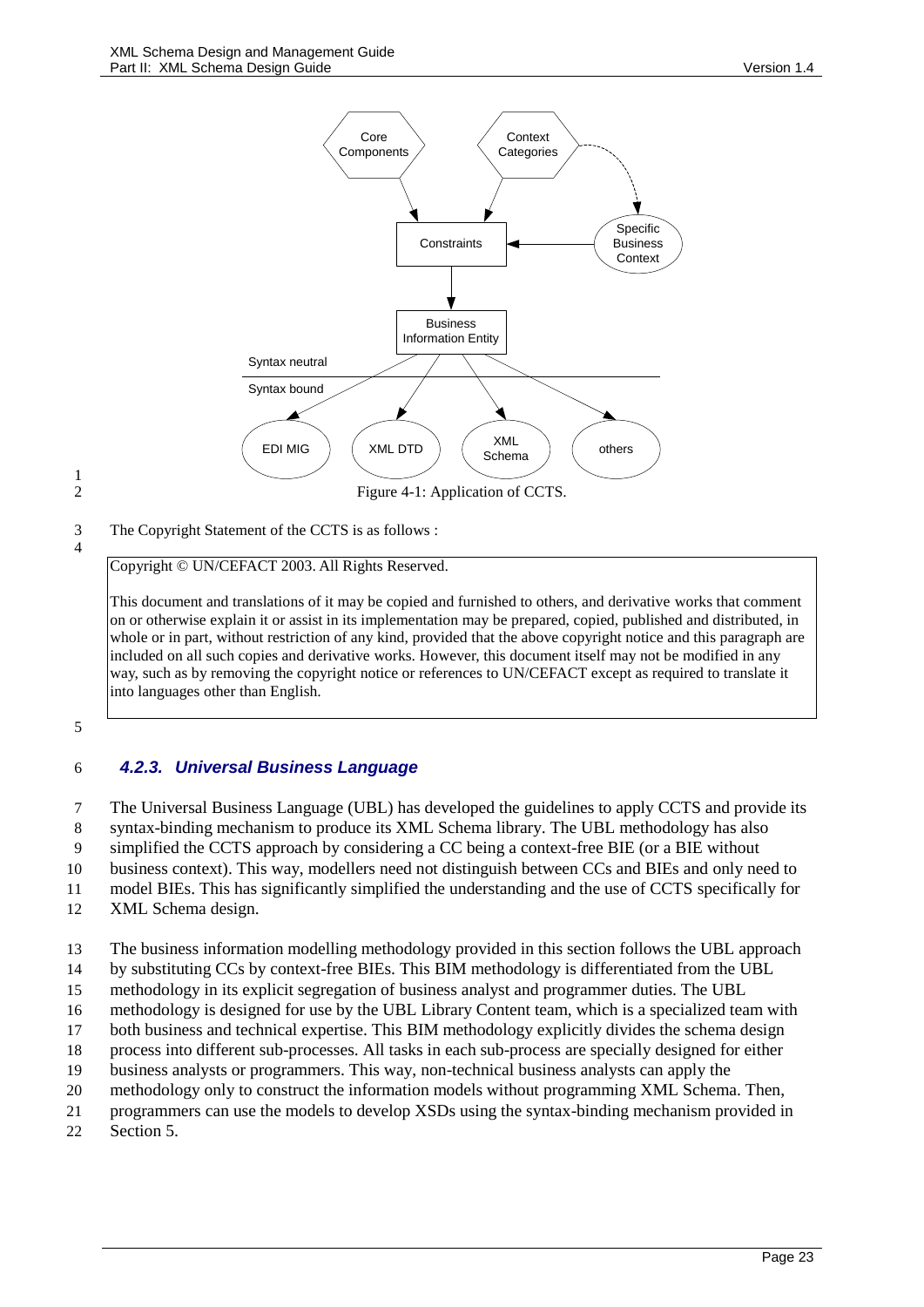Figure 4-1: Application of CCTS.

The Copyright Statement of the CCTS is as follows :

> Copyright © UN/CEFACT 2003. All Rights Reserved.
>
> This document and translations of it may be copied and furnished to others, and derivative works that comment on or otherwise explain it or assist in its implementation may be prepared, copied, published and distributed, in whole or in part, without restriction of any kind, provided that the above copyright notice and this paragraph are included on all such copies and derivative works. However, this document itself may not be modified in any way, such as by removing the copyright notice or references to UN/CEFACT except as required to translate it into languages other than English.

### 4.2.3. Universal Business Language

The Universal Business Language (UBL) has developed the guidelines to apply CCTS and provide its syntax-binding mechanism to produce its XML Schema library. The UBL methodology has also simplified the CCTS approach by considering a CC being a context-free BIE (or a BIE without business context). This way, modellers need not distinguish between CCs and BIEs and only need to model BIEs. This has significantly simplified the understanding and the use of CCTS specifically for XML Schema design.

The business information modelling methodology provided in this section follows the UBL approach by substituting CCs by context-free BIEs. This BIM methodology is differentiated from the UBL methodology in its explicit segregation of business analyst and programmer duties. The UBL methodology is designed for use by the UBL Library Content team, which is a specialized team with both business and technical expertise. This BIM methodology explicitly divides the schema design process into different sub-processes. All tasks in each sub-process are specially designed for either business analysts or programmers. This way, non-technical business analysts can apply the methodology only to construct the information models without programming XML Schema. Then, programmers can use the models to develop XSDs using the syntax-binding mechanism provided in Section 5.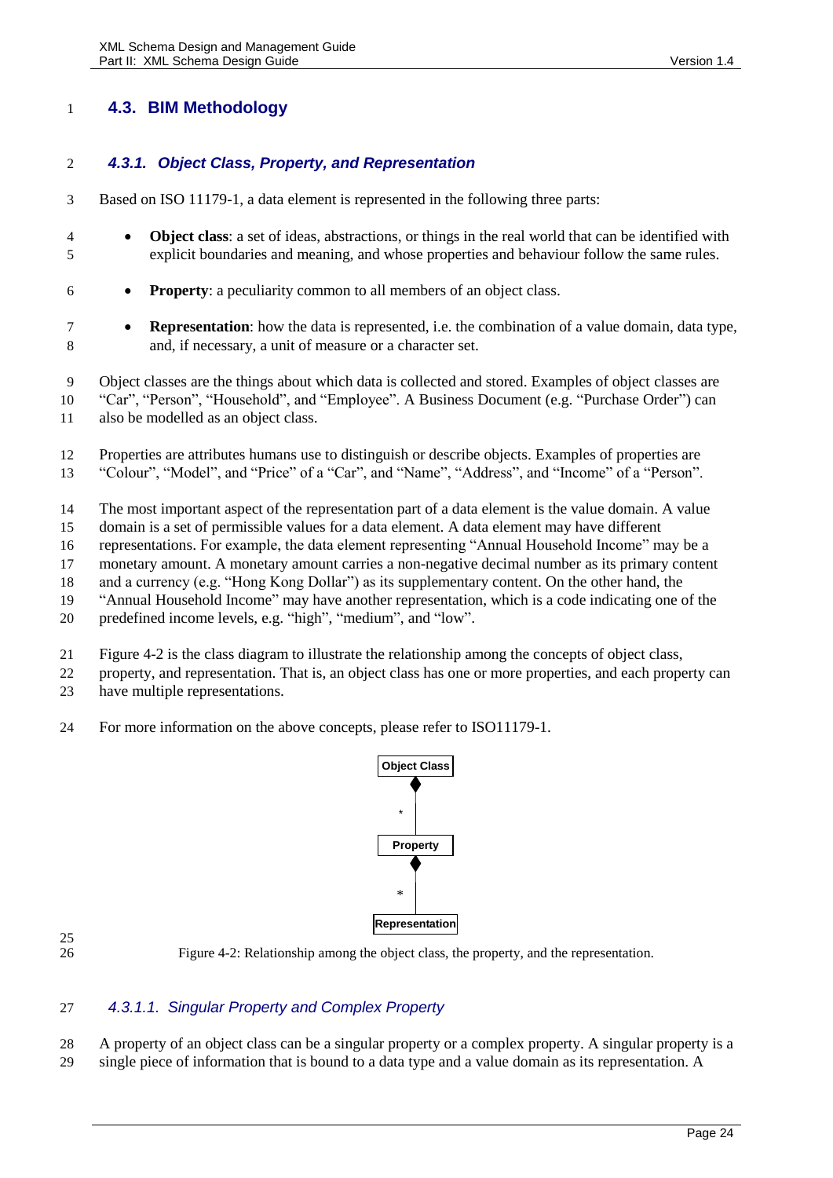## 4.3. BIM Methodology

### 4.3.1. Object Class, Property, and Representation

Based on ISO 11179-1, a data element is represented in the following three parts:

- **Object class**: a set of ideas, abstractions, or things in the real world that can be identified with explicit boundaries and meaning, and whose properties and behaviour follow the same rules.
- **Property**: a peculiarity common to all members of an object class.
- **Representation**: how the data is represented, i.e. the combination of a value domain, data type, and, if necessary, a unit of measure or a character set.

Object classes are the things about which data is collected and stored. Examples of object classes are "Car", "Person", "Household", and "Employee". A Business Document (e.g. "Purchase Order") can also be modelled as an object class.

Properties are attributes humans use to distinguish or describe objects. Examples of properties are "Colour", "Model", and "Price" of a "Car", and "Name", "Address", and "Income" of a "Person".

The most important aspect of the representation part of a data element is the value domain. A value domain is a set of permissible values for a data element. A data element may have different representations. For example, the data element representing "Annual Household Income" may be a monetary amount. A monetary amount carries a non-negative decimal number as its primary content and a currency (e.g. "Hong Kong Dollar") as its supplementary content. On the other hand, the "Annual Household Income" may have another representation, which is a code indicating one of the predefined income levels, e.g. "high", "medium", and "low".

Figure 4-2 is the class diagram to illustrate the relationship among the concepts of object class, property, and representation. That is, an object class has one or more properties, and each property can have multiple representations.

For more information on the above concepts, please refer to ISO11179-1.

Object Class
*
Property
*
Representation

Figure 4-2: Relationship among the object class, the property, and the representation.

#### 4.3.1.1. Singular Property and Complex Property

A property of an object class can be a singular property or a complex property. A singular property is a single piece of information that is bound to a data type and a value domain as its representation. A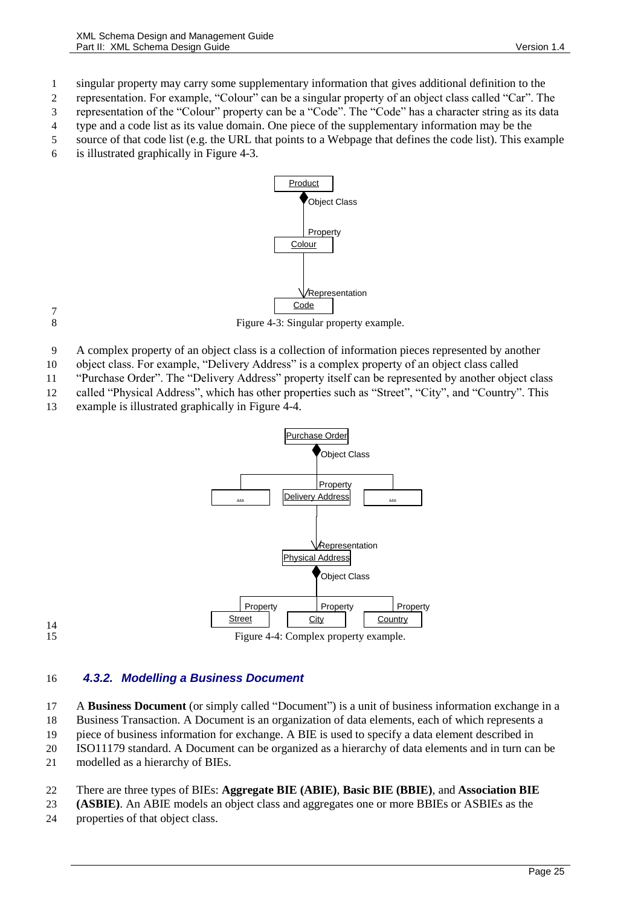singular property may carry some supplementary information that gives additional definition to the representation. For example, "Colour" can be a singular property of an object class called "Car". The representation of the "Colour" property can be a "Code". The "Code" has a character string as its data type and a code list as its value domain. One piece of the supplementary information may be the source of that code list (e.g. the URL that points to a Webpage that defines the code list). This example is illustrated graphically in Figure 4-3.

Figure 4-3: Singular property example.

A complex property of an object class is a collection of information pieces represented by another object class. For example, "Delivery Address" is a complex property of an object class called "Purchase Order". The "Delivery Address" property itself can be represented by another object class called "Physical Address", which has other properties such as "Street", "City", and "Country". This example is illustrated graphically in Figure 4-4.

Figure 4-4: Complex property example.

### *4.3.2. Modelling a Business Document*

A **Business Document** (or simply called "Document") is a unit of business information exchange in a Business Transaction. A Document is an organization of data elements, each of which represents a piece of business information for exchange. A BIE is used to specify a data element described in ISO11179 standard. A Document can be organized as a hierarchy of data elements and in turn can be modelled as a hierarchy of BIEs.

There are three types of BIEs: **Aggregate BIE (ABIE)**, **Basic BIE (BBIE)**, and **Association BIE (ASBIE)**. An ABIE models an object class and aggregates one or more BBIEs or ASBIEs as the properties of that object class.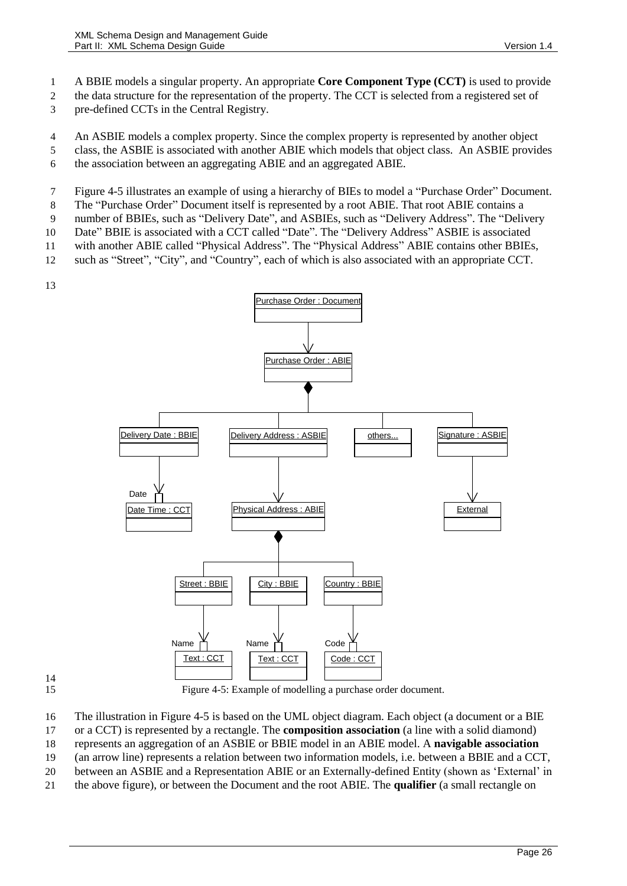A BBIE models a singular property. An appropriate **Core Component Type (CCT)** is used to provide the data structure for the representation of the property. The CCT is selected from a registered set of pre-defined CCTs in the Central Registry.

An ASBIE models a complex property. Since the complex property is represented by another object class, the ASBIE is associated with another ABIE which models that object class. An ASBIE provides the association between an aggregating ABIE and an aggregated ABIE.

Figure 4-5 illustrates an example of using a hierarchy of BIEs to model a "Purchase Order" Document. The "Purchase Order" Document itself is represented by a root ABIE. That root ABIE contains a number of BBIEs, such as "Delivery Date", and ASBIEs, such as "Delivery Address". The "Delivery Date" BBIE is associated with a CCT called "Date". The "Delivery Address" ASBIE is associated with another ABIE called "Physical Address". The "Physical Address" ABIE contains other BBIEs, such as "Street", "City", and "Country", each of which is also associated with an appropriate CCT.

Figure 4-5: Example of modelling a purchase order document.

The illustration in Figure 4-5 is based on the UML object diagram. Each object (a document or a BIE or a CCT) is represented by a rectangle. The **composition association** (a line with a solid diamond) represents an aggregation of an ASBIE or BBIE model in an ABIE model. A **navigable association** (an arrow line) represents a relation between two information models, i.e. between a BBIE and a CCT, between an ASBIE and a Representation ABIE or an Externally-defined Entity (shown as 'External' in the above figure), or between the Document and the root ABIE. The **qualifier** (a small rectangle on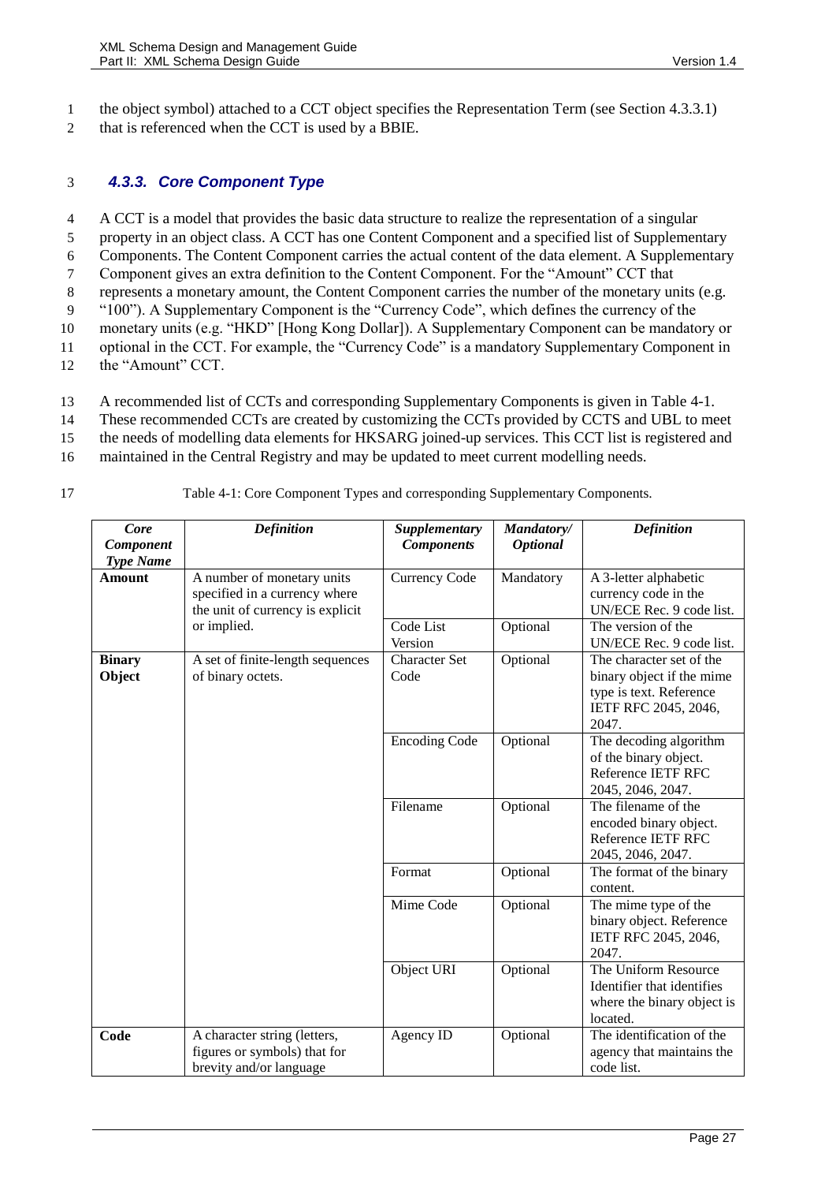the object symbol) attached to a CCT object specifies the Representation Term (see Section 4.3.3.1) that is referenced when the CCT is used by a BBIE.

### *4.3.3. Core Component Type*

A CCT is a model that provides the basic data structure to realize the representation of a singular property in an object class. A CCT has one Content Component and a specified list of Supplementary Components. The Content Component carries the actual content of the data element. A Supplementary Component gives an extra definition to the Content Component. For the "Amount" CCT that represents a monetary amount, the Content Component carries the number of the monetary units (e.g. "100"). A Supplementary Component is the "Currency Code", which defines the currency of the monetary units (e.g. "HKD" [Hong Kong Dollar]). A Supplementary Component can be mandatory or optional in the CCT. For example, the "Currency Code" is a mandatory Supplementary Component in the "Amount" CCT.

A recommended list of CCTs and corresponding Supplementary Components is given in Table 4-1. These recommended CCTs are created by customizing the CCTs provided by CCTS and UBL to meet the needs of modelling data elements for HKSARG joined-up services. This CCT list is registered and maintained in the Central Registry and may be updated to meet current modelling needs.

Table 4-1: Core Component Types and corresponding Supplementary Components.

| ***Core Component Type Name*** | ***Definition*** | ***Supplementary Components*** | ***Mandatory/ Optional*** | ***Definition*** |
|---|---|---|---|---|
| **Amount** | A number of monetary units specified in a currency where the unit of currency is explicit or implied. | Currency Code | Mandatory | A 3-letter alphabetic currency code in the UN/ECE Rec. 9 code list. |
| | | Code List Version | Optional | The version of the UN/ECE Rec. 9 code list. |
| **Binary Object** | A set of finite-length sequences of binary octets. | Character Set Code | Optional | The character set of the binary object if the mime type is text. Reference IETF RFC 2045, 2046, 2047. |
| | | Encoding Code | Optional | The decoding algorithm of the binary object. Reference IETF RFC 2045, 2046, 2047. |
| | | Filename | Optional | The filename of the encoded binary object. Reference IETF RFC 2045, 2046, 2047. |
| | | Format | Optional | The format of the binary content. |
| | | Mime Code | Optional | The mime type of the binary object. Reference IETF RFC 2045, 2046, 2047. |
| | | Object URI | Optional | The Uniform Resource Identifier that identifies where the binary object is located. |
| **Code** | A character string (letters, figures or symbols) that for brevity and/or language | Agency ID | Optional | The identification of the agency that maintains the code list. |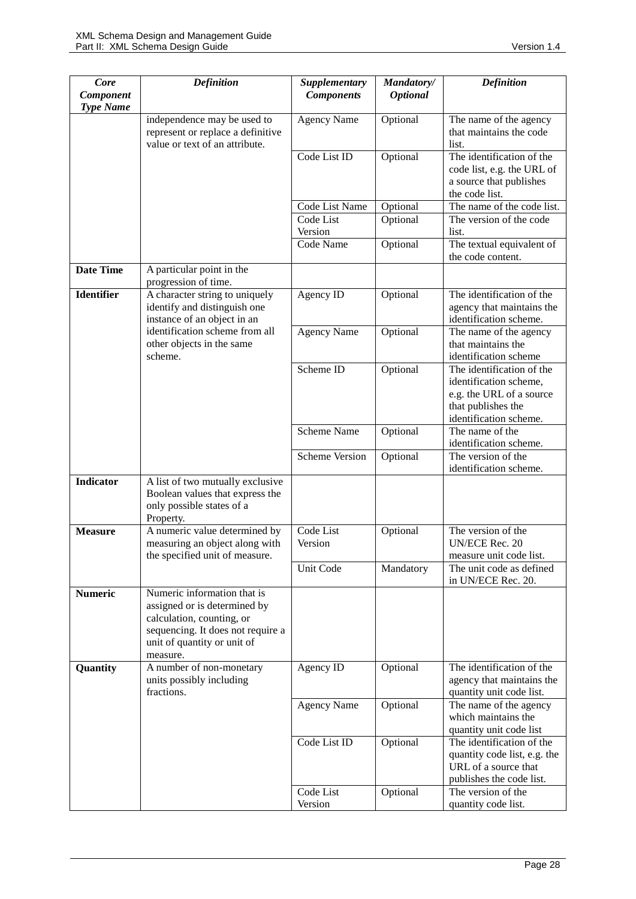| *Core Component Type Name* | *Definition* | *Supplementary Components* | *Mandatory/ Optional* | *Definition* |
|---|---|---|---|---|
| | independence may be used to represent or replace a definitive value or text of an attribute. | Agency Name | Optional | The name of the agency that maintains the code list. |
| | | Code List ID | Optional | The identification of the code list, e.g. the URL of a source that publishes the code list. |
| | | Code List Name | Optional | The name of the code list. |
| | | Code List Version | Optional | The version of the code list. |
| | | Code Name | Optional | The textual equivalent of the code content. |
| **Date Time** | A particular point in the progression of time. | | | |
| **Identifier** | A character string to uniquely identify and distinguish one instance of an object in an identification scheme from all other objects in the same scheme. | Agency ID | Optional | The identification of the agency that maintains the identification scheme. |
| | | Agency Name | Optional | The name of the agency that maintains the identification scheme |
| | | Scheme ID | Optional | The identification of the identification scheme, e.g. the URL of a source that publishes the identification scheme. |
| | | Scheme Name | Optional | The name of the identification scheme. |
| | | Scheme Version | Optional | The version of the identification scheme. |
| **Indicator** | A list of two mutually exclusive Boolean values that express the only possible states of a Property. | | | |
| **Measure** | A numeric value determined by measuring an object along with the specified unit of measure. | Code List Version | Optional | The version of the UN/ECE Rec. 20 measure unit code list. |
| | | Unit Code | Mandatory | The unit code as defined in UN/ECE Rec. 20. |
| **Numeric** | Numeric information that is assigned or is determined by calculation, counting, or sequencing. It does not require a unit of quantity or unit of measure. | | | |
| **Quantity** | A number of non-monetary units possibly including fractions. | Agency ID | Optional | The identification of the agency that maintains the quantity unit code list. |
| | | Agency Name | Optional | The name of the agency which maintains the quantity unit code list |
| | | Code List ID | Optional | The identification of the quantity code list, e.g. the URL of a source that publishes the code list. |
| | | Code List Version | Optional | The version of the quantity code list. |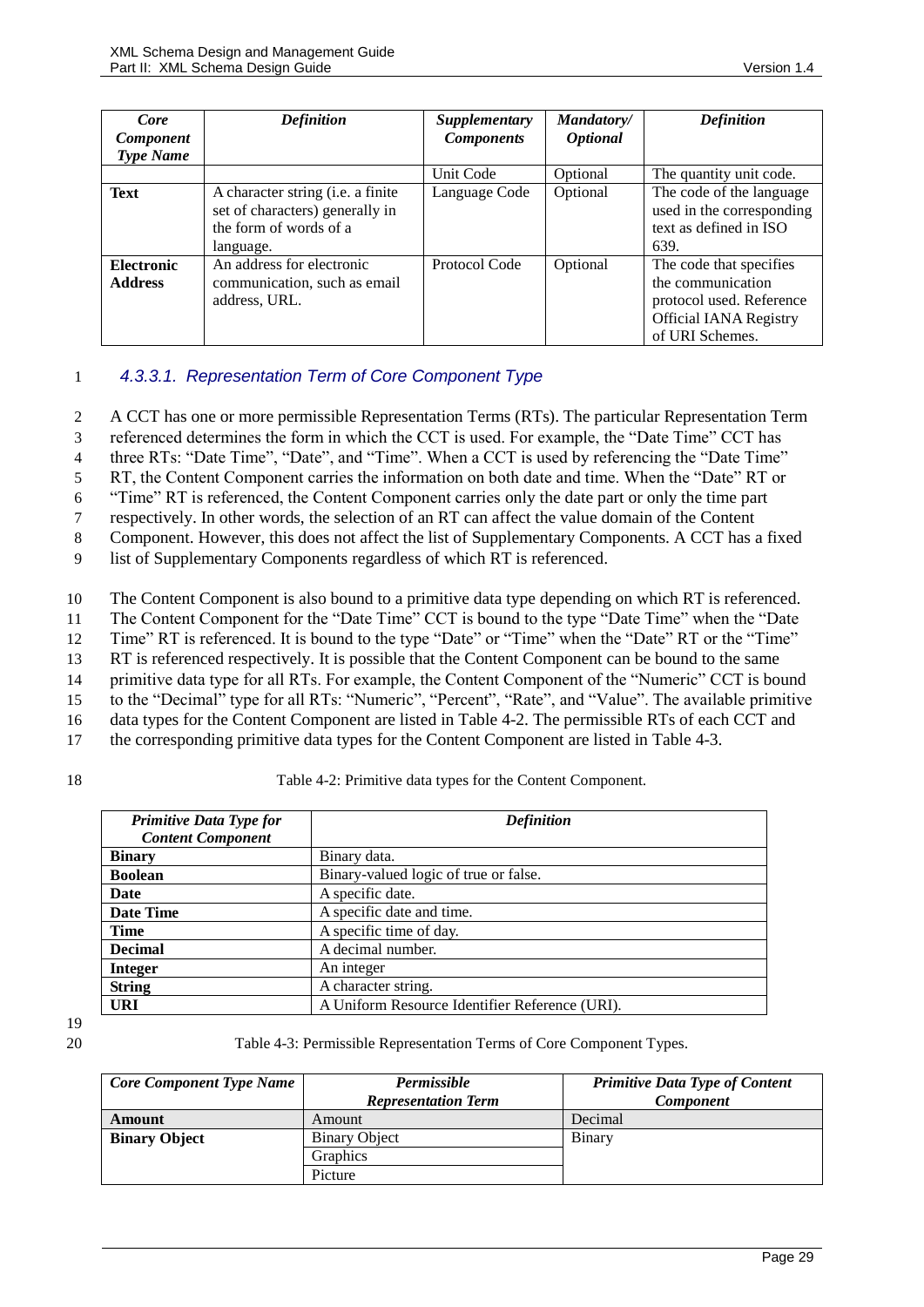| *Core Component Type Name* | *Definition* | *Supplementary Components* | *Mandatory/ Optional* | *Definition* |
|---|---|---|---|---|
| | | Unit Code | Optional | The quantity unit code. |
| **Text** | A character string (i.e. a finite set of characters) generally in the form of words of a language. | Language Code | Optional | The code of the language used in the corresponding text as defined in ISO 639. |
| **Electronic Address** | An address for electronic communication, such as email address, URL. | Protocol Code | Optional | The code that specifies the communication protocol used. Reference Official IANA Registry of URI Schemes. |

### *4.3.3.1. Representation Term of Core Component Type*

A CCT has one or more permissible Representation Terms (RTs). The particular Representation Term referenced determines the form in which the CCT is used. For example, the "Date Time" CCT has three RTs: "Date Time", "Date", and "Time". When a CCT is used by referencing the "Date Time" RT, the Content Component carries the information on both date and time. When the "Date" RT or "Time" RT is referenced, the Content Component carries only the date part or only the time part respectively. In other words, the selection of an RT can affect the value domain of the Content Component. However, this does not affect the list of Supplementary Components. A CCT has a fixed list of Supplementary Components regardless of which RT is referenced.

The Content Component is also bound to a primitive data type depending on which RT is referenced. The Content Component for the "Date Time" CCT is bound to the type "Date Time" when the "Date Time" RT is referenced. It is bound to the type "Date" or "Time" when the "Date" RT or the "Time" RT is referenced respectively. It is possible that the Content Component can be bound to the same primitive data type for all RTs. For example, the Content Component of the "Numeric" CCT is bound to the "Decimal" type for all RTs: "Numeric", "Percent", "Rate", and "Value". The available primitive data types for the Content Component are listed in Table 4-2. The permissible RTs of each CCT and the corresponding primitive data types for the Content Component are listed in Table 4-3.

Table 4-2: Primitive data types for the Content Component.

| *Primitive Data Type for Content Component* | *Definition* |
|---|---|
| **Binary** | Binary data. |
| **Boolean** | Binary-valued logic of true or false. |
| **Date** | A specific date. |
| **Date Time** | A specific date and time. |
| **Time** | A specific time of day. |
| **Decimal** | A decimal number. |
| **Integer** | An integer |
| **String** | A character string. |
| **URI** | A Uniform Resource Identifier Reference (URI). |

Table 4-3: Permissible Representation Terms of Core Component Types.

| *Core Component Type Name* | *Permissible Representation Term* | *Primitive Data Type of Content Component* |
|---|---|---|
| **Amount** | Amount | Decimal |
| **Binary Object** | Binary Object | Binary |
| | Graphics | |
| | Picture | |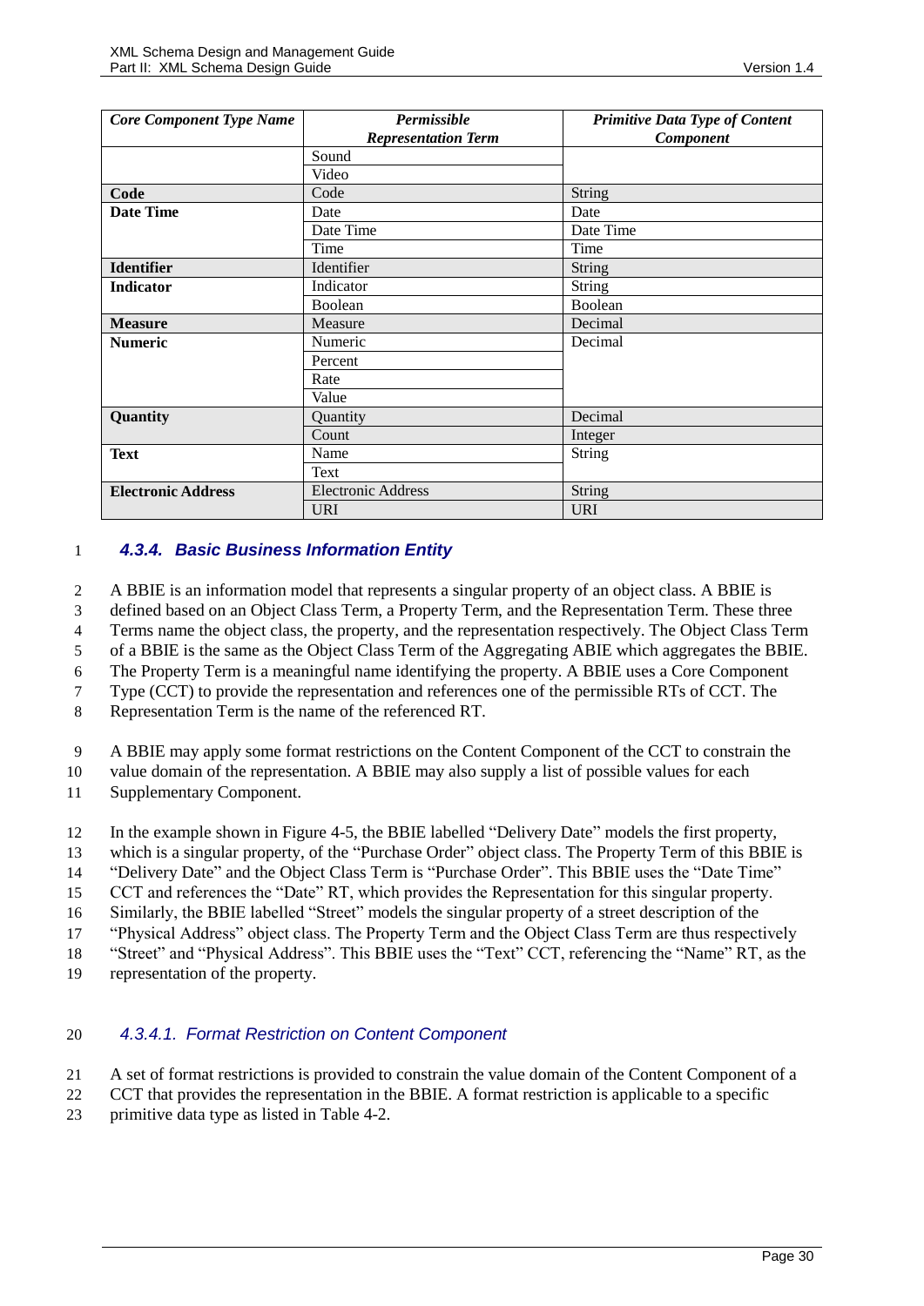| Core Component Type Name | Permissible Representation Term | Primitive Data Type of Content Component |
|---|---|---|
| | Sound | |
| | Video | |
| **Code** | Code | String |
| **Date Time** | Date | Date |
| | Date Time | Date Time |
| | Time | Time |
| **Identifier** | Identifier | String |
| **Indicator** | Indicator | String |
| | Boolean | Boolean |
| **Measure** | Measure | Decimal |
| **Numeric** | Numeric | Decimal |
| | Percent | |
| | Rate | |
| | Value | |
| **Quantity** | Quantity | Decimal |
| | Count | Integer |
| **Text** | Name | String |
| | Text | |
| **Electronic Address** | Electronic Address | String |
| | URI | URI |

### 4.3.4. Basic Business Information Entity

A BBIE is an information model that represents a singular property of an object class. A BBIE is defined based on an Object Class Term, a Property Term, and the Representation Term. These three Terms name the object class, the property, and the representation respectively. The Object Class Term of a BBIE is the same as the Object Class Term of the Aggregating ABIE which aggregates the BBIE. The Property Term is a meaningful name identifying the property. A BBIE uses a Core Component Type (CCT) to provide the representation and references one of the permissible RTs of CCT. The Representation Term is the name of the referenced RT.

A BBIE may apply some format restrictions on the Content Component of the CCT to constrain the value domain of the representation. A BBIE may also supply a list of possible values for each Supplementary Component.

In the example shown in Figure 4-5, the BBIE labelled "Delivery Date" models the first property, which is a singular property, of the "Purchase Order" object class. The Property Term of this BBIE is "Delivery Date" and the Object Class Term is "Purchase Order". This BBIE uses the "Date Time" CCT and references the "Date" RT, which provides the Representation for this singular property. Similarly, the BBIE labelled "Street" models the singular property of a street description of the "Physical Address" object class. The Property Term and the Object Class Term are thus respectively "Street" and "Physical Address". This BBIE uses the "Text" CCT, referencing the "Name" RT, as the representation of the property.

#### 4.3.4.1. Format Restriction on Content Component

A set of format restrictions is provided to constrain the value domain of the Content Component of a CCT that provides the representation in the BBIE. A format restriction is applicable to a specific primitive data type as listed in Table 4-2.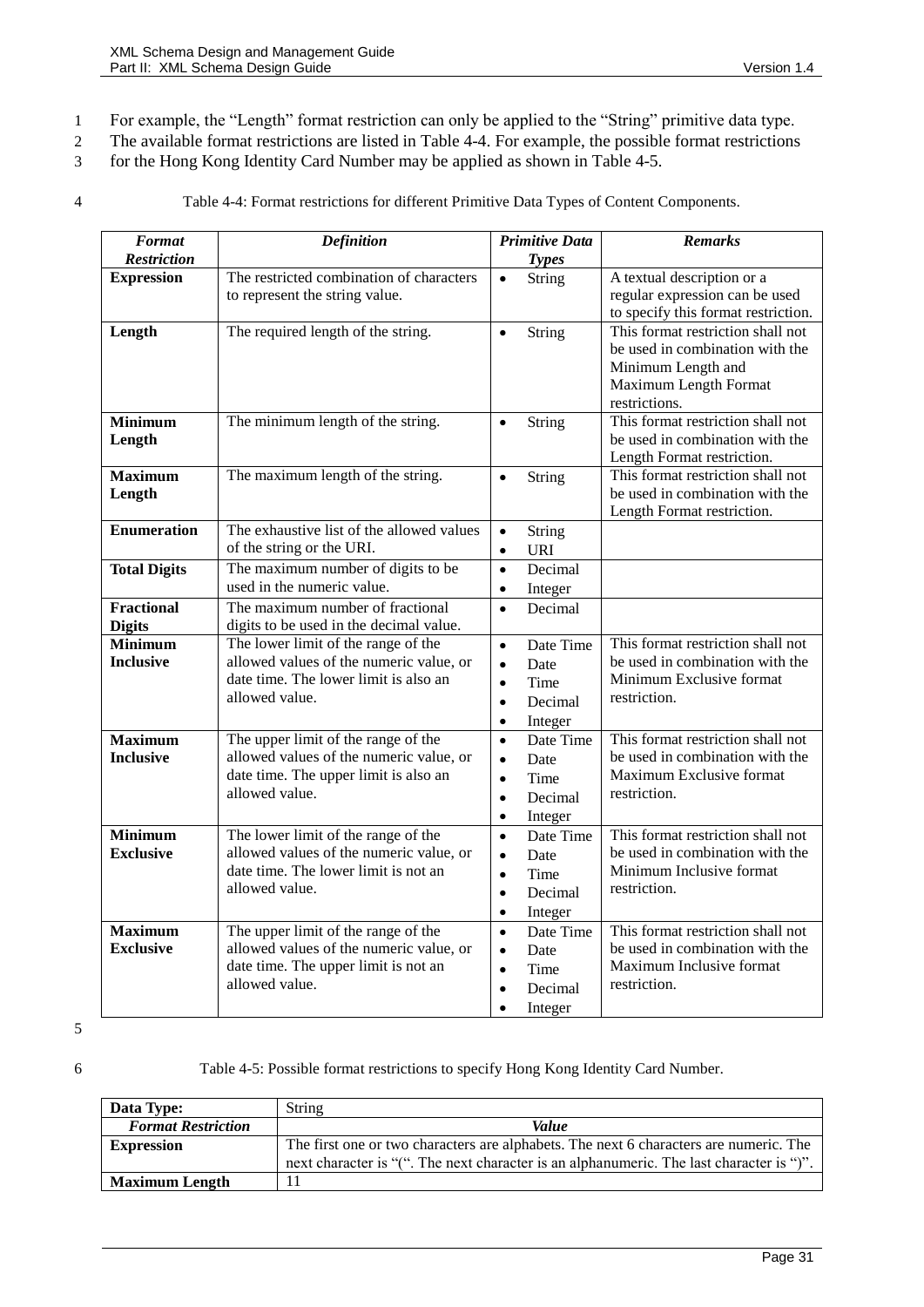For example, the "Length" format restriction can only be applied to the "String" primitive data type. The available format restrictions are listed in Table 4-4. For example, the possible format restrictions for the Hong Kong Identity Card Number may be applied as shown in Table 4-5.

Table 4-4: Format restrictions for different Primitive Data Types of Content Components.

| ***Format Restriction*** | ***Definition*** | ***Primitive Data Types*** | ***Remarks*** |
|---|---|---|---|
| **Expression** | The restricted combination of characters to represent the string value. | • String | A textual description or a regular expression can be used to specify this format restriction. |
| **Length** | The required length of the string. | • String | This format restriction shall not be used in combination with the Minimum Length and Maximum Length Format restrictions. |
| **Minimum Length** | The minimum length of the string. | • String | This format restriction shall not be used in combination with the Length Format restriction. |
| **Maximum Length** | The maximum length of the string. | • String | This format restriction shall not be used in combination with the Length Format restriction. |
| **Enumeration** | The exhaustive list of the allowed values of the string or the URI. | • String<br>• URI | |
| **Total Digits** | The maximum number of digits to be used in the numeric value. | • Decimal<br>• Integer | |
| **Fractional Digits** | The maximum number of fractional digits to be used in the decimal value. | • Decimal | |
| **Minimum Inclusive** | The lower limit of the range of the allowed values of the numeric value, or date time. The lower limit is also an allowed value. | • Date Time<br>• Date<br>• Time<br>• Decimal<br>• Integer | This format restriction shall not be used in combination with the Minimum Exclusive format restriction. |
| **Maximum Inclusive** | The upper limit of the range of the allowed values of the numeric value, or date time. The upper limit is also an allowed value. | • Date Time<br>• Date<br>• Time<br>• Decimal<br>• Integer | This format restriction shall not be used in combination with the Maximum Exclusive format restriction. |
| **Minimum Exclusive** | The lower limit of the range of the allowed values of the numeric value, or date time. The lower limit is not an allowed value. | • Date Time<br>• Date<br>• Time<br>• Decimal<br>• Integer | This format restriction shall not be used in combination with the Minimum Inclusive format restriction. |
| **Maximum Exclusive** | The upper limit of the range of the allowed values of the numeric value, or date time. The upper limit is not an allowed value. | • Date Time<br>• Date<br>• Time<br>• Decimal<br>• Integer | This format restriction shall not be used in combination with the Maximum Inclusive format restriction. |

Table 4-5: Possible format restrictions to specify Hong Kong Identity Card Number.

| **Data Type:** | String |
|---|---|
| ***Format Restriction*** | ***Value*** |
| **Expression** | The first one or two characters are alphabets. The next 6 characters are numeric. The next character is "(". The next character is an alphanumeric. The last character is ")". |
| **Maximum Length** | 11 |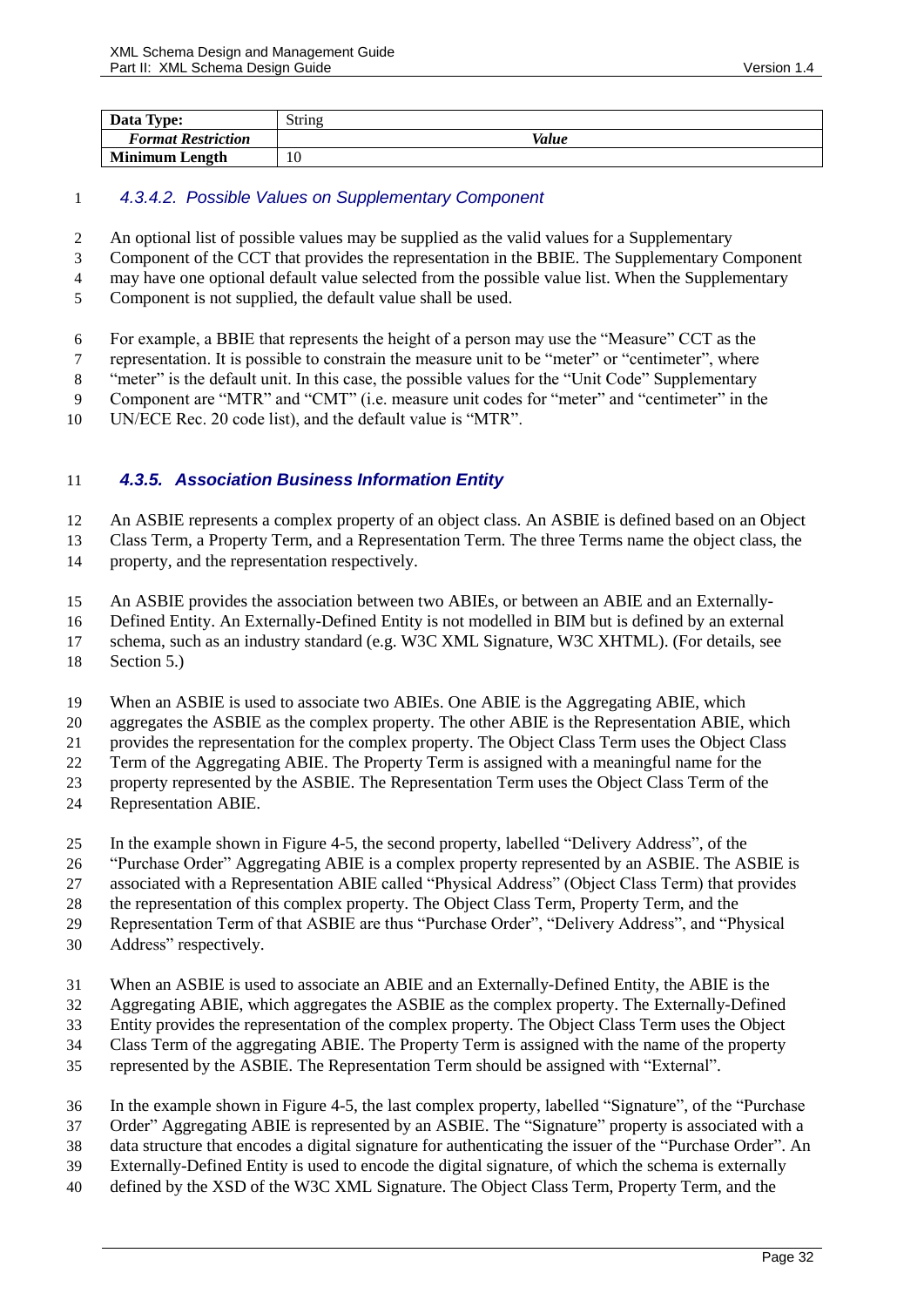| Data Type: | String |
| --- | --- |
| ***Format Restriction*** | ***Value*** |
| **Minimum Length** | 10 |

#### *4.3.4.2. Possible Values on Supplementary Component*

An optional list of possible values may be supplied as the valid values for a Supplementary Component of the CCT that provides the representation in the BBIE. The Supplementary Component may have one optional default value selected from the possible value list. When the Supplementary Component is not supplied, the default value shall be used.

For example, a BBIE that represents the height of a person may use the "Measure" CCT as the representation. It is possible to constrain the measure unit to be "meter" or "centimeter", where "meter" is the default unit. In this case, the possible values for the "Unit Code" Supplementary Component are "MTR" and "CMT" (i.e. measure unit codes for "meter" and "centimeter" in the UN/ECE Rec. 20 code list), and the default value is "MTR".

### *4.3.5. Association Business Information Entity*

An ASBIE represents a complex property of an object class. An ASBIE is defined based on an Object Class Term, a Property Term, and a Representation Term. The three Terms name the object class, the property, and the representation respectively.

An ASBIE provides the association between two ABIEs, or between an ABIE and an Externally-Defined Entity. An Externally-Defined Entity is not modelled in BIM but is defined by an external schema, such as an industry standard (e.g. W3C XML Signature, W3C XHTML). (For details, see Section 5.)

When an ASBIE is used to associate two ABIEs. One ABIE is the Aggregating ABIE, which aggregates the ASBIE as the complex property. The other ABIE is the Representation ABIE, which provides the representation for the complex property. The Object Class Term uses the Object Class Term of the Aggregating ABIE. The Property Term is assigned with a meaningful name for the property represented by the ASBIE. The Representation Term uses the Object Class Term of the Representation ABIE.

In the example shown in Figure 4-5, the second property, labelled "Delivery Address", of the "Purchase Order" Aggregating ABIE is a complex property represented by an ASBIE. The ASBIE is associated with a Representation ABIE called "Physical Address" (Object Class Term) that provides the representation of this complex property. The Object Class Term, Property Term, and the Representation Term of that ASBIE are thus "Purchase Order", "Delivery Address", and "Physical Address" respectively.

When an ASBIE is used to associate an ABIE and an Externally-Defined Entity, the ABIE is the Aggregating ABIE, which aggregates the ASBIE as the complex property. The Externally-Defined Entity provides the representation of the complex property. The Object Class Term uses the Object Class Term of the aggregating ABIE. The Property Term is assigned with the name of the property represented by the ASBIE. The Representation Term should be assigned with "External".

In the example shown in Figure 4-5, the last complex property, labelled "Signature", of the "Purchase Order" Aggregating ABIE is represented by an ASBIE. The "Signature" property is associated with a data structure that encodes a digital signature for authenticating the issuer of the "Purchase Order". An Externally-Defined Entity is used to encode the digital signature, of which the schema is externally defined by the XSD of the W3C XML Signature. The Object Class Term, Property Term, and the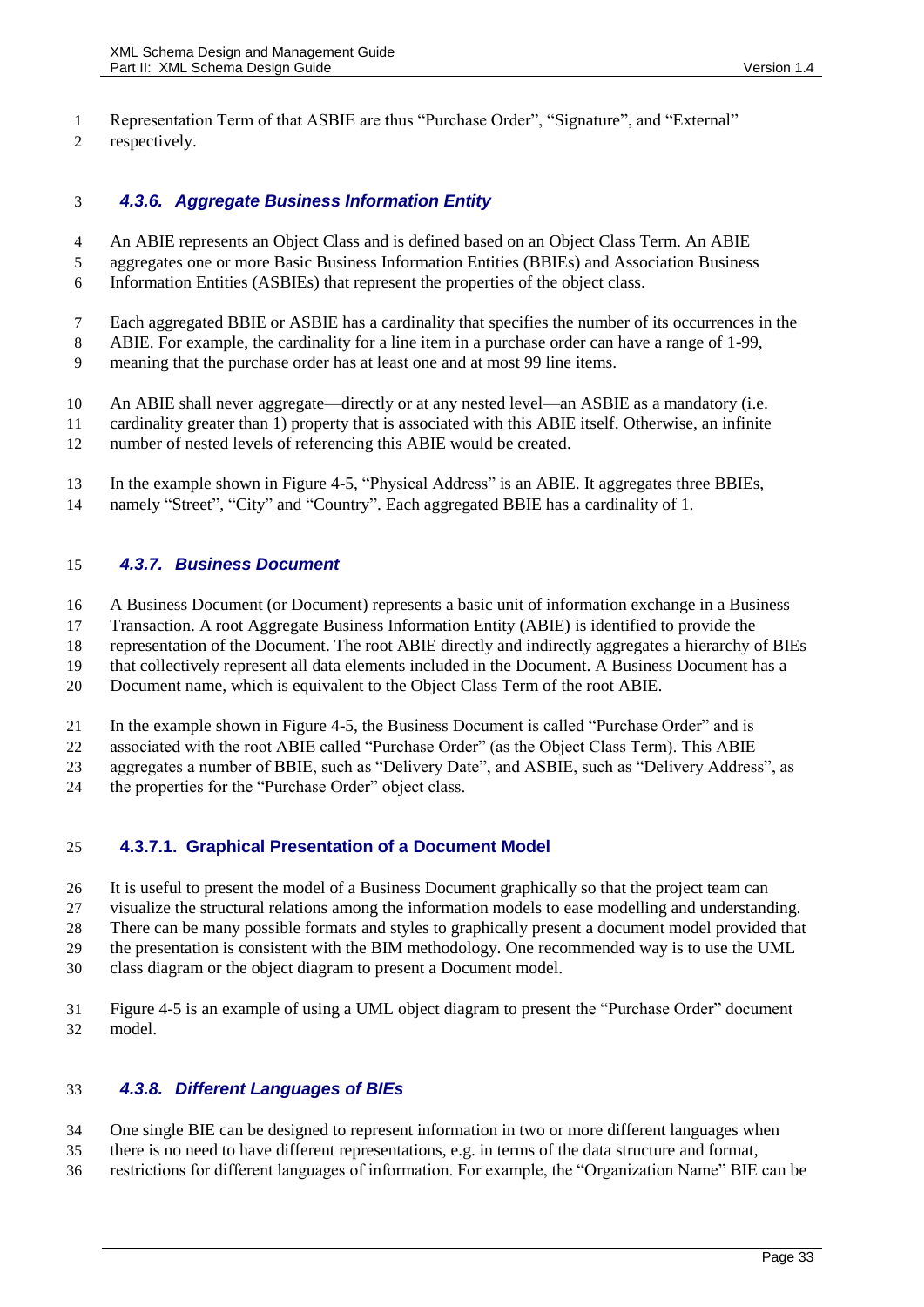Representation Term of that ASBIE are thus “Purchase Order”, “Signature”, and “External” respectively.

### *4.3.6. Aggregate Business Information Entity*

An ABIE represents an Object Class and is defined based on an Object Class Term. An ABIE aggregates one or more Basic Business Information Entities (BBIEs) and Association Business Information Entities (ASBIEs) that represent the properties of the object class.

Each aggregated BBIE or ASBIE has a cardinality that specifies the number of its occurrences in the ABIE. For example, the cardinality for a line item in a purchase order can have a range of 1-99, meaning that the purchase order has at least one and at most 99 line items.

An ABIE shall never aggregate—directly or at any nested level—an ASBIE as a mandatory (i.e. cardinality greater than 1) property that is associated with this ABIE itself. Otherwise, an infinite number of nested levels of referencing this ABIE would be created.

In the example shown in Figure 4-5, “Physical Address” is an ABIE. It aggregates three BBIEs, namely “Street”, “City” and “Country”. Each aggregated BBIE has a cardinality of 1.

### *4.3.7. Business Document*

A Business Document (or Document) represents a basic unit of information exchange in a Business Transaction. A root Aggregate Business Information Entity (ABIE) is identified to provide the representation of the Document. The root ABIE directly and indirectly aggregates a hierarchy of BIEs that collectively represent all data elements included in the Document. A Business Document has a Document name, which is equivalent to the Object Class Term of the root ABIE.

In the example shown in Figure 4-5, the Business Document is called “Purchase Order” and is associated with the root ABIE called “Purchase Order” (as the Object Class Term). This ABIE aggregates a number of BBIE, such as “Delivery Date”, and ASBIE, such as “Delivery Address”, as the properties for the “Purchase Order” object class.

#### 4.3.7.1. Graphical Presentation of a Document Model

It is useful to present the model of a Business Document graphically so that the project team can visualize the structural relations among the information models to ease modelling and understanding. There can be many possible formats and styles to graphically present a document model provided that the presentation is consistent with the BIM methodology. One recommended way is to use the UML class diagram or the object diagram to present a Document model.

Figure 4-5 is an example of using a UML object diagram to present the “Purchase Order” document model.

### *4.3.8. Different Languages of BIEs*

One single BIE can be designed to represent information in two or more different languages when there is no need to have different representations, e.g. in terms of the data structure and format, restrictions for different languages of information. For example, the “Organization Name” BIE can be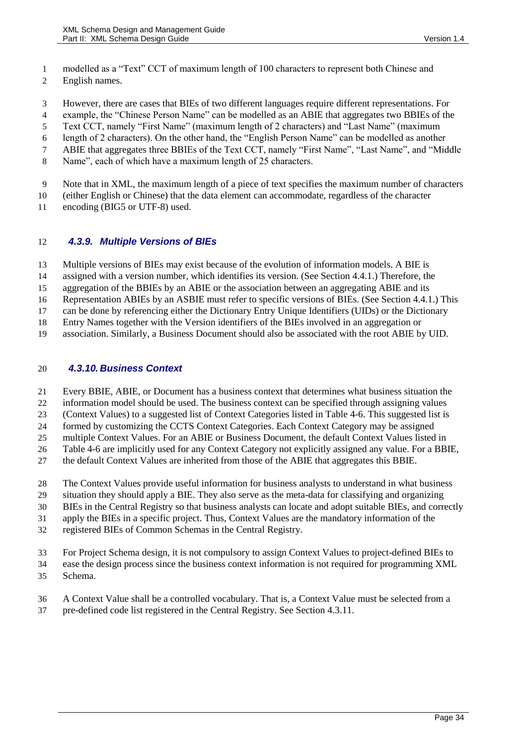modelled as a "Text" CCT of maximum length of 100 characters to represent both Chinese and English names.

However, there are cases that BIEs of two different languages require different representations. For example, the "Chinese Person Name" can be modelled as an ABIE that aggregates two BBIEs of the Text CCT, namely "First Name" (maximum length of 2 characters) and "Last Name" (maximum length of 2 characters). On the other hand, the "English Person Name" can be modelled as another ABIE that aggregates three BBIEs of the Text CCT, namely "First Name", "Last Name", and "Middle Name", each of which have a maximum length of 25 characters.

Note that in XML, the maximum length of a piece of text specifies the maximum number of characters (either English or Chinese) that the data element can accommodate, regardless of the character encoding (BIG5 or UTF-8) used.

### *4.3.9. Multiple Versions of BIEs*

Multiple versions of BIEs may exist because of the evolution of information models. A BIE is assigned with a version number, which identifies its version. (See Section 4.4.1.) Therefore, the aggregation of the BBIEs by an ABIE or the association between an aggregating ABIE and its Representation ABIEs by an ASBIE must refer to specific versions of BIEs. (See Section 4.4.1.) This can be done by referencing either the Dictionary Entry Unique Identifiers (UIDs) or the Dictionary Entry Names together with the Version identifiers of the BIEs involved in an aggregation or association. Similarly, a Business Document should also be associated with the root ABIE by UID.

### *4.3.10. Business Context*

Every BBIE, ABIE, or Document has a business context that determines what business situation the information model should be used. The business context can be specified through assigning values (Context Values) to a suggested list of Context Categories listed in Table 4-6. This suggested list is formed by customizing the CCTS Context Categories. Each Context Category may be assigned multiple Context Values. For an ABIE or Business Document, the default Context Values listed in Table 4-6 are implicitly used for any Context Category not explicitly assigned any value. For a BBIE, the default Context Values are inherited from those of the ABIE that aggregates this BBIE.

The Context Values provide useful information for business analysts to understand in what business situation they should apply a BIE. They also serve as the meta-data for classifying and organizing BIEs in the Central Registry so that business analysts can locate and adopt suitable BIEs, and correctly apply the BIEs in a specific project. Thus, Context Values are the mandatory information of the registered BIEs of Common Schemas in the Central Registry.

For Project Schema design, it is not compulsory to assign Context Values to project-defined BIEs to ease the design process since the business context information is not required for programming XML Schema.

A Context Value shall be a controlled vocabulary. That is, a Context Value must be selected from a pre-defined code list registered in the Central Registry. See Section 4.3.11.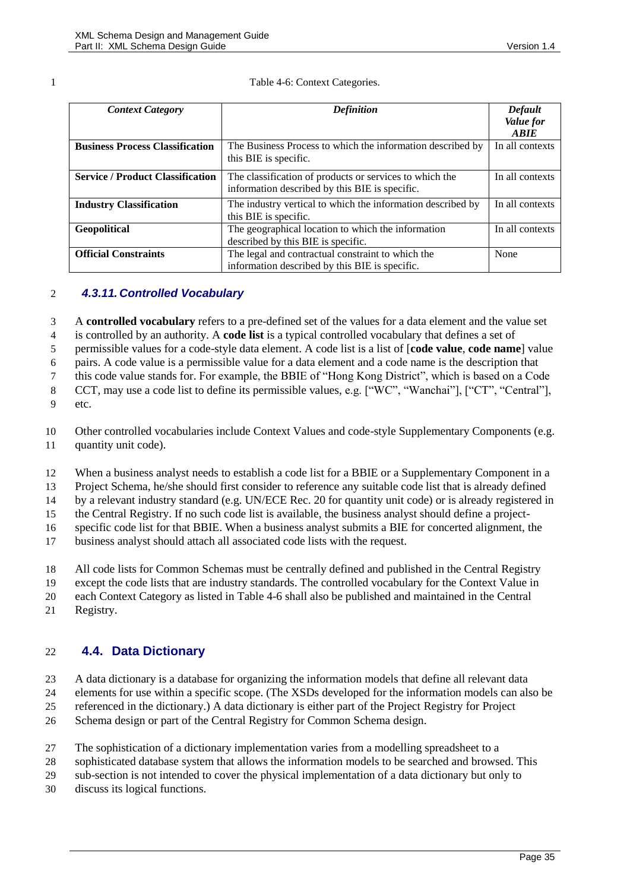Table 4-6: Context Categories.

| *Context Category* | *Definition* | *Default Value for ABIE* |
|---|---|---|
| **Business Process Classification** | The Business Process to which the information described by this BIE is specific. | In all contexts |
| **Service / Product Classification** | The classification of products or services to which the information described by this BIE is specific. | In all contexts |
| **Industry Classification** | The industry vertical to which the information described by this BIE is specific. | In all contexts |
| **Geopolitical** | The geographical location to which the information described by this BIE is specific. | In all contexts |
| **Official Constraints** | The legal and contractual constraint to which the information described by this BIE is specific. | None |

### *4.3.11. Controlled Vocabulary*

A **controlled vocabulary** refers to a pre-defined set of the values for a data element and the value set is controlled by an authority. A **code list** is a typical controlled vocabulary that defines a set of permissible values for a code-style data element. A code list is a list of [**code value**, **code name**] value pairs. A code value is a permissible value for a data element and a code name is the description that this code value stands for. For example, the BBIE of "Hong Kong District", which is based on a Code CCT, may use a code list to define its permissible values, e.g. ["WC", "Wanchai"], ["CT", "Central"], etc.

Other controlled vocabularies include Context Values and code-style Supplementary Components (e.g. quantity unit code).

When a business analyst needs to establish a code list for a BBIE or a Supplementary Component in a Project Schema, he/she should first consider to reference any suitable code list that is already defined by a relevant industry standard (e.g. UN/ECE Rec. 20 for quantity unit code) or is already registered in the Central Registry. If no such code list is available, the business analyst should define a project-specific code list for that BBIE. When a business analyst submits a BIE for concerted alignment, the business analyst should attach all associated code lists with the request.

All code lists for Common Schemas must be centrally defined and published in the Central Registry except the code lists that are industry standards. The controlled vocabulary for the Context Value in each Context Category as listed in Table 4-6 shall also be published and maintained in the Central Registry.

## 4.4. Data Dictionary

A data dictionary is a database for organizing the information models that define all relevant data elements for use within a specific scope. (The XSDs developed for the information models can also be referenced in the dictionary.) A data dictionary is either part of the Project Registry for Project Schema design or part of the Central Registry for Common Schema design.

The sophistication of a dictionary implementation varies from a modelling spreadsheet to a sophisticated database system that allows the information models to be searched and browsed. This sub-section is not intended to cover the physical implementation of a data dictionary but only to discuss its logical functions.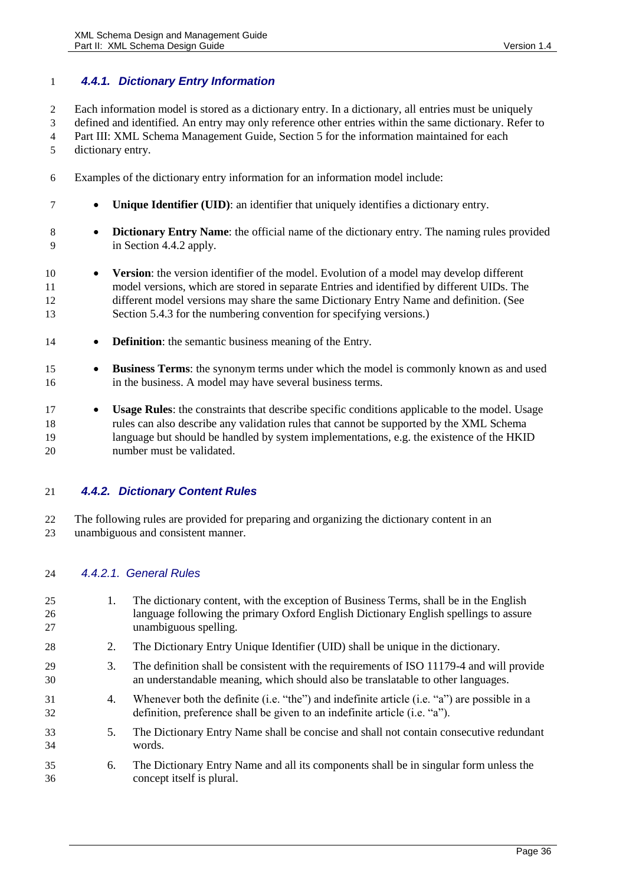### 4.4.1. Dictionary Entry Information

Each information model is stored as a dictionary entry. In a dictionary, all entries must be uniquely defined and identified. An entry may only reference other entries within the same dictionary. Refer to Part III: XML Schema Management Guide, Section 5 for the information maintained for each dictionary entry.

Examples of the dictionary entry information for an information model include:

- **Unique Identifier (UID)**: an identifier that uniquely identifies a dictionary entry.
- **Dictionary Entry Name**: the official name of the dictionary entry. The naming rules provided in Section 4.4.2 apply.
- **Version**: the version identifier of the model. Evolution of a model may develop different model versions, which are stored in separate Entries and identified by different UIDs. The different model versions may share the same Dictionary Entry Name and definition. (See Section 5.4.3 for the numbering convention for specifying versions.)
- **Definition**: the semantic business meaning of the Entry.
- **Business Terms**: the synonym terms under which the model is commonly known as and used in the business. A model may have several business terms.
- **Usage Rules**: the constraints that describe specific conditions applicable to the model. Usage rules can also describe any validation rules that cannot be supported by the XML Schema language but should be handled by system implementations, e.g. the existence of the HKID number must be validated.

### 4.4.2. Dictionary Content Rules

The following rules are provided for preparing and organizing the dictionary content in an unambiguous and consistent manner.

#### 4.4.2.1. General Rules

1. The dictionary content, with the exception of Business Terms, shall be in the English language following the primary Oxford English Dictionary English spellings to assure unambiguous spelling.
2. The Dictionary Entry Unique Identifier (UID) shall be unique in the dictionary.
3. The definition shall be consistent with the requirements of ISO 11179-4 and will provide an understandable meaning, which should also be translatable to other languages.
4. Whenever both the definite (i.e. "the") and indefinite article (i.e. "a") are possible in a definition, preference shall be given to an indefinite article (i.e. "a").
5. The Dictionary Entry Name shall be concise and shall not contain consecutive redundant words.
6. The Dictionary Entry Name and all its components shall be in singular form unless the concept itself is plural.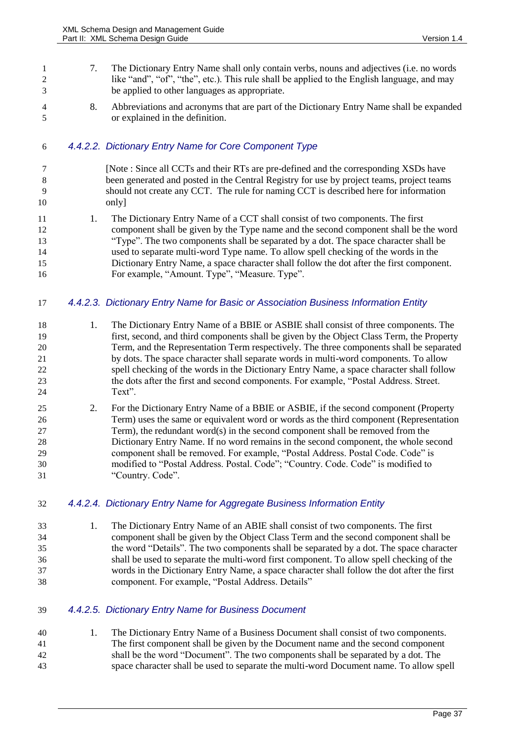7. The Dictionary Entry Name shall only contain verbs, nouns and adjectives (i.e. no words like "and", "of", "the", etc.). This rule shall be applied to the English language, and may be applied to other languages as appropriate.

8. Abbreviations and acronyms that are part of the Dictionary Entry Name shall be expanded or explained in the definition.

#### 4.4.2.2. Dictionary Entry Name for Core Component Type

[Note : Since all CCTs and their RTs are pre-defined and the corresponding XSDs have been generated and posted in the Central Registry for use by project teams, project teams should not create any CCT. The rule for naming CCT is described here for information only]

1. The Dictionary Entry Name of a CCT shall consist of two components. The first component shall be given by the Type name and the second component shall be the word "Type". The two components shall be separated by a dot. The space character shall be used to separate multi-word Type name. To allow spell checking of the words in the Dictionary Entry Name, a space character shall follow the dot after the first component. For example, "Amount. Type", "Measure. Type".

#### 4.4.2.3. Dictionary Entry Name for Basic or Association Business Information Entity

1. The Dictionary Entry Name of a BBIE or ASBIE shall consist of three components. The first, second, and third components shall be given by the Object Class Term, the Property Term, and the Representation Term respectively. The three components shall be separated by dots. The space character shall separate words in multi-word components. To allow spell checking of the words in the Dictionary Entry Name, a space character shall follow the dots after the first and second components. For example, "Postal Address. Street. Text".

2. For the Dictionary Entry Name of a BBIE or ASBIE, if the second component (Property Term) uses the same or equivalent word or words as the third component (Representation Term), the redundant word(s) in the second component shall be removed from the Dictionary Entry Name. If no word remains in the second component, the whole second component shall be removed. For example, "Postal Address. Postal Code. Code" is modified to "Postal Address. Postal. Code"; "Country. Code. Code" is modified to "Country. Code".

#### 4.4.2.4. Dictionary Entry Name for Aggregate Business Information Entity

1. The Dictionary Entry Name of an ABIE shall consist of two components. The first component shall be given by the Object Class Term and the second component shall be the word "Details". The two components shall be separated by a dot. The space character shall be used to separate the multi-word first component. To allow spell checking of the words in the Dictionary Entry Name, a space character shall follow the dot after the first component. For example, "Postal Address. Details"

#### 4.4.2.5. Dictionary Entry Name for Business Document

1. The Dictionary Entry Name of a Business Document shall consist of two components. The first component shall be given by the Document name and the second component shall be the word "Document". The two components shall be separated by a dot. The space character shall be used to separate the multi-word Document name. To allow spell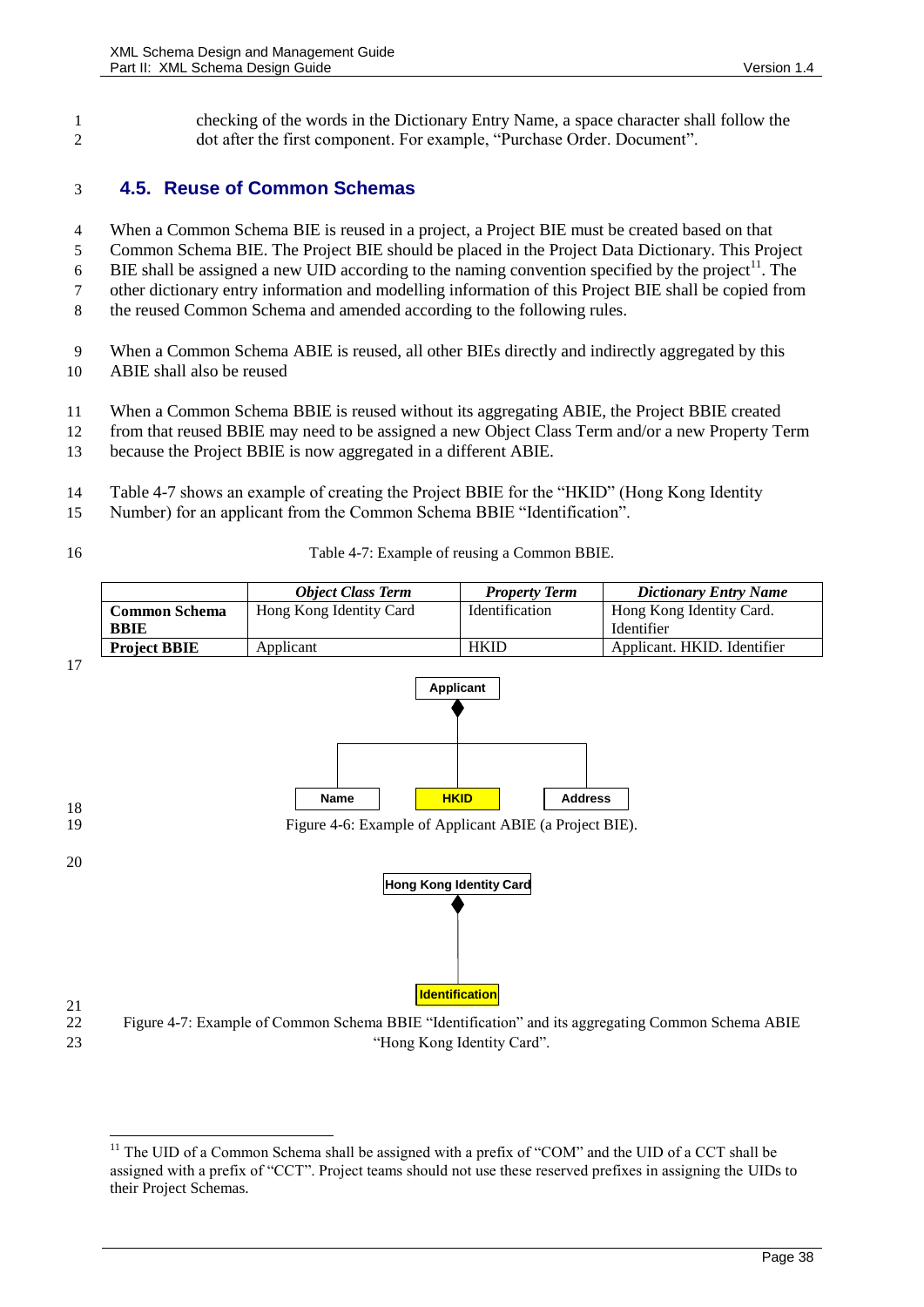checking of the words in the Dictionary Entry Name, a space character shall follow the dot after the first component. For example, "Purchase Order. Document".

## 4.5. Reuse of Common Schemas

When a Common Schema BIE is reused in a project, a Project BIE must be created based on that Common Schema BIE. The Project BIE should be placed in the Project Data Dictionary. This Project BIE shall be assigned a new UID according to the naming convention specified by the project[11]. The other dictionary entry information and modelling information of this Project BIE shall be copied from the reused Common Schema and amended according to the following rules.

When a Common Schema ABIE is reused, all other BIEs directly and indirectly aggregated by this ABIE shall also be reused

When a Common Schema BBIE is reused without its aggregating ABIE, the Project BBIE created from that reused BBIE may need to be assigned a new Object Class Term and/or a new Property Term because the Project BBIE is now aggregated in a different ABIE.

Table 4-7 shows an example of creating the Project BBIE for the "HKID" (Hong Kong Identity Number) for an applicant from the Common Schema BBIE "Identification".

Table 4-7: Example of reusing a Common BBIE.

| | *Object Class Term* | *Property Term* | *Dictionary Entry Name* |
|---|---|---|---|
| **Common Schema BBIE** | Hong Kong Identity Card | Identification | Hong Kong Identity Card. Identifier |
| **Project BBIE** | Applicant | HKID | Applicant. HKID. Identifier |

Figure 4-6: Example of Applicant ABIE (a Project BIE).

Figure 4-7: Example of Common Schema BBIE "Identification" and its aggregating Common Schema ABIE "Hong Kong Identity Card".

[11] The UID of a Common Schema shall be assigned with a prefix of "COM" and the UID of a CCT shall be assigned with a prefix of "CCT". Project teams should not use these reserved prefixes in assigning the UIDs to their Project Schemas.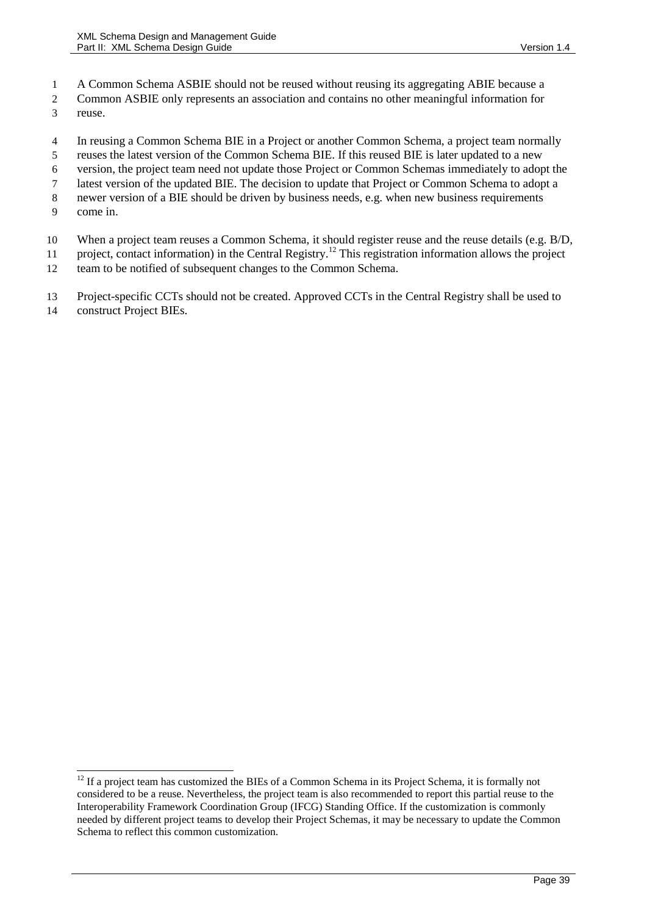A Common Schema ASBIE should not be reused without reusing its aggregating ABIE because a Common ASBIE only represents an association and contains no other meaningful information for reuse.

In reusing a Common Schema BIE in a Project or another Common Schema, a project team normally reuses the latest version of the Common Schema BIE. If this reused BIE is later updated to a new version, the project team need not update those Project or Common Schemas immediately to adopt the latest version of the updated BIE. The decision to update that Project or Common Schema to adopt a newer version of a BIE should be driven by business needs, e.g. when new business requirements come in.

When a project team reuses a Common Schema, it should register reuse and the reuse details (e.g. B/D, project, contact information) in the Central Registry.[12] This registration information allows the project team to be notified of subsequent changes to the Common Schema.

Project-specific CCTs should not be created. Approved CCTs in the Central Registry shall be used to construct Project BIEs.

---

[12] If a project team has customized the BIEs of a Common Schema in its Project Schema, it is formally not considered to be a reuse. Nevertheless, the project team is also recommended to report this partial reuse to the Interoperability Framework Coordination Group (IFCG) Standing Office. If the customization is commonly needed by different project teams to develop their Project Schemas, it may be necessary to update the Common Schema to reflect this common customization.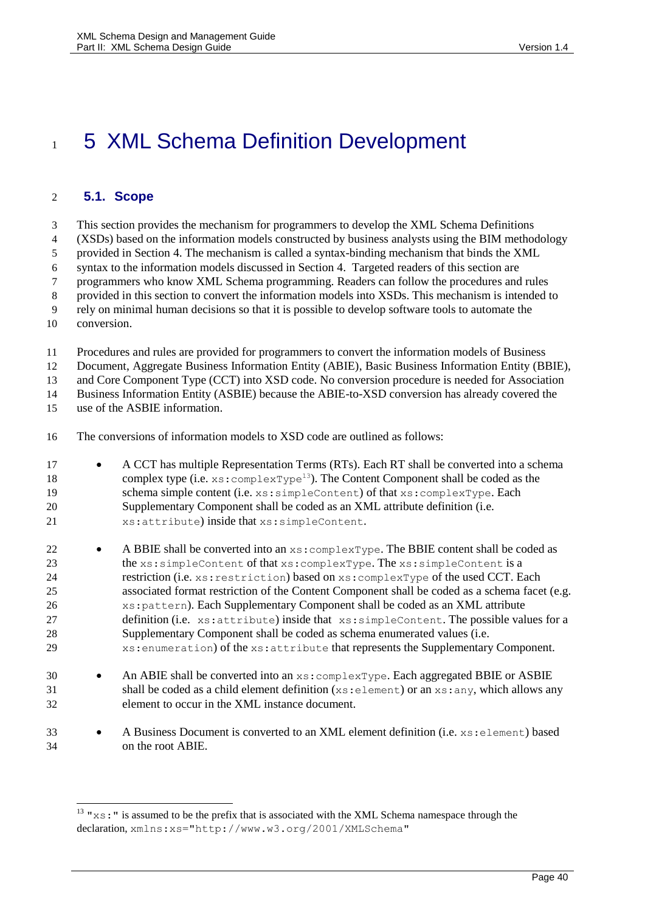# 5 XML Schema Definition Development

## 5.1. Scope

This section provides the mechanism for programmers to develop the XML Schema Definitions (XSDs) based on the information models constructed by business analysts using the BIM methodology provided in Section 4. The mechanism is called a syntax-binding mechanism that binds the XML syntax to the information models discussed in Section 4. Targeted readers of this section are programmers who know XML Schema programming. Readers can follow the procedures and rules provided in this section to convert the information models into XSDs. This mechanism is intended to rely on minimal human decisions so that it is possible to develop software tools to automate the conversion.

Procedures and rules are provided for programmers to convert the information models of Business Document, Aggregate Business Information Entity (ABIE), Basic Business Information Entity (BBIE), and Core Component Type (CCT) into XSD code. No conversion procedure is needed for Association Business Information Entity (ASBIE) because the ABIE-to-XSD conversion has already covered the use of the ASBIE information.

The conversions of information models to XSD code are outlined as follows:

- A CCT has multiple Representation Terms (RTs). Each RT shall be converted into a schema complex type (i.e. `xs:complexType`[13]). The Content Component shall be coded as the schema simple content (i.e. `xs:simpleContent`) of that `xs:complexType`. Each Supplementary Component shall be coded as an XML attribute definition (i.e. `xs:attribute`) inside that `xs:simpleContent`.
- A BBIE shall be converted into an `xs:complexType`. The BBIE content shall be coded as the `xs:simpleContent` of that `xs:complexType`. The `xs:simpleContent` is a restriction (i.e. `xs:restriction`) based on `xs:complexType` of the used CCT. Each associated format restriction of the Content Component shall be coded as a schema facet (e.g. `xs:pattern`). Each Supplementary Component shall be coded as an XML attribute definition (i.e. `xs:attribute`) inside that `xs:simpleContent`. The possible values for a Supplementary Component shall be coded as schema enumerated values (i.e. `xs:enumeration`) of the `xs:attribute` that represents the Supplementary Component.
- An ABIE shall be converted into an `xs:complexType`. Each aggregated BBIE or ASBIE shall be coded as a child element definition (`xs:element`) or an `xs:any`, which allows any element to occur in the XML instance document.
- A Business Document is converted to an XML element definition (i.e. `xs:element`) based on the root ABIE.

[13] "`xs:`" is assumed to be the prefix that is associated with the XML Schema namespace through the declaration, `xmlns:xs="http://www.w3.org/2001/XMLSchema"`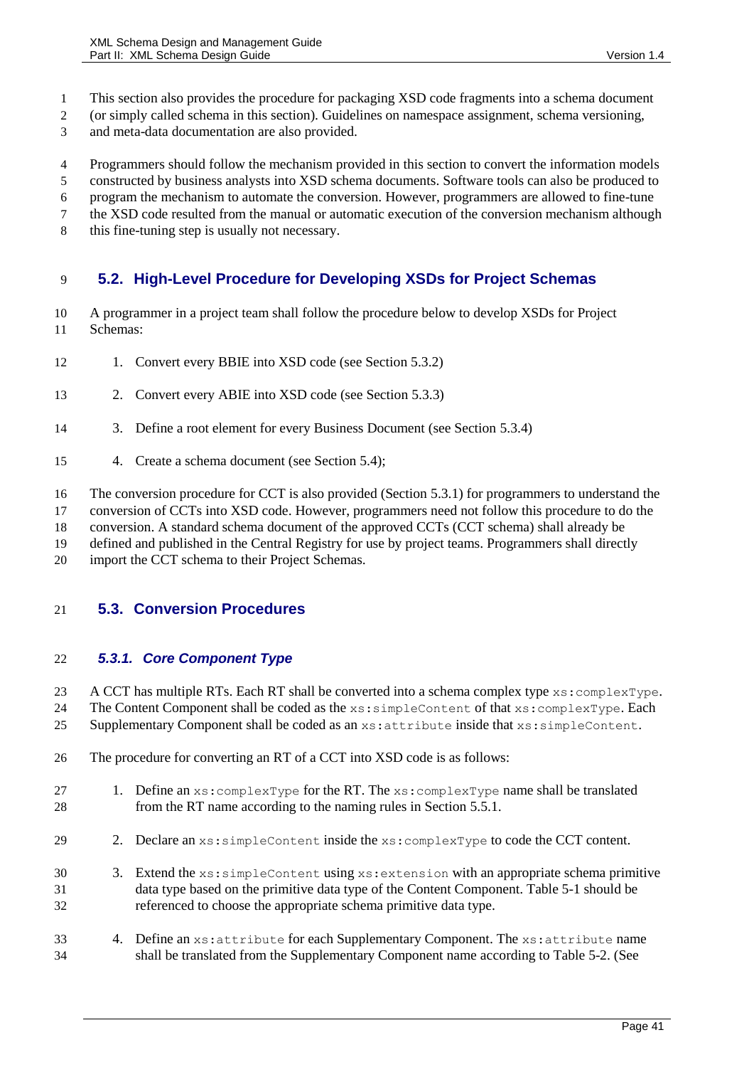This section also provides the procedure for packaging XSD code fragments into a schema document (or simply called schema in this section). Guidelines on namespace assignment, schema versioning, and meta-data documentation are also provided.

Programmers should follow the mechanism provided in this section to convert the information models constructed by business analysts into XSD schema documents. Software tools can also be produced to program the mechanism to automate the conversion. However, programmers are allowed to fine-tune the XSD code resulted from the manual or automatic execution of the conversion mechanism although this fine-tuning step is usually not necessary.

## 5.2. High-Level Procedure for Developing XSDs for Project Schemas

A programmer in a project team shall follow the procedure below to develop XSDs for Project Schemas:

1. Convert every BBIE into XSD code (see Section 5.3.2)
2. Convert every ABIE into XSD code (see Section 5.3.3)
3. Define a root element for every Business Document (see Section 5.3.4)
4. Create a schema document (see Section 5.4);

The conversion procedure for CCT is also provided (Section 5.3.1) for programmers to understand the conversion of CCTs into XSD code. However, programmers need not follow this procedure to do the conversion. A standard schema document of the approved CCTs (CCT schema) shall already be defined and published in the Central Registry for use by project teams. Programmers shall directly import the CCT schema to their Project Schemas.

## 5.3. Conversion Procedures

### 5.3.1. Core Component Type

A CCT has multiple RTs. Each RT shall be converted into a schema complex type `xs:complexType`. The Content Component shall be coded as the `xs:simpleContent` of that `xs:complexType`. Each Supplementary Component shall be coded as an `xs:attribute` inside that `xs:simpleContent`.

The procedure for converting an RT of a CCT into XSD code is as follows:

1. Define an `xs:complexType` for the RT. The `xs:complexType` name shall be translated from the RT name according to the naming rules in Section 5.5.1.
2. Declare an `xs:simpleContent` inside the `xs:complexType` to code the CCT content.
3. Extend the `xs:simpleContent` using `xs:extension` with an appropriate schema primitive data type based on the primitive data type of the Content Component. Table 5-1 should be referenced to choose the appropriate schema primitive data type.
4. Define an `xs:attribute` for each Supplementary Component. The `xs:attribute` name shall be translated from the Supplementary Component name according to Table 5-2. (See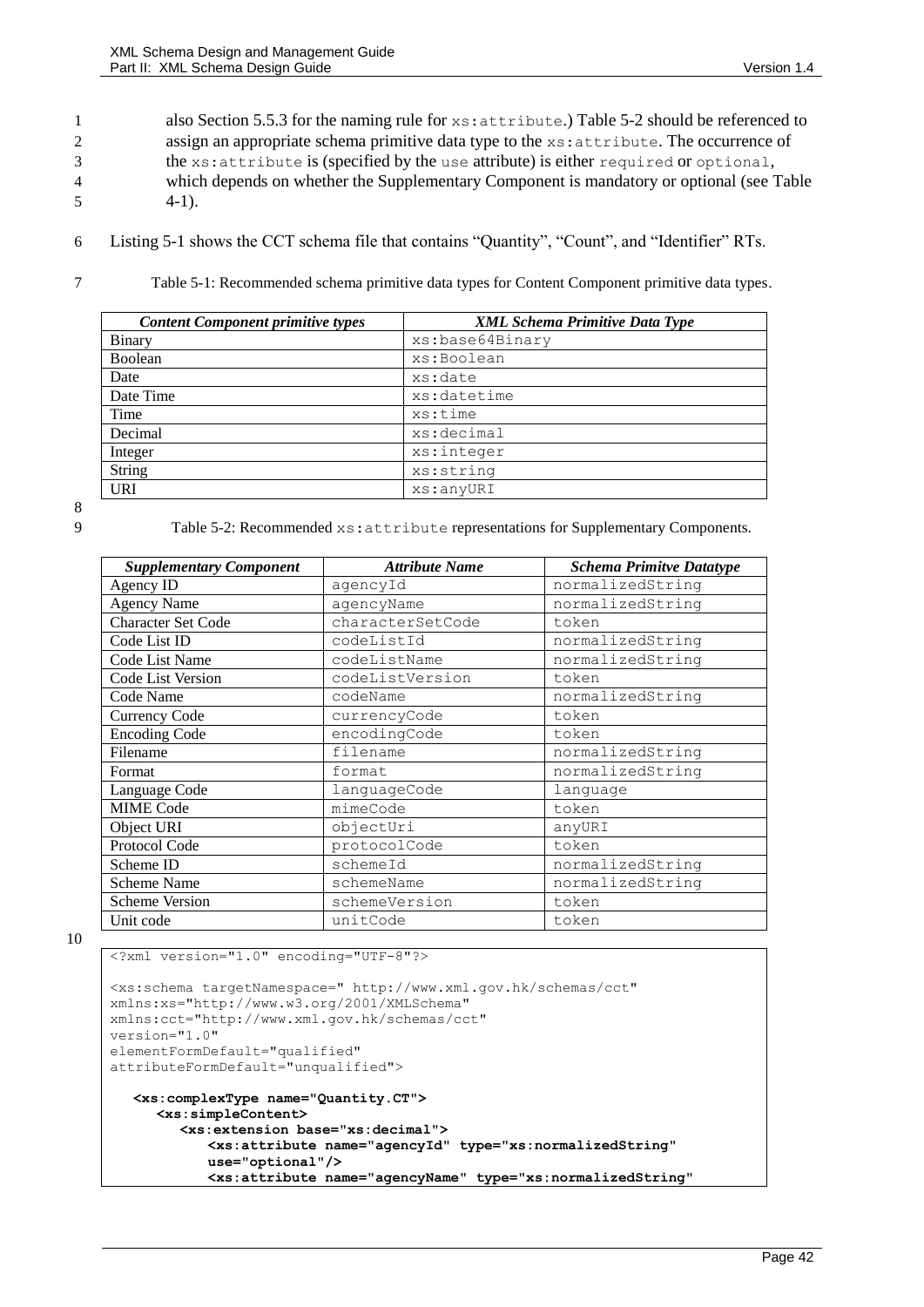also Section 5.5.3 for the naming rule for `xs:attribute`.) Table 5-2 should be referenced to assign an appropriate schema primitive data type to the `xs:attribute`. The occurrence of the `xs:attribute` is (specified by the `use` attribute) is either `required` or `optional`, which depends on whether the Supplementary Component is mandatory or optional (see Table 4-1).

Listing 5-1 shows the CCT schema file that contains "Quantity", "Count", and "Identifier" RTs.

Table 5-1: Recommended schema primitive data types for Content Component primitive data types.

| *Content Component primitive types* | *XML Schema Primitive Data Type* |
|---|---|
| Binary | `xs:base64Binary` |
| Boolean | `xs:Boolean` |
| Date | `xs:date` |
| Date Time | `xs:datetime` |
| Time | `xs:time` |
| Decimal | `xs:decimal` |
| Integer | `xs:integer` |
| String | `xs:string` |
| URI | `xs:anyURI` |

Table 5-2: Recommended `xs:attribute` representations for Supplementary Components.

| *Supplementary Component* | *Attribute Name* | *Schema Primitve Datatype* |
|---|---|---|
| Agency ID | `agencyId` | `normalizedString` |
| Agency Name | `agencyName` | `normalizedString` |
| Character Set Code | `characterSetCode` | `token` |
| Code List ID | `codeListId` | `normalizedString` |
| Code List Name | `codeListName` | `normalizedString` |
| Code List Version | `codeListVersion` | `token` |
| Code Name | `codeName` | `normalizedString` |
| Currency Code | `currencyCode` | `token` |
| Encoding Code | `encodingCode` | `token` |
| Filename | `filename` | `normalizedString` |
| Format | `format` | `normalizedString` |
| Language Code | `languageCode` | `language` |
| MIME Code | `mimeCode` | `token` |
| Object URI | `objectUri` | `anyURI` |
| Protocol Code | `protocolCode` | `token` |
| Scheme ID | `schemeId` | `normalizedString` |
| Scheme Name | `schemeName` | `normalizedString` |
| Scheme Version | `schemeVersion` | `token` |
| Unit code | `unitCode` | `token` |

```
<?xml version="1.0" encoding="UTF-8"?>

<xs:schema targetNamespace=" http://www.xml.gov.hk/schemas/cct"
xmlns:xs="http://www.w3.org/2001/XMLSchema"
xmlns:cct="http://www.xml.gov.hk/schemas/cct"
version="1.0"
elementFormDefault="qualified"
attributeFormDefault="unqualified">

   <xs:complexType name="Quantity.CT">
      <xs:simpleContent>
         <xs:extension base="xs:decimal">
            <xs:attribute name="agencyId" type="xs:normalizedString"
            use="optional"/>
            <xs:attribute name="agencyName" type="xs:normalizedString"
```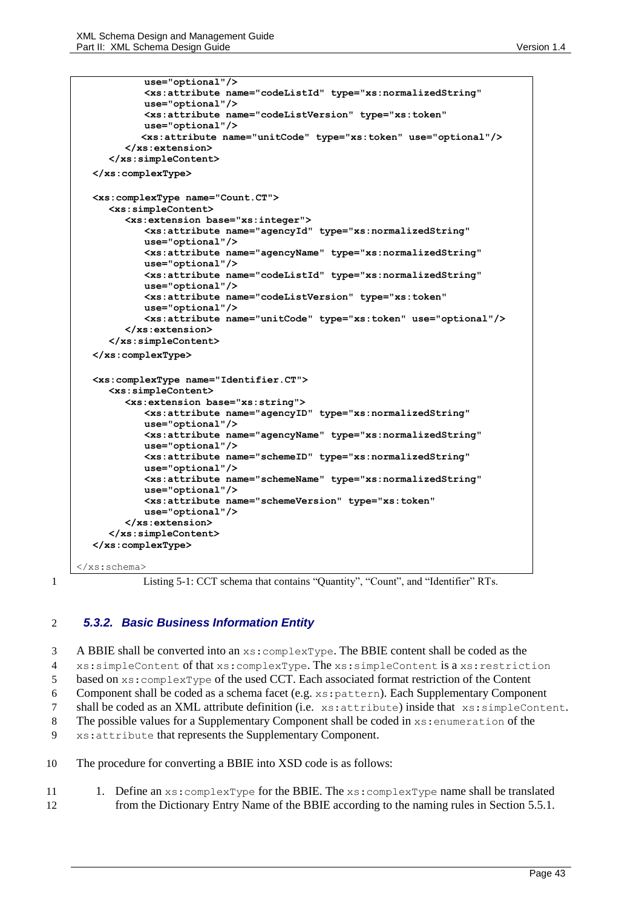```
            use="optional"/>
            <xs:attribute name="codeListId" type="xs:normalizedString"
            use="optional"/>
            <xs:attribute name="codeListVersion" type="xs:token"
            use="optional"/>
           <xs:attribute name="unitCode" type="xs:token" use="optional"/>
        </xs:extension>
     </xs:simpleContent>
  </xs:complexType>

  <xs:complexType name="Count.CT">
     <xs:simpleContent>
        <xs:extension base="xs:integer">
            <xs:attribute name="agencyId" type="xs:normalizedString"
            use="optional"/>
            <xs:attribute name="agencyName" type="xs:normalizedString"
            use="optional"/>
            <xs:attribute name="codeListId" type="xs:normalizedString"
            use="optional"/>
            <xs:attribute name="codeListVersion" type="xs:token"
            use="optional"/>
            <xs:attribute name="unitCode" type="xs:token" use="optional"/>
        </xs:extension>
     </xs:simpleContent>
  </xs:complexType>

  <xs:complexType name="Identifier.CT">
     <xs:simpleContent>
        <xs:extension base="xs:string">
            <xs:attribute name="agencyID" type="xs:normalizedString"
            use="optional"/>
            <xs:attribute name="agencyName" type="xs:normalizedString"
            use="optional"/>
            <xs:attribute name="schemeID" type="xs:normalizedString"
            use="optional"/>
            <xs:attribute name="schemeName" type="xs:normalizedString"
            use="optional"/>
            <xs:attribute name="schemeVersion" type="xs:token"
            use="optional"/>
        </xs:extension>
     </xs:simpleContent>
  </xs:complexType>

</xs:schema>
```

Listing 5-1: CCT schema that contains "Quantity", "Count", and "Identifier" RTs.

### 5.3.2. Basic Business Information Entity

A BBIE shall be converted into an `xs:complexType`. The BBIE content shall be coded as the `xs:simpleContent` of that `xs:complexType`. The `xs:simpleContent` is a `xs:restriction` based on `xs:complexType` of the used CCT. Each associated format restriction of the Content Component shall be coded as a schema facet (e.g. `xs:pattern`). Each Supplementary Component shall be coded as an XML attribute definition (i.e. `xs:attribute`) inside that `xs:simpleContent`. The possible values for a Supplementary Component shall be coded in `xs:enumeration` of the `xs:attribute` that represents the Supplementary Component.

The procedure for converting a BBIE into XSD code is as follows:

1. Define an `xs:complexType` for the BBIE. The `xs:complexType` name shall be translated from the Dictionary Entry Name of the BBIE according to the naming rules in Section 5.5.1.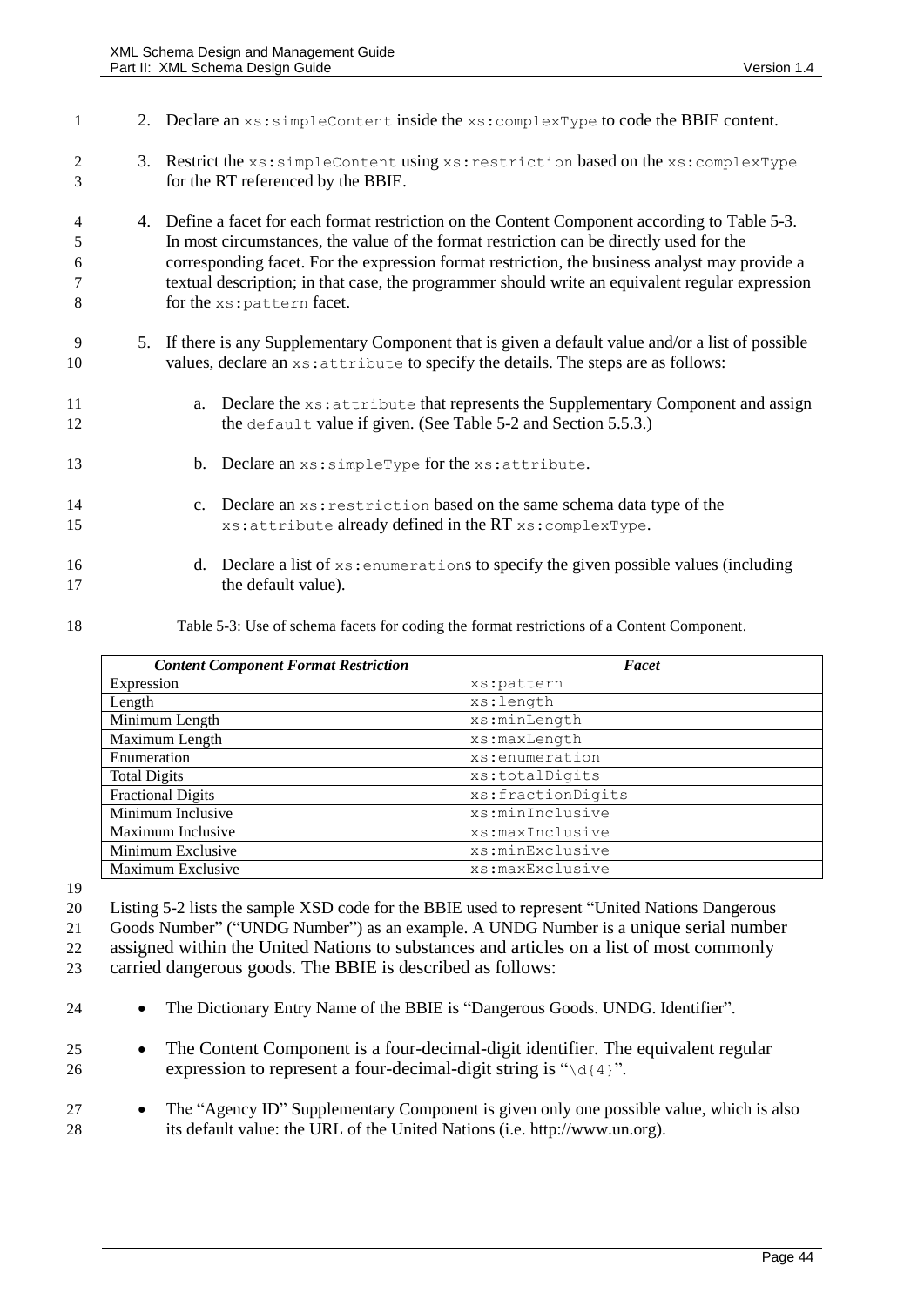2. Declare an `xs:simpleContent` inside the `xs:complexType` to code the BBIE content.

3. Restrict the `xs:simpleContent` using `xs:restriction` based on the `xs:complexType` for the RT referenced by the BBIE.

4. Define a facet for each format restriction on the Content Component according to Table 5-3. In most circumstances, the value of the format restriction can be directly used for the corresponding facet. For the expression format restriction, the business analyst may provide a textual description; in that case, the programmer should write an equivalent regular expression for the `xs:pattern` facet.

5. If there is any Supplementary Component that is given a default value and/or a list of possible values, declare an `xs:attribute` to specify the details. The steps are as follows:

   a. Declare the `xs:attribute` that represents the Supplementary Component and assign the `default` value if given. (See Table 5-2 and Section 5.5.3.)

   b. Declare an `xs:simpleType` for the `xs:attribute`.

   c. Declare an `xs:restriction` based on the same schema data type of the `xs:attribute` already defined in the RT `xs:complexType`.

   d. Declare a list of `xs:enumeration`s to specify the given possible values (including the default value).

Table 5-3: Use of schema facets for coding the format restrictions of a Content Component.

| *Content Component Format Restriction* | *Facet* |
|---|---|
| Expression | `xs:pattern` |
| Length | `xs:length` |
| Minimum Length | `xs:minLength` |
| Maximum Length | `xs:maxLength` |
| Enumeration | `xs:enumeration` |
| Total Digits | `xs:totalDigits` |
| Fractional Digits | `xs:fractionDigits` |
| Minimum Inclusive | `xs:minInclusive` |
| Maximum Inclusive | `xs:maxInclusive` |
| Minimum Exclusive | `xs:minExclusive` |
| Maximum Exclusive | `xs:maxExclusive` |

Listing 5-2 lists the sample XSD code for the BBIE used to represent "United Nations Dangerous Goods Number" ("UNDG Number") as an example. A UNDG Number is a unique serial number assigned within the United Nations to substances and articles on a list of most commonly carried dangerous goods. The BBIE is described as follows:

- The Dictionary Entry Name of the BBIE is "Dangerous Goods. UNDG. Identifier".
- The Content Component is a four-decimal-digit identifier. The equivalent regular expression to represent a four-decimal-digit string is "`\d{4}`".
- The "Agency ID" Supplementary Component is given only one possible value, which is also its default value: the URL of the United Nations (i.e. http://www.un.org).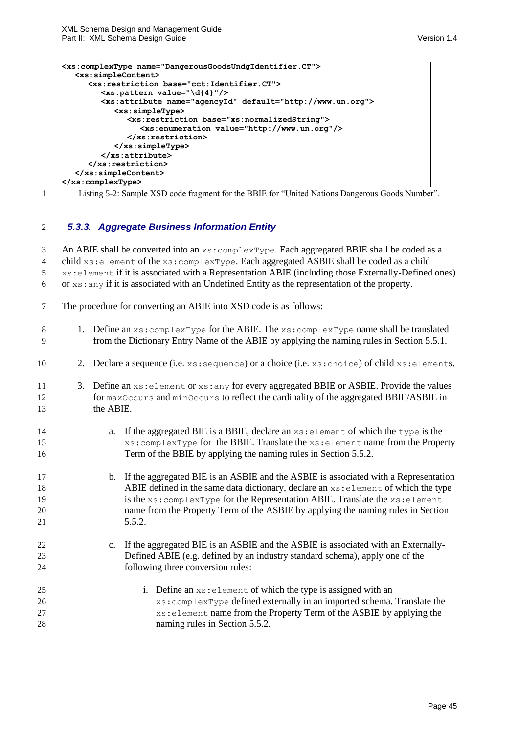```
<xs:complexType name="DangerousGoodsUndgIdentifier.CT">
   <xs:simpleContent>
      <xs:restriction base="cct:Identifier.CT">
         <xs:pattern value="\d{4}"/>
         <xs:attribute name="agencyId" default="http://www.un.org">
            <xs:simpleType>
               <xs:restriction base="xs:normalizedString">
                  <xs:enumeration value="http://www.un.org"/>
               </xs:restriction>
            </xs:simpleType>
         </xs:attribute>
      </xs:restriction>
   </xs:simpleContent>
</xs:complexType>
```

Listing 5-2: Sample XSD code fragment for the BBIE for "United Nations Dangerous Goods Number".

### 5.3.3. Aggregate Business Information Entity

An ABIE shall be converted into an `xs:complexType`. Each aggregated BBIE shall be coded as a child `xs:element` of the `xs:complexType`. Each aggregated ASBIE shall be coded as a child `xs:element` if it is associated with a Representation ABIE (including those Externally-Defined ones) or `xs:any` if it is associated with an Undefined Entity as the representation of the property.

The procedure for converting an ABIE into XSD code is as follows:

1. Define an `xs:complexType` for the ABIE. The `xs:complexType` name shall be translated from the Dictionary Entry Name of the ABIE by applying the naming rules in Section 5.5.1.
2. Declare a sequence (i.e. `xs:sequence`) or a choice (i.e. `xs:choice`) of child `xs:element`s.
3. Define an `xs:element` or `xs:any` for every aggregated BBIE or ASBIE. Provide the values for `maxOccurs` and `minOccurs` to reflect the cardinality of the aggregated BBIE/ASBIE in the ABIE.
   a. If the aggregated BIE is a BBIE, declare an `xs:element` of which the `type` is the `xs:complexType` for the BBIE. Translate the `xs:element` name from the Property Term of the BBIE by applying the naming rules in Section 5.5.2.
   b. If the aggregated BIE is an ASBIE and the ASBIE is associated with a Representation ABIE defined in the same data dictionary, declare an `xs:element` of which the type is the `xs:complexType` for the Representation ABIE. Translate the `xs:element` name from the Property Term of the ASBIE by applying the naming rules in Section 5.5.2.
   c. If the aggregated BIE is an ASBIE and the ASBIE is associated with an Externally-Defined ABIE (e.g. defined by an industry standard schema), apply one of the following three conversion rules:
      i. Define an `xs:element` of which the type is assigned with an `xs:complexType` defined externally in an imported schema. Translate the `xs:element` name from the Property Term of the ASBIE by applying the naming rules in Section 5.5.2.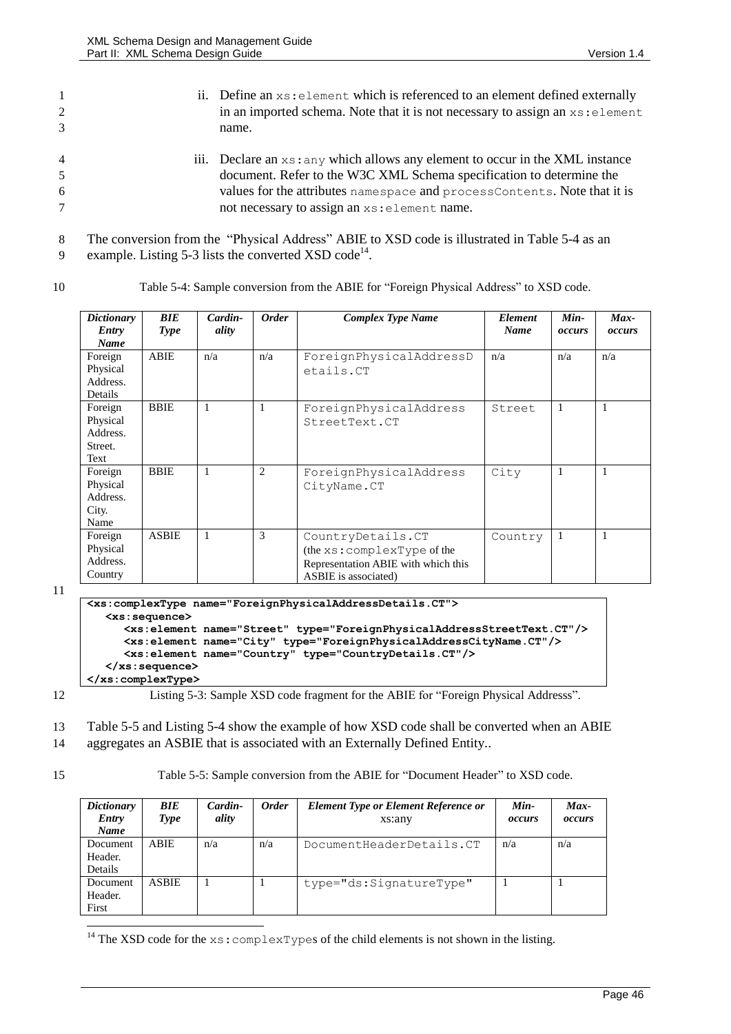ii. Define an `xs:element` which is referenced to an element defined externally in an imported schema. Note that it is not necessary to assign an `xs:element` name.

iii. Declare an `xs:any` which allows any element to occur in the XML instance document. Refer to the W3C XML Schema specification to determine the values for the attributes `namespace` and `processContents`. Note that it is not necessary to assign an `xs:element` name.

The conversion from the "Physical Address" ABIE to XSD code is illustrated in Table 5-4 as an example. Listing 5-3 lists the converted XSD code[14].

Table 5-4: Sample conversion from the ABIE for "Foreign Physical Address" to XSD code.

| *Dictionary Entry Name* | *BIE Type* | *Cardin-ality* | *Order* | *Complex Type Name* | *Element Name* | *Min-occurs* | *Max-occurs* |
|---|---|---|---|---|---|---|---|
| Foreign Physical Address. Details | ABIE | n/a | n/a | `ForeignPhysicalAddressDetails.CT` | n/a | n/a | n/a |
| Foreign Physical Address. Street. Text | BBIE | 1 | 1 | `ForeignPhysicalAddressStreetText.CT` | `Street` | 1 | 1 |
| Foreign Physical Address. City. Name | BBIE | 1 | 2 | `ForeignPhysicalAddressCityName.CT` | `City` | 1 | 1 |
| Foreign Physical Address. Country | ASBIE | 1 | 3 | `CountryDetails.CT` (the `xs:complexType` of the Representation ABIE with which this ASBIE is associated) | `Country` | 1 | 1 |

```
<xs:complexType name="ForeignPhysicalAddressDetails.CT">
   <xs:sequence>
      <xs:element name="Street" type="ForeignPhysicalAddressStreetText.CT"/>
      <xs:element name="City" type="ForeignPhysicalAddressCityName.CT"/>
      <xs:element name="Country" type="CountryDetails.CT"/>
   </xs:sequence>
</xs:complexType>
```

Listing 5-3: Sample XSD code fragment for the ABIE for "Foreign Physical Addresss".

Table 5-5 and Listing 5-4 show the example of how XSD code shall be converted when an ABIE aggregates an ASBIE that is associated with an Externally Defined Entity..

Table 5-5: Sample conversion from the ABIE for "Document Header" to XSD code.

| *Dictionary Entry Name* | *BIE Type* | *Cardin-ality* | *Order* | *Element Type or Element Reference or* xs:any | *Min-occurs* | *Max-occurs* |
|---|---|---|---|---|---|---|
| Document Header. Details | ABIE | n/a | n/a | `DocumentHeaderDetails.CT` | n/a | n/a |
| Document Header. First | ASBIE | 1 | 1 | `type="ds:SignatureType"` | 1 | 1 |

[14] The XSD code for the `xs:complexType`s of the child elements is not shown in the listing.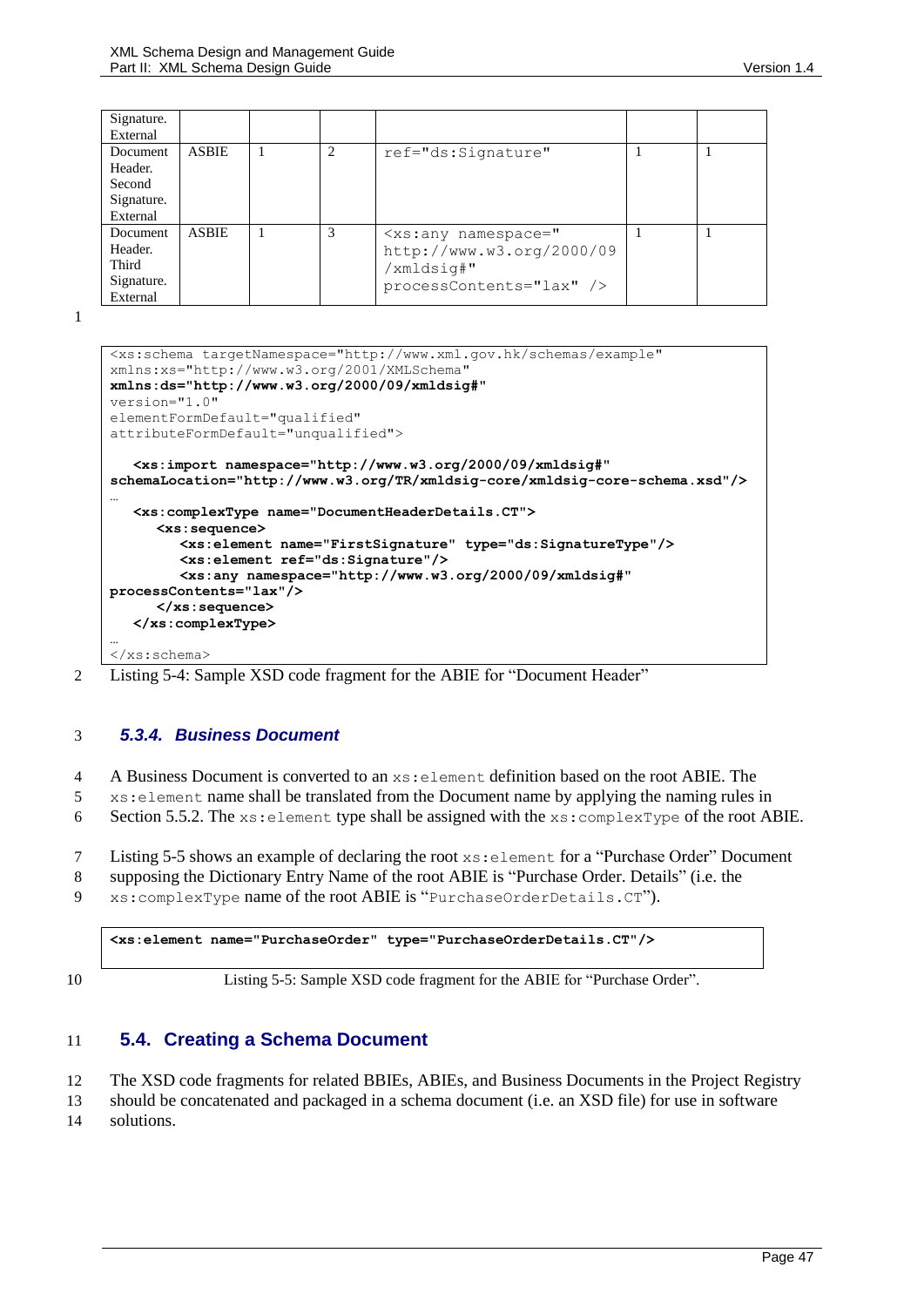| | | | | | | |
|---|---|---|---|---|---|---|
| Signature. External | | | | | | |
| Document Header. Second Signature. External | ASBIE | 1 | 2 | `ref="ds:Signature"` | 1 | 1 |
| Document Header. Third Signature. External | ASBIE | 1 | 3 | `<xs:any namespace="http://www.w3.org/2000/09/xmldsig#" processContents="lax" />` | 1 | 1 |

```
<xs:schema targetNamespace="http://www.xml.gov.hk/schemas/example"
xmlns:xs="http://www.w3.org/2001/XMLSchema"
xmlns:ds="http://www.w3.org/2000/09/xmldsig#"
version="1.0"
elementFormDefault="qualified"
attributeFormDefault="unqualified">

   <xs:import namespace="http://www.w3.org/2000/09/xmldsig#"
schemaLocation="http://www.w3.org/TR/xmldsig-core/xmldsig-core-schema.xsd"/>
…
   <xs:complexType name="DocumentHeaderDetails.CT">
      <xs:sequence>
         <xs:element name="FirstSignature" type="ds:SignatureType"/>
         <xs:element ref="ds:Signature"/>
         <xs:any namespace="http://www.w3.org/2000/09/xmldsig#"
processContents="lax"/>
      </xs:sequence>
   </xs:complexType>
…
</xs:schema>
```

Listing 5-4: Sample XSD code fragment for the ABIE for "Document Header"

### 5.3.4. Business Document

A Business Document is converted to an `xs:element` definition based on the root ABIE. The `xs:element` name shall be translated from the Document name by applying the naming rules in Section 5.5.2. The `xs:element` type shall be assigned with the `xs:complexType` of the root ABIE.

Listing 5-5 shows an example of declaring the root `xs:element` for a "Purchase Order" Document supposing the Dictionary Entry Name of the root ABIE is "Purchase Order. Details" (i.e. the `xs:complexType` name of the root ABIE is "`PurchaseOrderDetails.CT`").

```
<xs:element name="PurchaseOrder" type="PurchaseOrderDetails.CT"/>
```

Listing 5-5: Sample XSD code fragment for the ABIE for "Purchase Order".

## 5.4. Creating a Schema Document

The XSD code fragments for related BBIEs, ABIEs, and Business Documents in the Project Registry should be concatenated and packaged in a schema document (i.e. an XSD file) for use in software solutions.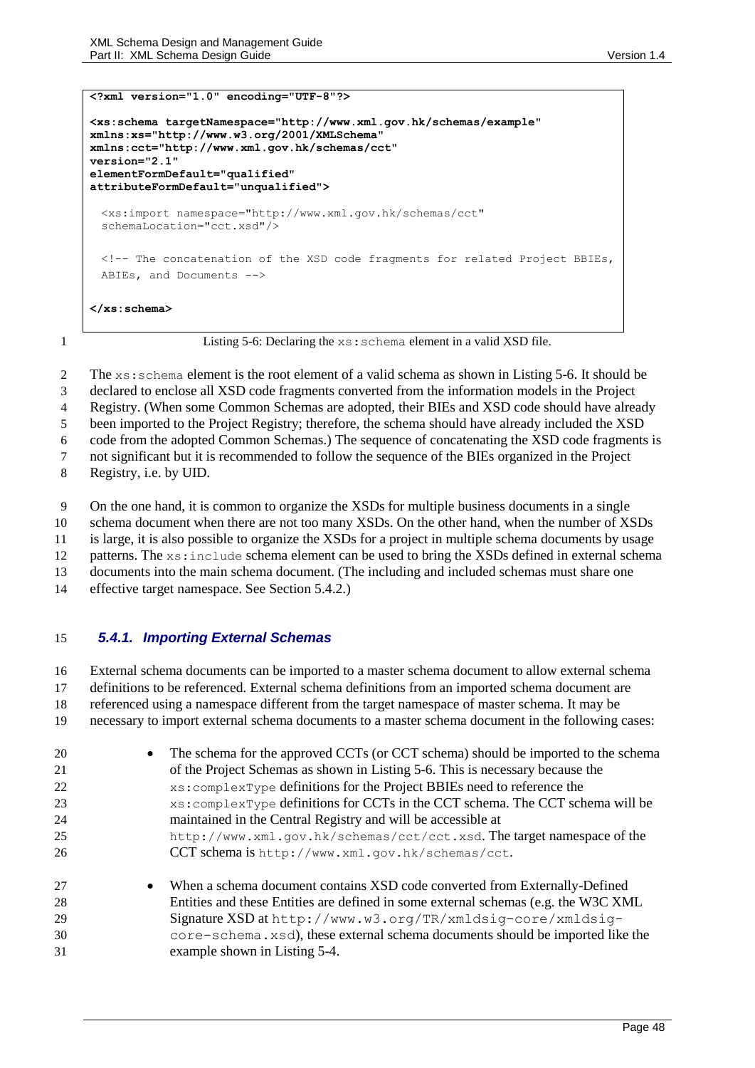```
<?xml version="1.0" encoding="UTF-8"?>

<xs:schema targetNamespace="http://www.xml.gov.hk/schemas/example"
xmlns:xs="http://www.w3.org/2001/XMLSchema"
xmlns:cct="http://www.xml.gov.hk/schemas/cct"
version="2.1"
elementFormDefault="qualified"
attributeFormDefault="unqualified">

  <xs:import namespace="http://www.xml.gov.hk/schemas/cct"
  schemaLocation="cct.xsd"/>

  <!-- The concatenation of the XSD code fragments for related Project BBIEs,
  ABIEs, and Documents -->

</xs:schema>
```

Listing 5-6: Declaring the `xs:schema` element in a valid XSD file.

The `xs:schema` element is the root element of a valid schema as shown in Listing 5-6. It should be declared to enclose all XSD code fragments converted from the information models in the Project Registry. (When some Common Schemas are adopted, their BIEs and XSD code should have already been imported to the Project Registry; therefore, the schema should have already included the XSD code from the adopted Common Schemas.) The sequence of concatenating the XSD code fragments is not significant but it is recommended to follow the sequence of the BIEs organized in the Project Registry, i.e. by UID.

On the one hand, it is common to organize the XSDs for multiple business documents in a single schema document when there are not too many XSDs. On the other hand, when the number of XSDs is large, it is also possible to organize the XSDs for a project in multiple schema documents by usage patterns. The `xs:include` schema element can be used to bring the XSDs defined in external schema documents into the main schema document. (The including and included schemas must share one effective target namespace. See Section 5.4.2.)

### *5.4.1. Importing External Schemas*

External schema documents can be imported to a master schema document to allow external schema definitions to be referenced. External schema definitions from an imported schema document are referenced using a namespace different from the target namespace of master schema. It may be necessary to import external schema documents to a master schema document in the following cases:

- The schema for the approved CCTs (or CCT schema) should be imported to the schema of the Project Schemas as shown in Listing 5-6. This is necessary because the `xs:complexType` definitions for the Project BBIEs need to reference the `xs:complexType` definitions for CCTs in the CCT schema. The CCT schema will be maintained in the Central Registry and will be accessible at `http://www.xml.gov.hk/schemas/cct/cct.xsd`. The target namespace of the CCT schema is `http://www.xml.gov.hk/schemas/cct`.

- When a schema document contains XSD code converted from Externally-Defined Entities and these Entities are defined in some external schemas (e.g. the W3C XML Signature XSD at `http://www.w3.org/TR/xmldsig-core/xmldsig-core-schema.xsd`), these external schema documents should be imported like the example shown in Listing 5-4.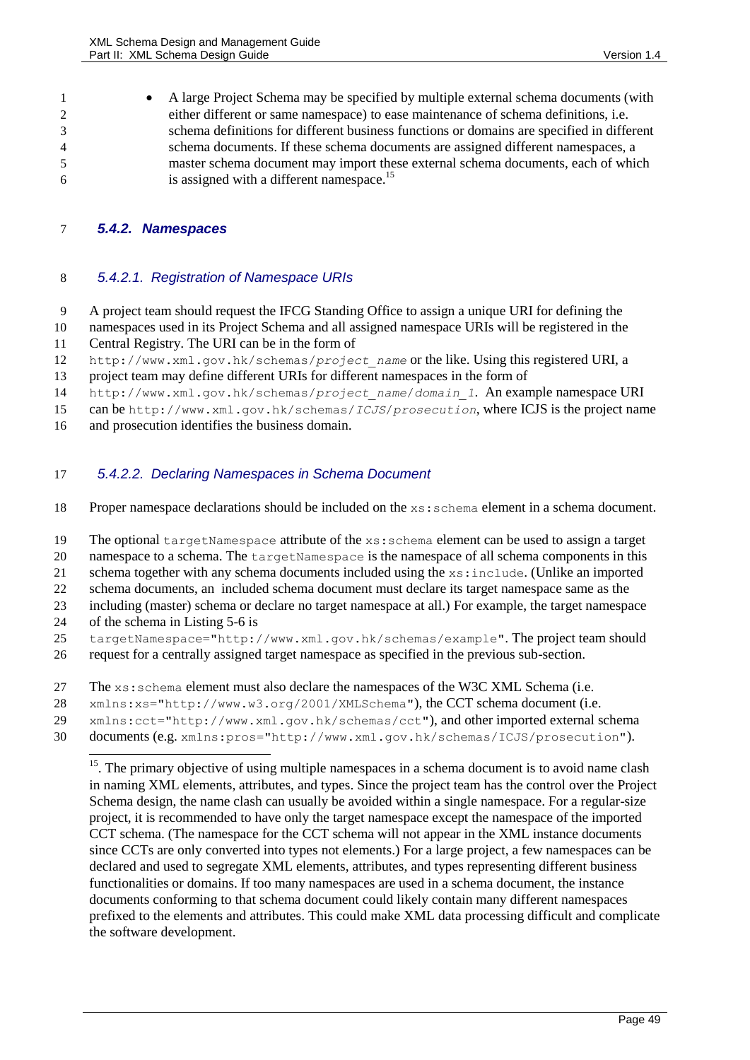- A large Project Schema may be specified by multiple external schema documents (with either different or same namespace) to ease maintenance of schema definitions, i.e. schema definitions for different business functions or domains are specified in different schema documents. If these schema documents are assigned different namespaces, a master schema document may import these external schema documents, each of which is assigned with a different namespace.[15]

### 5.4.2. Namespaces

#### 5.4.2.1. Registration of Namespace URIs

A project team should request the IFCG Standing Office to assign a unique URI for defining the namespaces used in its Project Schema and all assigned namespace URIs will be registered in the Central Registry. The URI can be in the form of `http://www.xml.gov.hk/schemas/`*`project_name`* or the like. Using this registered URI, a project team may define different URIs for different namespaces in the form of `http://www.xml.gov.hk/schemas/`*`project_name/domain_1`*. An example namespace URI can be `http://www.xml.gov.hk/schemas/`*`ICJS/prosecution`*, where ICJS is the project name and prosecution identifies the business domain.

#### 5.4.2.2. Declaring Namespaces in Schema Document

Proper namespace declarations should be included on the `xs:schema` element in a schema document.

The optional `targetNamespace` attribute of the `xs:schema` element can be used to assign a target namespace to a schema. The `targetNamespace` is the namespace of all schema components in this schema together with any schema documents included using the `xs:include`. (Unlike an imported schema documents, an included schema document must declare its target namespace same as the including (master) schema or declare no target namespace at all.) For example, the target namespace of the schema in Listing 5-6 is `targetNamespace="http://www.xml.gov.hk/schemas/example"`. The project team should request for a centrally assigned target namespace as specified in the previous sub-section.

The `xs:schema` element must also declare the namespaces of the W3C XML Schema (i.e. `xmlns:xs="http://www.w3.org/2001/XMLSchema"`), the CCT schema document (i.e. `xmlns:cct="http://www.xml.gov.hk/schemas/cct"`), and other imported external schema documents (e.g. `xmlns:pros="http://www.xml.gov.hk/schemas/ICJS/prosecution"`).

---

[15]. The primary objective of using multiple namespaces in a schema document is to avoid name clash in naming XML elements, attributes, and types. Since the project team has the control over the Project Schema design, the name clash can usually be avoided within a single namespace. For a regular-size project, it is recommended to have only the target namespace except the namespace of the imported CCT schema. (The namespace for the CCT schema will not appear in the XML instance documents since CCTs are only converted into types not elements.) For a large project, a few namespaces can be declared and used to segregate XML elements, attributes, and types representing different business functionalities or domains. If too many namespaces are used in a schema document, the instance documents conforming to that schema document could likely contain many different namespaces prefixed to the elements and attributes. This could make XML data processing difficult and complicate the software development.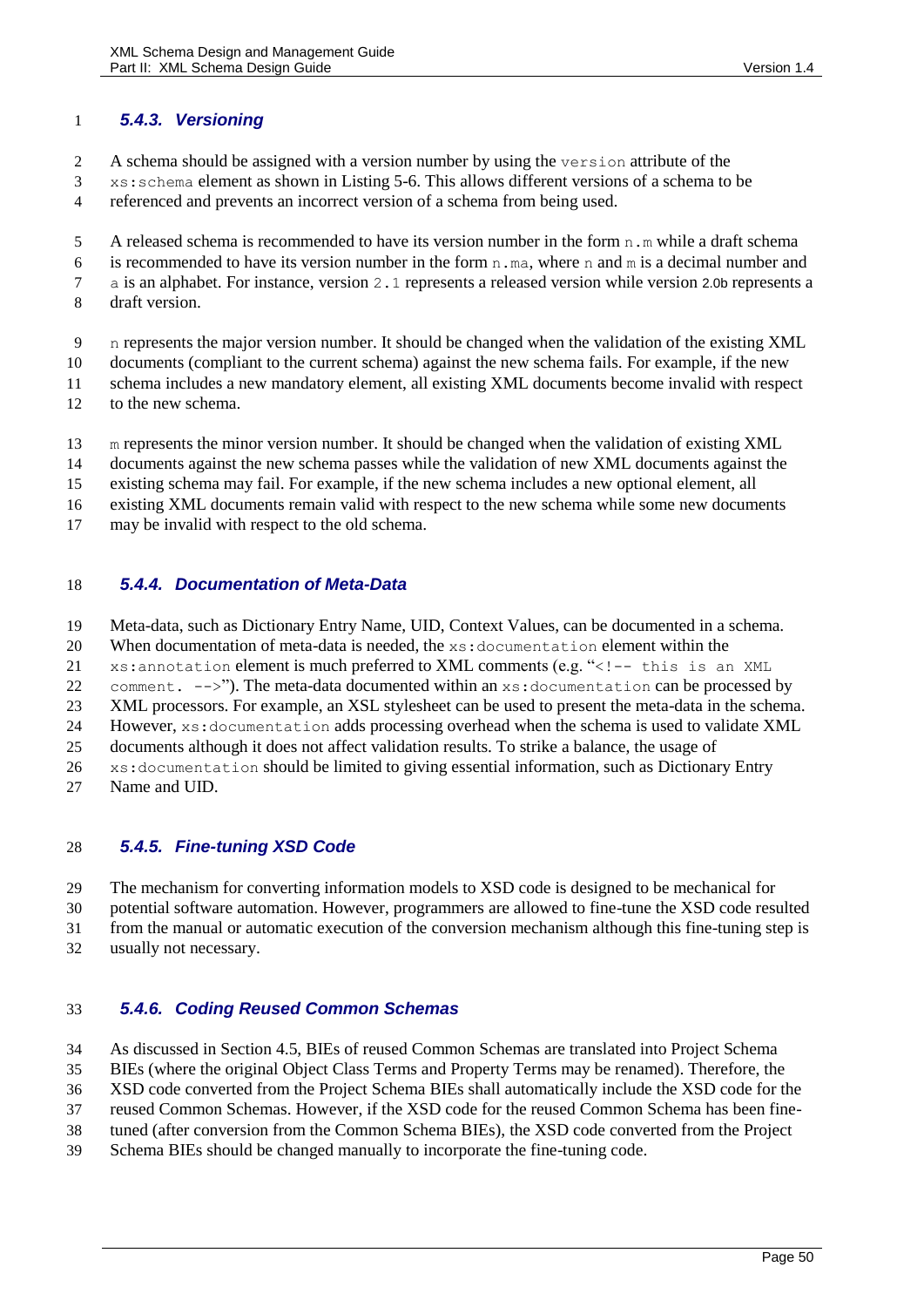### 5.4.3. Versioning

A schema should be assigned with a version number by using the `version` attribute of the `xs:schema` element as shown in Listing 5-6. This allows different versions of a schema to be referenced and prevents an incorrect version of a schema from being used.

A released schema is recommended to have its version number in the form `n.m` while a draft schema is recommended to have its version number in the form `n.ma`, where `n` and `m` is a decimal number and `a` is an alphabet. For instance, version `2.1` represents a released version while version `2.0b` represents a draft version.

`n` represents the major version number. It should be changed when the validation of the existing XML documents (compliant to the current schema) against the new schema fails. For example, if the new schema includes a new mandatory element, all existing XML documents become invalid with respect to the new schema.

`m` represents the minor version number. It should be changed when the validation of existing XML documents against the new schema passes while the validation of new XML documents against the existing schema may fail. For example, if the new schema includes a new optional element, all existing XML documents remain valid with respect to the new schema while some new documents may be invalid with respect to the old schema.

### 5.4.4. Documentation of Meta-Data

Meta-data, such as Dictionary Entry Name, UID, Context Values, can be documented in a schema. When documentation of meta-data is needed, the `xs:documentation` element within the `xs:annotation` element is much preferred to XML comments (e.g. "`<!-- this is an XML comment. -->`"). The meta-data documented within an `xs:documentation` can be processed by XML processors. For example, an XSL stylesheet can be used to present the meta-data in the schema. However, `xs:documentation` adds processing overhead when the schema is used to validate XML documents although it does not affect validation results. To strike a balance, the usage of `xs:documentation` should be limited to giving essential information, such as Dictionary Entry Name and UID.

### 5.4.5. Fine-tuning XSD Code

The mechanism for converting information models to XSD code is designed to be mechanical for potential software automation. However, programmers are allowed to fine-tune the XSD code resulted from the manual or automatic execution of the conversion mechanism although this fine-tuning step is usually not necessary.

### 5.4.6. Coding Reused Common Schemas

As discussed in Section 4.5, BIEs of reused Common Schemas are translated into Project Schema BIEs (where the original Object Class Terms and Property Terms may be renamed). Therefore, the XSD code converted from the Project Schema BIEs shall automatically include the XSD code for the reused Common Schemas. However, if the XSD code for the reused Common Schema has been fine-tuned (after conversion from the Common Schema BIEs), the XSD code converted from the Project Schema BIEs should be changed manually to incorporate the fine-tuning code.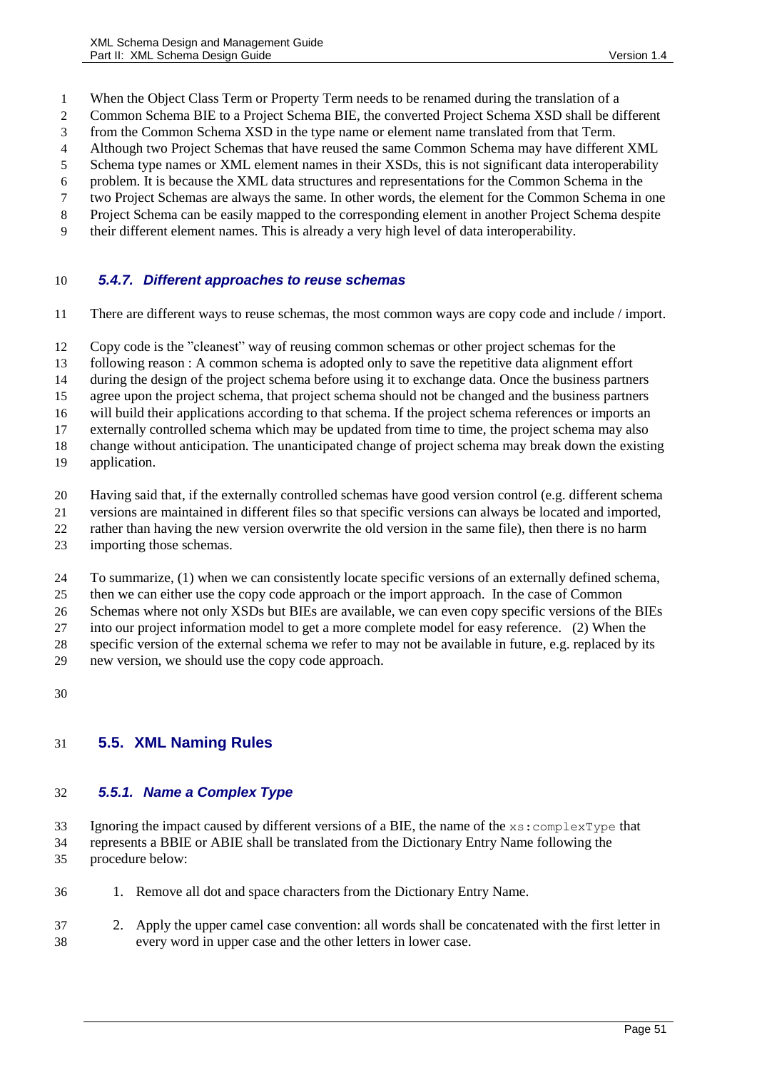When the Object Class Term or Property Term needs to be renamed during the translation of a Common Schema BIE to a Project Schema BIE, the converted Project Schema XSD shall be different from the Common Schema XSD in the type name or element name translated from that Term. Although two Project Schemas that have reused the same Common Schema may have different XML Schema type names or XML element names in their XSDs, this is not significant data interoperability problem. It is because the XML data structures and representations for the Common Schema in the two Project Schemas are always the same. In other words, the element for the Common Schema in one Project Schema can be easily mapped to the corresponding element in another Project Schema despite their different element names. This is already a very high level of data interoperability.

### *5.4.7. Different approaches to reuse schemas*

There are different ways to reuse schemas, the most common ways are copy code and include / import.

Copy code is the "cleanest" way of reusing common schemas or other project schemas for the following reason : A common schema is adopted only to save the repetitive data alignment effort during the design of the project schema before using it to exchange data. Once the business partners agree upon the project schema, that project schema should not be changed and the business partners will build their applications according to that schema. If the project schema references or imports an externally controlled schema which may be updated from time to time, the project schema may also change without anticipation. The unanticipated change of project schema may break down the existing application.

Having said that, if the externally controlled schemas have good version control (e.g. different schema versions are maintained in different files so that specific versions can always be located and imported, rather than having the new version overwrite the old version in the same file), then there is no harm importing those schemas.

To summarize, (1) when we can consistently locate specific versions of an externally defined schema, then we can either use the copy code approach or the import approach. In the case of Common Schemas where not only XSDs but BIEs are available, we can even copy specific versions of the BIEs into our project information model to get a more complete model for easy reference. (2) When the specific version of the external schema we refer to may not be available in future, e.g. replaced by its new version, we should use the copy code approach.

## 5.5. XML Naming Rules

### *5.5.1. Name a Complex Type*

Ignoring the impact caused by different versions of a BIE, the name of the `xs:complexType` that represents a BBIE or ABIE shall be translated from the Dictionary Entry Name following the procedure below:

1. Remove all dot and space characters from the Dictionary Entry Name.
2. Apply the upper camel case convention: all words shall be concatenated with the first letter in every word in upper case and the other letters in lower case.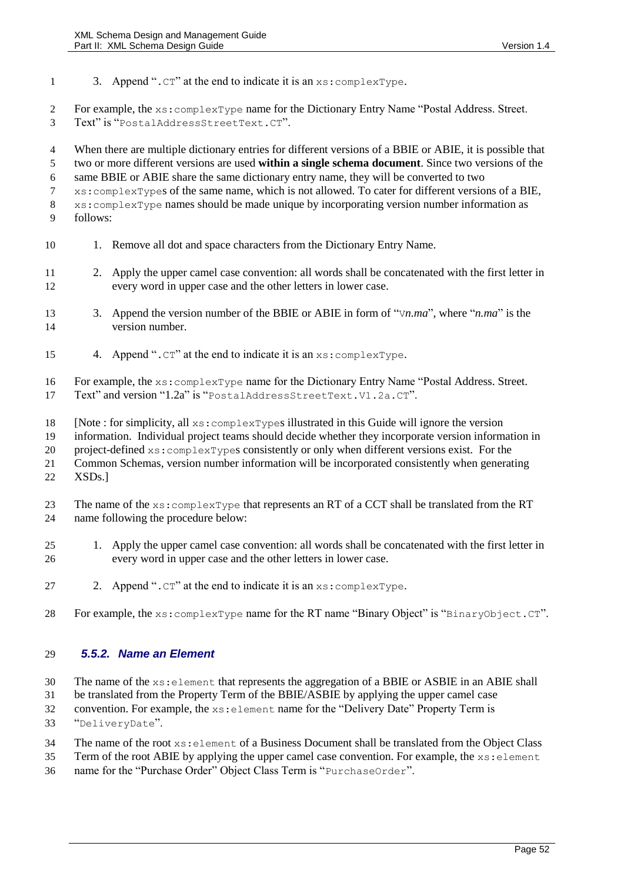3. Append "`.CT`" at the end to indicate it is an `xs:complexType`.

For example, the `xs:complexType` name for the Dictionary Entry Name "Postal Address. Street. Text" is "`PostalAddressStreetText.CT`".

When there are multiple dictionary entries for different versions of a BBIE or ABIE, it is possible that two or more different versions are used **within a single schema document**. Since two versions of the same BBIE or ABIE share the same dictionary entry name, they will be converted to two `xs:complexType`s of the same name, which is not allowed. To cater for different versions of a BIE, `xs:complexType` names should be made unique by incorporating version number information as follows:

1. Remove all dot and space characters from the Dictionary Entry Name.
2. Apply the upper camel case convention: all words shall be concatenated with the first letter in every word in upper case and the other letters in lower case.
3. Append the version number of the BBIE or ABIE in form of "`V`*n.ma*", where "*n.ma*" is the version number.
4. Append "`.CT`" at the end to indicate it is an `xs:complexType`.

For example, the `xs:complexType` name for the Dictionary Entry Name "Postal Address. Street. Text" and version "1.2a" is "`PostalAddressStreetText.V1.2a.CT`".

[Note : for simplicity, all `xs:complexType`s illustrated in this Guide will ignore the version information. Individual project teams should decide whether they incorporate version information in project-defined `xs:complexType`s consistently or only when different versions exist. For the Common Schemas, version number information will be incorporated consistently when generating XSDs.]

The name of the `xs:complexType` that represents an RT of a CCT shall be translated from the RT name following the procedure below:

1. Apply the upper camel case convention: all words shall be concatenated with the first letter in every word in upper case and the other letters in lower case.
2. Append "`.CT`" at the end to indicate it is an `xs:complexType`.

For example, the `xs:complexType` name for the RT name "Binary Object" is "`BinaryObject.CT`".

### *5.5.2. Name an Element*

The name of the `xs:element` that represents the aggregation of a BBIE or ASBIE in an ABIE shall be translated from the Property Term of the BBIE/ASBIE by applying the upper camel case convention. For example, the `xs:element` name for the "Delivery Date" Property Term is "`DeliveryDate`".

The name of the root `xs:element` of a Business Document shall be translated from the Object Class Term of the root ABIE by applying the upper camel case convention. For example, the `xs:element` name for the "Purchase Order" Object Class Term is "`PurchaseOrder`".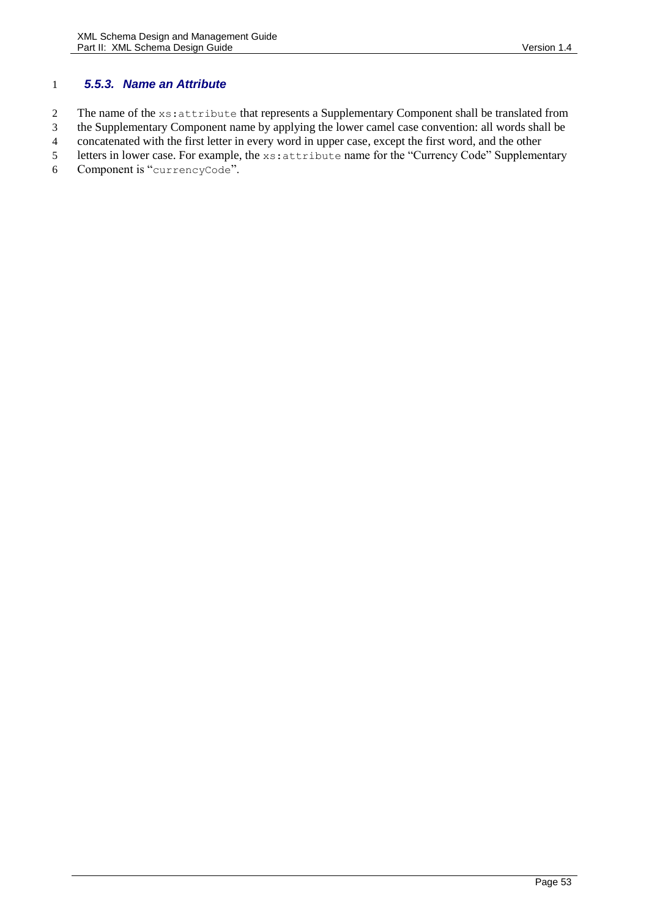### *5.5.3. Name an Attribute*

The name of the `xs:attribute` that represents a Supplementary Component shall be translated from the Supplementary Component name by applying the lower camel case convention: all words shall be concatenated with the first letter in every word in upper case, except the first word, and the other letters in lower case. For example, the `xs:attribute` name for the "Currency Code" Supplementary Component is "`currencyCode`".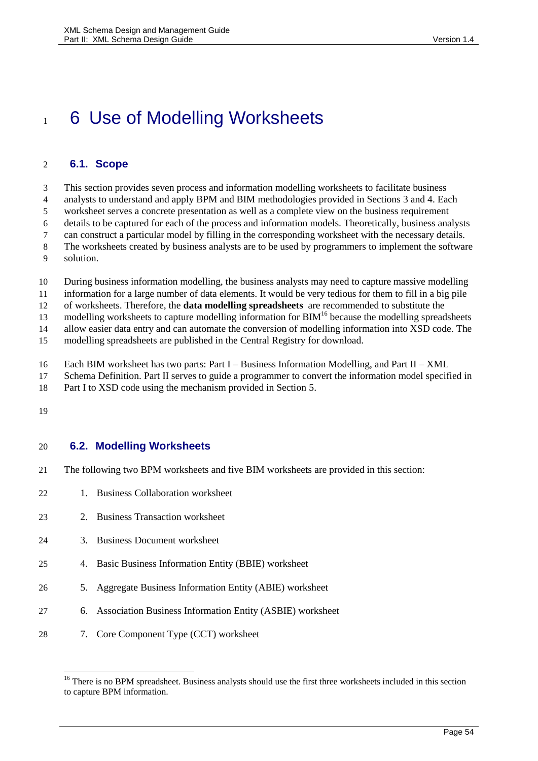# 6 Use of Modelling Worksheets

## 6.1. Scope

This section provides seven process and information modelling worksheets to facilitate business analysts to understand and apply BPM and BIM methodologies provided in Sections 3 and 4. Each worksheet serves a concrete presentation as well as a complete view on the business requirement details to be captured for each of the process and information models. Theoretically, business analysts can construct a particular model by filling in the corresponding worksheet with the necessary details. The worksheets created by business analysts are to be used by programmers to implement the software solution.

During business information modelling, the business analysts may need to capture massive modelling information for a large number of data elements. It would be very tedious for them to fill in a big pile of worksheets. Therefore, the **data modelling spreadsheets** are recommended to substitute the modelling worksheets to capture modelling information for BIM[16] because the modelling spreadsheets allow easier data entry and can automate the conversion of modelling information into XSD code. The modelling spreadsheets are published in the Central Registry for download.

Each BIM worksheet has two parts: Part I – Business Information Modelling, and Part II – XML Schema Definition. Part II serves to guide a programmer to convert the information model specified in Part I to XSD code using the mechanism provided in Section 5.

## 6.2. Modelling Worksheets

The following two BPM worksheets and five BIM worksheets are provided in this section:

1. Business Collaboration worksheet
2. Business Transaction worksheet
3. Business Document worksheet
4. Basic Business Information Entity (BBIE) worksheet
5. Aggregate Business Information Entity (ABIE) worksheet
6. Association Business Information Entity (ASBIE) worksheet
7. Core Component Type (CCT) worksheet

[16] There is no BPM spreadsheet. Business analysts should use the first three worksheets included in this section to capture BPM information.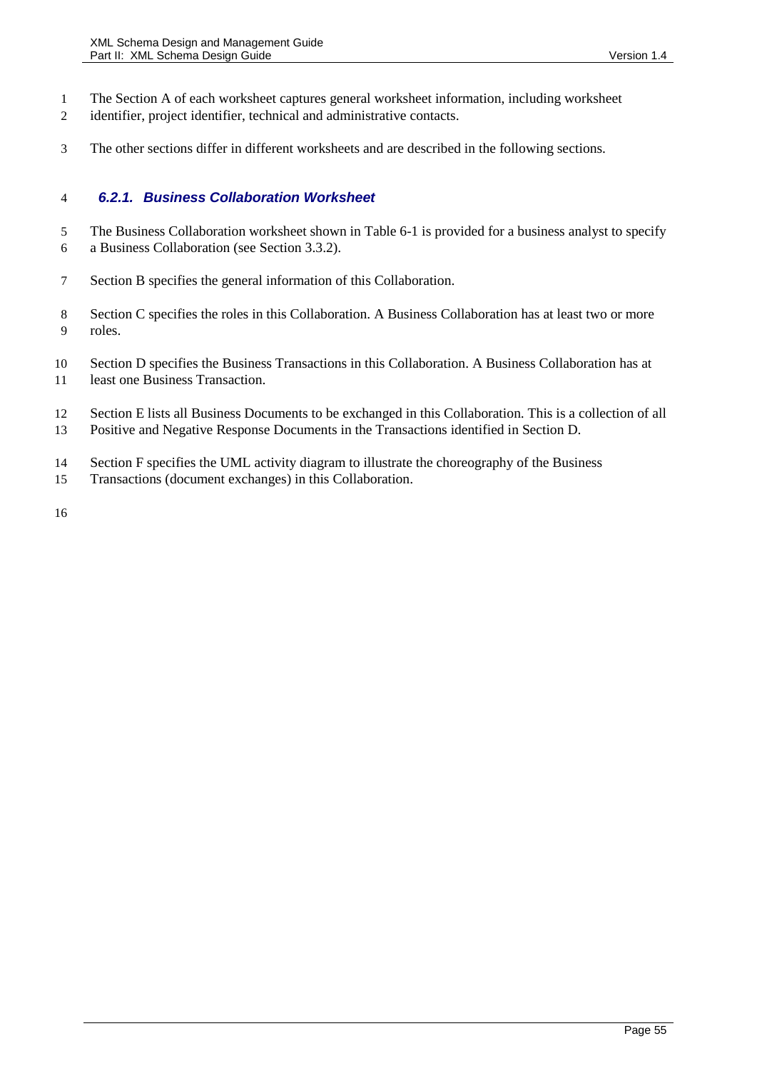The Section A of each worksheet captures general worksheet information, including worksheet identifier, project identifier, technical and administrative contacts.

The other sections differ in different worksheets and are described in the following sections.

### *6.2.1. Business Collaboration Worksheet*

The Business Collaboration worksheet shown in Table 6-1 is provided for a business analyst to specify a Business Collaboration (see Section 3.3.2).

Section B specifies the general information of this Collaboration.

Section C specifies the roles in this Collaboration. A Business Collaboration has at least two or more roles.

Section D specifies the Business Transactions in this Collaboration. A Business Collaboration has at least one Business Transaction.

Section E lists all Business Documents to be exchanged in this Collaboration. This is a collection of all Positive and Negative Response Documents in the Transactions identified in Section D.

Section F specifies the UML activity diagram to illustrate the choreography of the Business Transactions (document exchanges) in this Collaboration.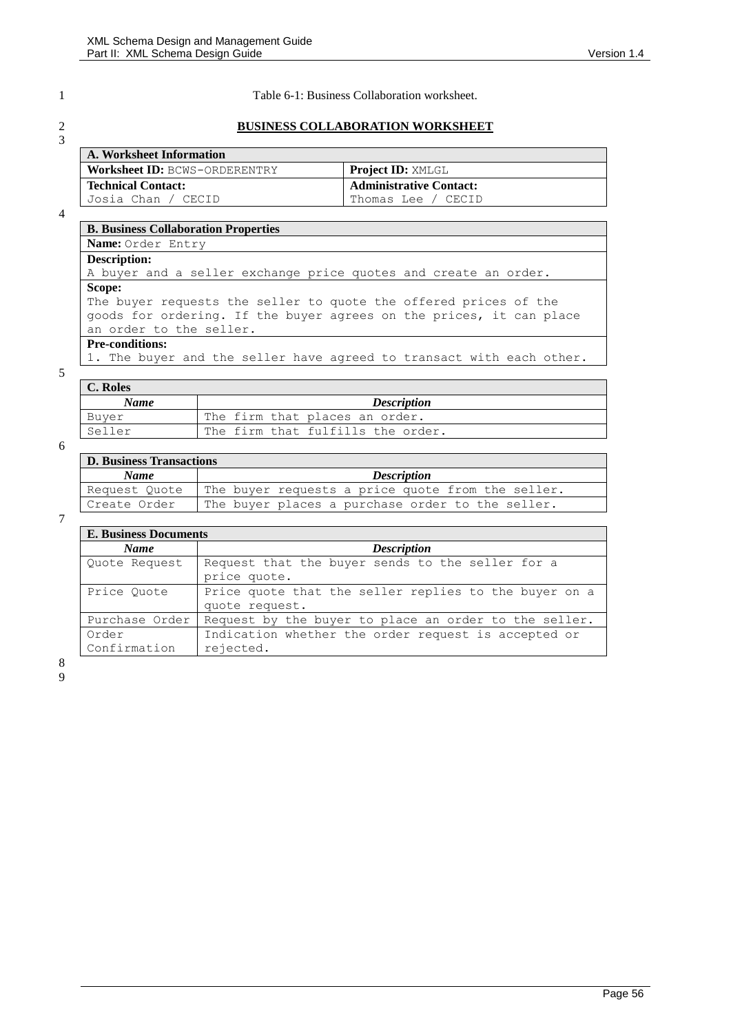Table 6-1: Business Collaboration worksheet.

**BUSINESS COLLABORATION WORKSHEET**

| **A. Worksheet Information** | |
|---|---|
| **Worksheet ID:** BCWS-ORDERENTRY | **Project ID:** XMLGL |
| **Technical Contact:** Josia Chan / CECID | **Administrative Contact:** Thomas Lee / CECID |

| **B. Business Collaboration Properties** |
|---|
| **Name:** Order Entry |
| **Description:** A buyer and a seller exchange price quotes and create an order. |
| **Scope:** The buyer requests the seller to quote the offered prices of the goods for ordering. If the buyer agrees on the prices, it can place an order to the seller. |
| **Pre-conditions:** 1. The buyer and the seller have agreed to transact with each other. |

| **C. Roles** | |
|---|---|
| ***Name*** | ***Description*** |
| Buyer | The firm that places an order. |
| Seller | The firm that fulfills the order. |

| **D. Business Transactions** | |
|---|---|
| ***Name*** | ***Description*** |
| Request Quote | The buyer requests a price quote from the seller. |
| Create Order | The buyer places a purchase order to the seller. |

| **E. Business Documents** | |
|---|---|
| ***Name*** | ***Description*** |
| Quote Request | Request that the buyer sends to the seller for a price quote. |
| Price Quote | Price quote that the seller replies to the buyer on a quote request. |
| Purchase Order | Request by the buyer to place an order to the seller. |
| Order Confirmation | Indication whether the order request is accepted or rejected. |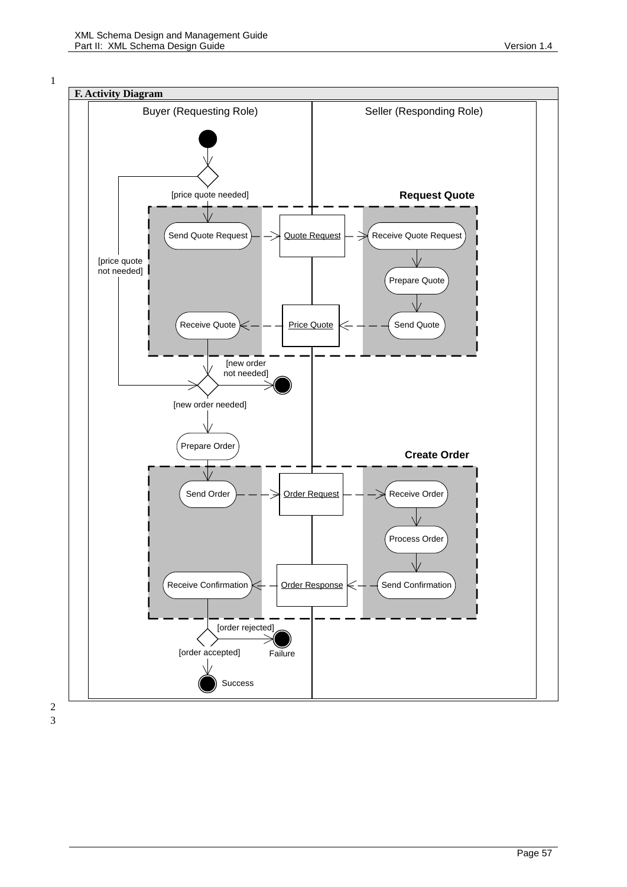**F. Activity Diagram**

Buyer (Requesting Role)

Seller (Responding Role)

[price quote needed]

Request Quote

Send Quote Request

Quote Request

Receive Quote Request

[price quote not needed]

Prepare Quote

Receive Quote

Price Quote

Send Quote

[new order not needed]

[new order needed]

Prepare Order

Create Order

Send Order

Order Request

Receive Order

Process Order

Receive Confirmation

Order Response

Send Confirmation

[order rejected]

[order accepted]

Failure

Success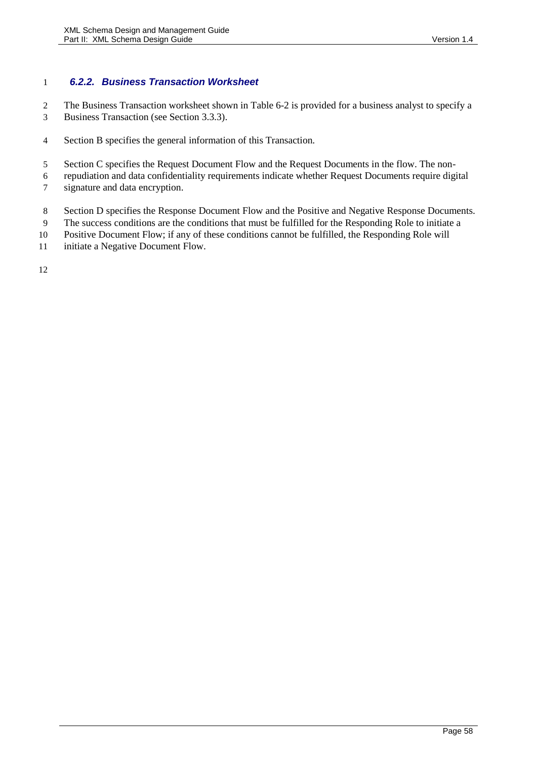### *6.2.2. Business Transaction Worksheet*

The Business Transaction worksheet shown in Table 6-2 is provided for a business analyst to specify a Business Transaction (see Section 3.3.3).

Section B specifies the general information of this Transaction.

Section C specifies the Request Document Flow and the Request Documents in the flow. The non-repudiation and data confidentiality requirements indicate whether Request Documents require digital signature and data encryption.

Section D specifies the Response Document Flow and the Positive and Negative Response Documents. The success conditions are the conditions that must be fulfilled for the Responding Role to initiate a Positive Document Flow; if any of these conditions cannot be fulfilled, the Responding Role will initiate a Negative Document Flow.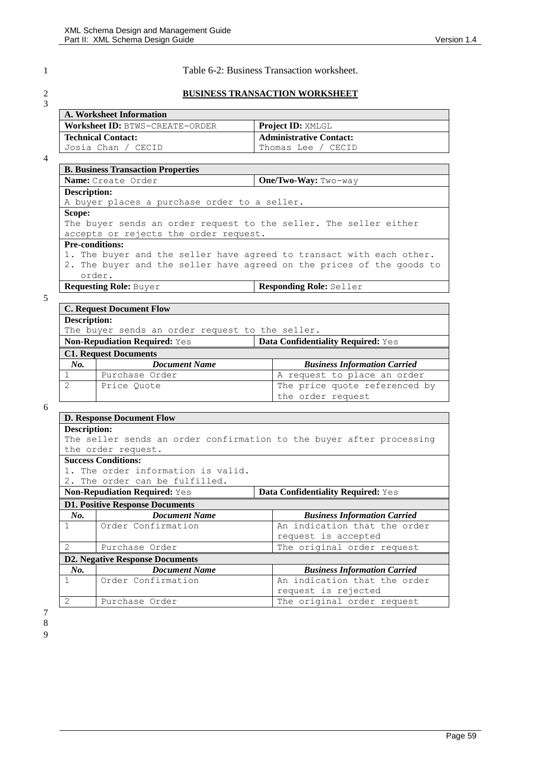Table 6-2: Business Transaction worksheet.

**BUSINESS TRANSACTION WORKSHEET**

| **A. Worksheet Information** | |
|---|---|
| **Worksheet ID:** BTWS-CREATE-ORDER | **Project ID:** XMLGL |
| **Technical Contact:** Josia Chan / CECID | **Administrative Contact:** Thomas Lee / CECID |

| **B. Business Transaction Properties** | |
|---|---|
| **Name:** Create Order | **One/Two-Way:** Two-way |
| **Description:** A buyer places a purchase order to a seller. | |
| **Scope:** The buyer sends an order request to the seller. The seller either accepts or rejects the order request. | |
| **Pre-conditions:** 1. The buyer and the seller have agreed to transact with each other. 2. The buyer and the seller have agreed on the prices of the goods to order. | |
| **Requesting Role:** Buyer | **Responding Role:** Seller |

| **C. Request Document Flow** | | |
|---|---|---|
| **Description:** The buyer sends an order request to the seller. | | |
| **Non-Repudiation Required:** Yes | | **Data Confidentiality Required:** Yes |
| **C1. Request Documents** | | |
| ***No.*** | ***Document Name*** | ***Business Information Carried*** |
| 1 | Purchase Order | A request to place an order |
| 2 | Price Quote | The price quote referenced by the order request |

| **D. Response Document Flow** | | |
|---|---|---|
| **Description:** The seller sends an order confirmation to the buyer after processing the order request. | | |
| **Success Conditions:** 1. The order information is valid. 2. The order can be fulfilled. | | |
| **Non-Repudiation Required:** Yes | | **Data Confidentiality Required:** Yes |
| **D1. Positive Response Documents** | | |
| ***No.*** | ***Document Name*** | ***Business Information Carried*** |
| 1 | Order Confirmation | An indication that the order request is accepted |
| 2 | Purchase Order | The original order request |
| **D2. Negative Response Documents** | | |
| ***No.*** | ***Document Name*** | ***Business Information Carried*** |
| 1 | Order Confirmation | An indication that the order request is rejected |
| 2 | Purchase Order | The original order request |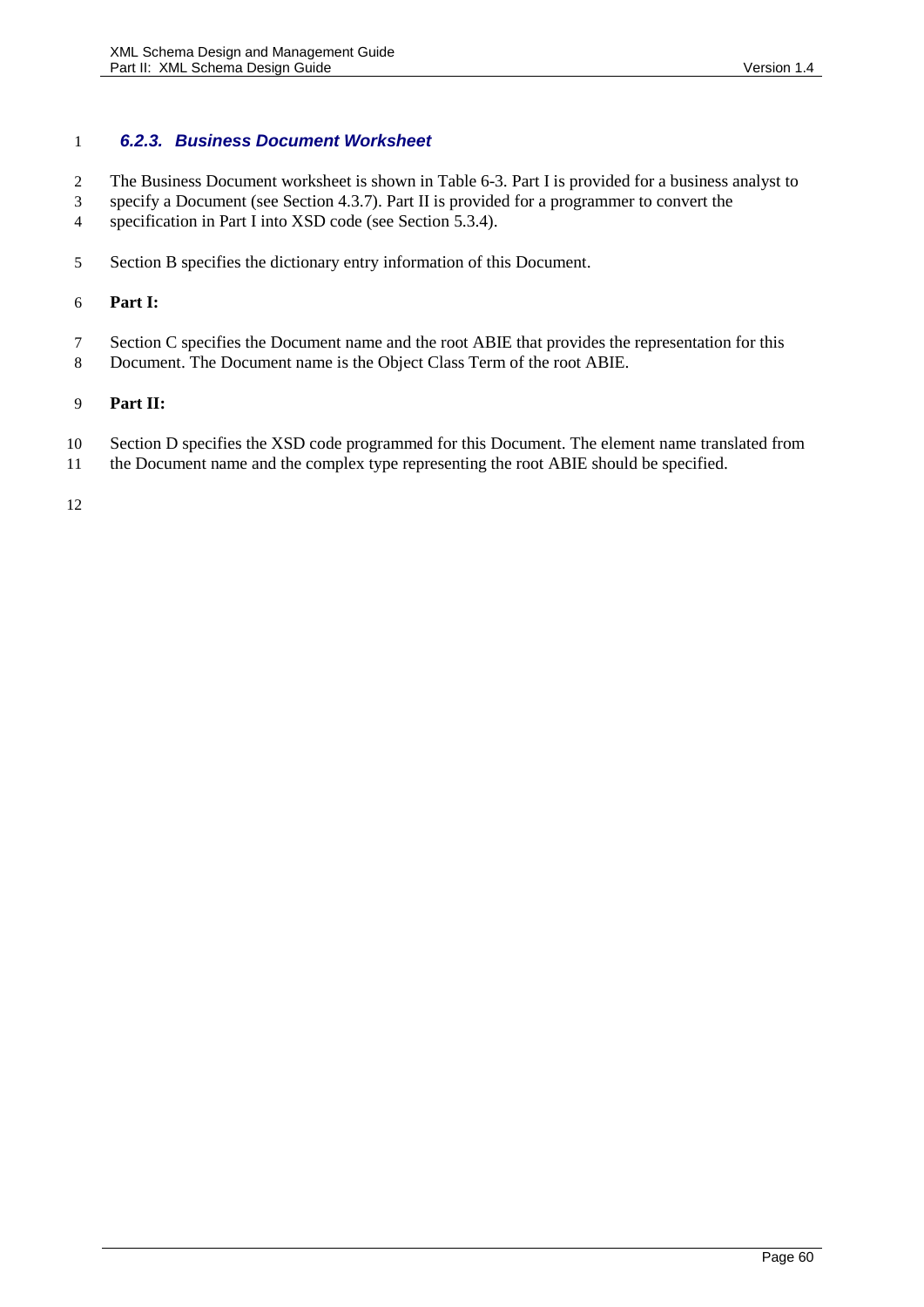### 6.2.3. Business Document Worksheet

The Business Document worksheet is shown in Table 6-3. Part I is provided for a business analyst to specify a Document (see Section 4.3.7). Part II is provided for a programmer to convert the specification in Part I into XSD code (see Section 5.3.4).

Section B specifies the dictionary entry information of this Document.

**Part I:**

Section C specifies the Document name and the root ABIE that provides the representation for this Document. The Document name is the Object Class Term of the root ABIE.

**Part II:**

Section D specifies the XSD code programmed for this Document. The element name translated from the Document name and the complex type representing the root ABIE should be specified.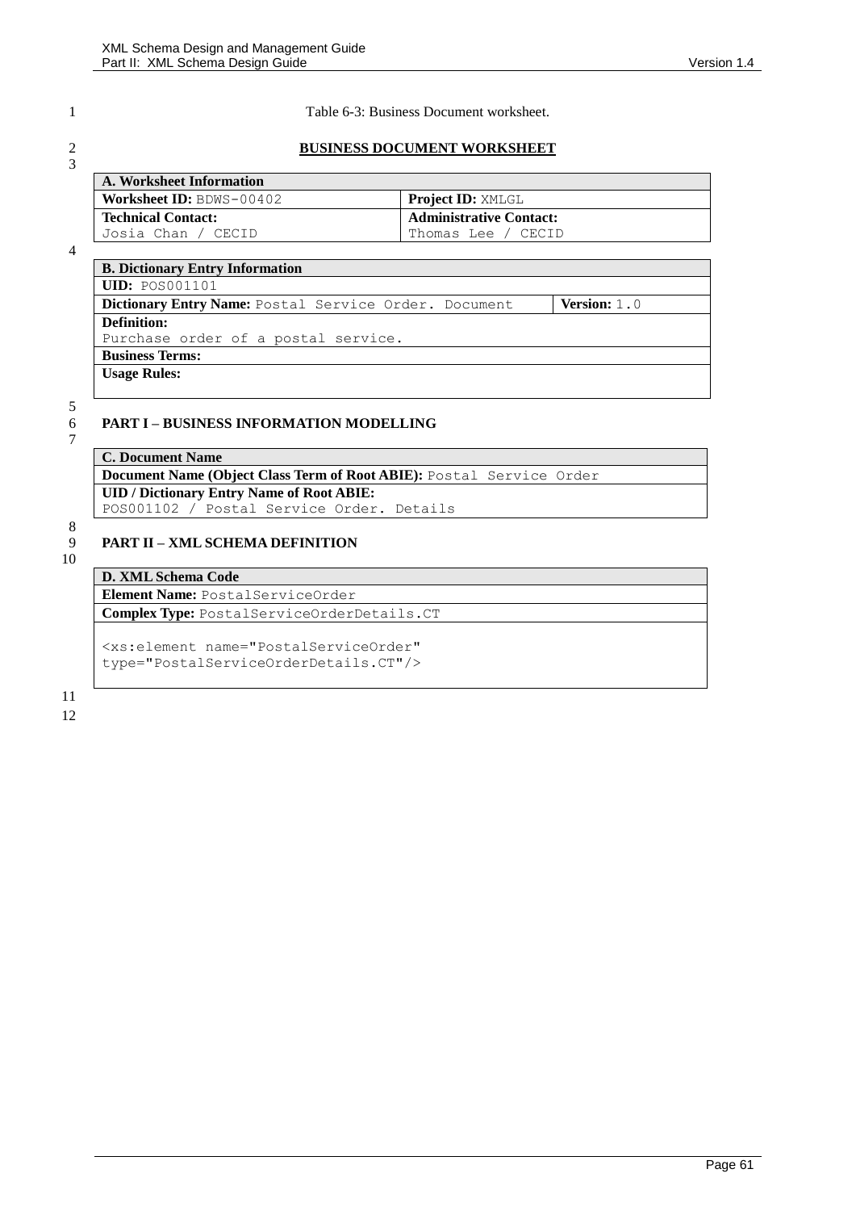Table 6-3: Business Document worksheet.

**BUSINESS DOCUMENT WORKSHEET**

| A. Worksheet Information | |
|---|---|
| **Worksheet ID:** BDWS-00402 | **Project ID:** XMLGL |
| **Technical Contact:** Josia Chan / CECID | **Administrative Contact:** Thomas Lee / CECID |

| B. Dictionary Entry Information | |
|---|---|
| **UID:** POS001101 | |
| **Dictionary Entry Name:** Postal Service Order. Document | **Version:** 1.0 |
| **Definition:** Purchase order of a postal service. | |
| **Business Terms:** | |
| **Usage Rules:** | |

## PART I – BUSINESS INFORMATION MODELLING

| C. Document Name |
|---|
| **Document Name (Object Class Term of Root ABIE):** Postal Service Order |
| **UID / Dictionary Entry Name of Root ABIE:** POS001102 / Postal Service Order. Details |

## PART II – XML SCHEMA DEFINITION

| D. XML Schema Code |
|---|
| **Element Name:** PostalServiceOrder |
| **Complex Type:** PostalServiceOrderDetails.CT |

```
<xs:element name="PostalServiceOrder"
type="PostalServiceOrderDetails.CT"/>
```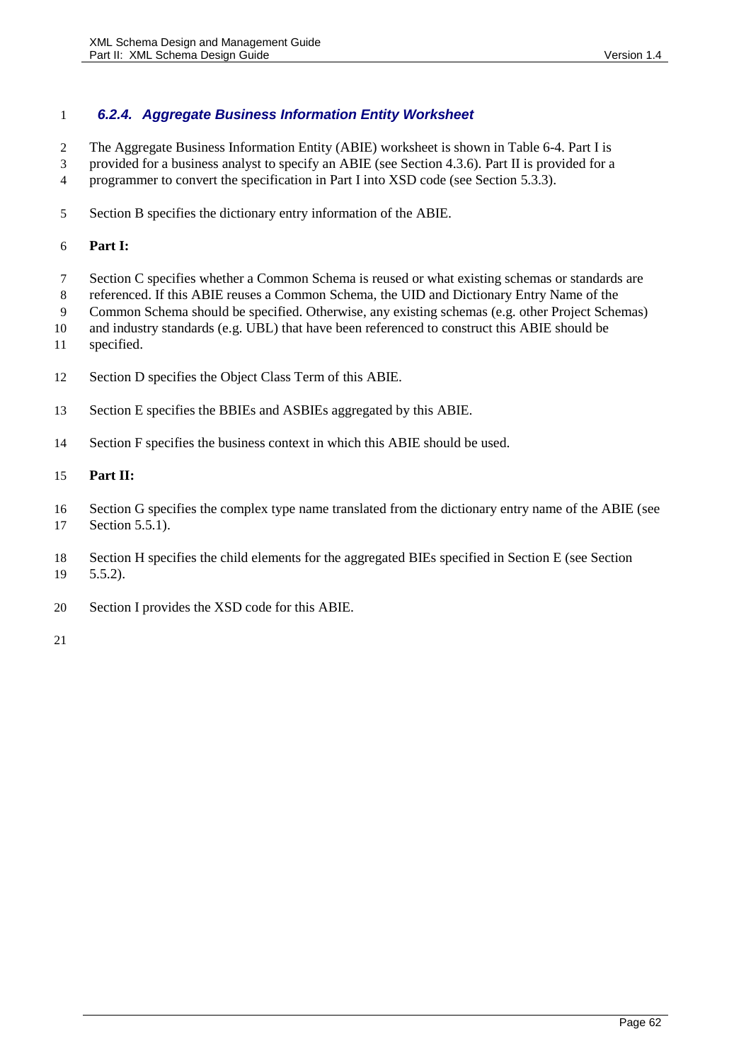### *6.2.4. Aggregate Business Information Entity Worksheet*

The Aggregate Business Information Entity (ABIE) worksheet is shown in Table 6-4. Part I is provided for a business analyst to specify an ABIE (see Section 4.3.6). Part II is provided for a programmer to convert the specification in Part I into XSD code (see Section 5.3.3).

Section B specifies the dictionary entry information of the ABIE.

**Part I:**

Section C specifies whether a Common Schema is reused or what existing schemas or standards are referenced. If this ABIE reuses a Common Schema, the UID and Dictionary Entry Name of the Common Schema should be specified. Otherwise, any existing schemas (e.g. other Project Schemas) and industry standards (e.g. UBL) that have been referenced to construct this ABIE should be specified.

Section D specifies the Object Class Term of this ABIE.

Section E specifies the BBIEs and ASBIEs aggregated by this ABIE.

Section F specifies the business context in which this ABIE should be used.

**Part II:**

Section G specifies the complex type name translated from the dictionary entry name of the ABIE (see Section 5.5.1).

Section H specifies the child elements for the aggregated BIEs specified in Section E (see Section 5.5.2).

Section I provides the XSD code for this ABIE.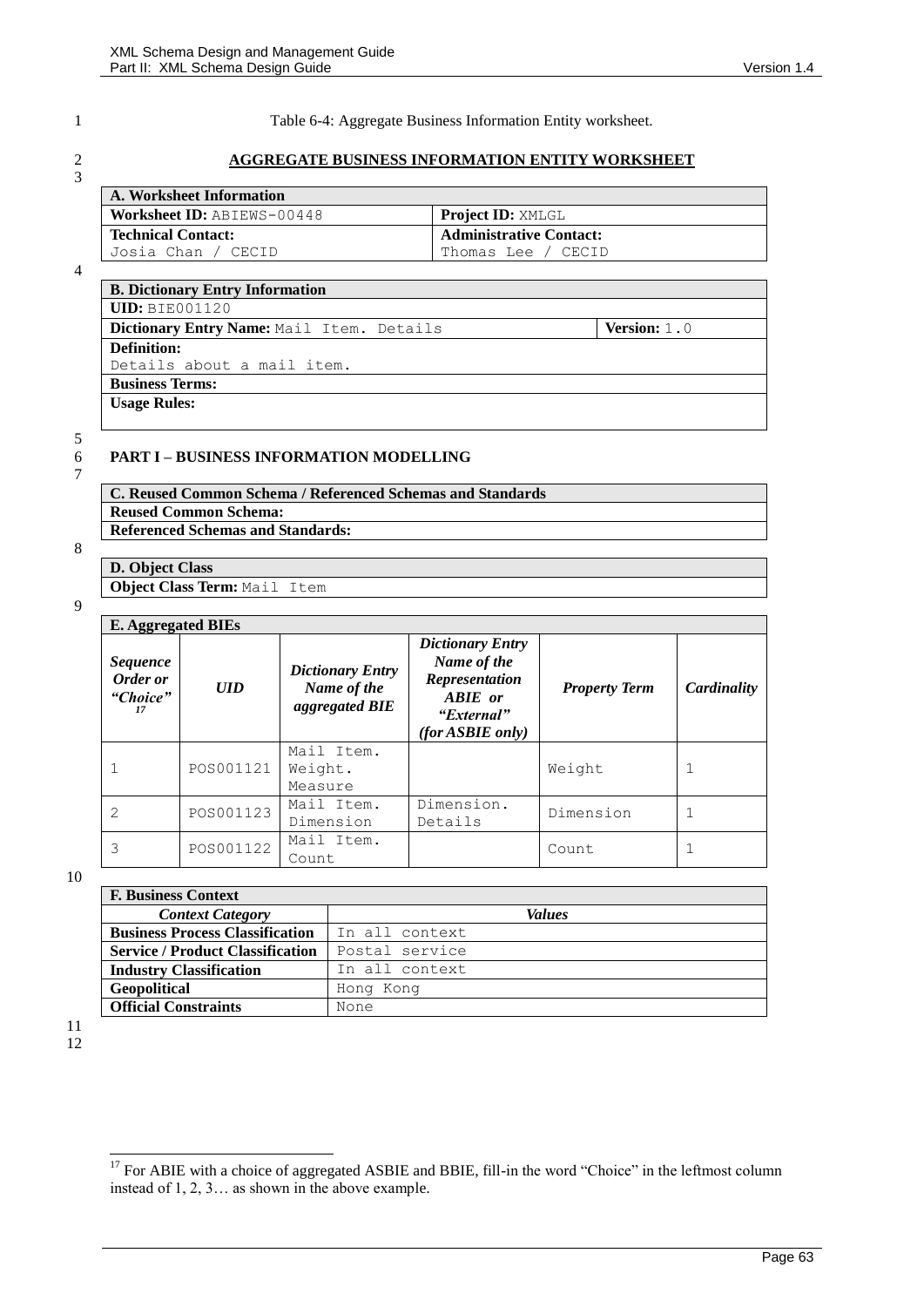Table 6-4: Aggregate Business Information Entity worksheet.

**AGGREGATE BUSINESS INFORMATION ENTITY WORKSHEET**

| **A. Worksheet Information** | |
|---|---|
| **Worksheet ID:** ABIEWS-00448 | **Project ID:** XMLGL |
| **Technical Contact:** Josia Chan / CECID | **Administrative Contact:** Thomas Lee / CECID |

| **B. Dictionary Entry Information** | |
|---|---|
| **UID:** BIE001120 | |
| **Dictionary Entry Name:** Mail Item. Details | **Version:** 1.0 |
| **Definition:** Details about a mail item. | |
| **Business Terms:** | |
| **Usage Rules:** | |

**PART I – BUSINESS INFORMATION MODELLING**

| **C. Reused Common Schema / Referenced Schemas and Standards** |
|---|
| **Reused Common Schema:** |
| **Referenced Schemas and Standards:** |

| **D. Object Class** |
|---|
| **Object Class Term:** Mail Item |

**E. Aggregated BIEs**

| *Sequence Order or "Choice"* [17] | *UID* | *Dictionary Entry Name of the aggregated BIE* | *Dictionary Entry Name of the Representation ABIE or "External" (for ASBIE only)* | *Property Term* | *Cardinality* |
|---|---|---|---|---|---|
| 1 | POS001121 | Mail Item. Weight. Measure | | Weight | 1 |
| 2 | POS001123 | Mail Item. Dimension | Dimension. Details | Dimension | 1 |
| 3 | POS001122 | Mail Item. Count | | Count | 1 |

**F. Business Context**

| *Context Category* | *Values* |
|---|---|
| **Business Process Classification** | In all context |
| **Service / Product Classification** | Postal service |
| **Industry Classification** | In all context |
| **Geopolitical** | Hong Kong |
| **Official Constraints** | None |

[17] For ABIE with a choice of aggregated ASBIE and BBIE, fill-in the word "Choice" in the leftmost column instead of 1, 2, 3… as shown in the above example.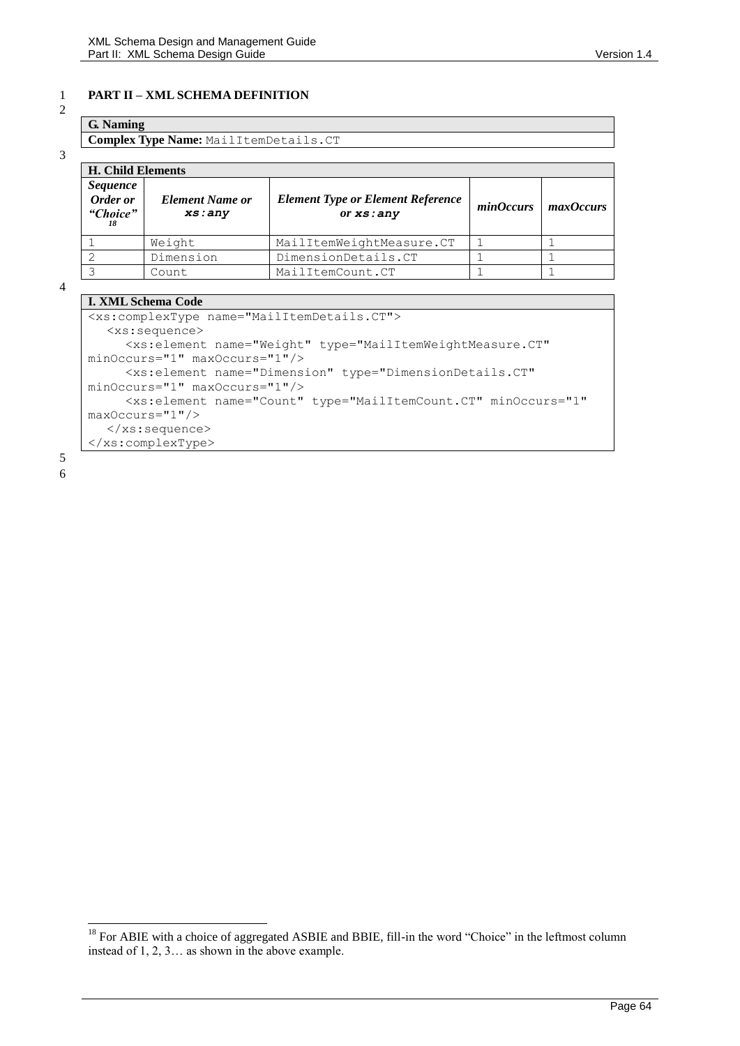**PART II – XML SCHEMA DEFINITION**

| **G. Naming** |
|---|
| **Complex Type Name:** MailItemDetails.CT |

| **H. Child Elements** | | | | |
|---|---|---|---|---|
| ***Sequence Order or "Choice"*** [18] | ***Element Name or `xs:any`*** | ***Element Type or Element Reference or `xs:any`*** | ***minOccurs*** | ***maxOccurs*** |
| 1 | Weight | MailItemWeightMeasure.CT | 1 | 1 |
| 2 | Dimension | DimensionDetails.CT | 1 | 1 |
| 3 | Count | MailItemCount.CT | 1 | 1 |

**I. XML Schema Code**

```
<xs:complexType name="MailItemDetails.CT">
   <xs:sequence>
      <xs:element name="Weight" type="MailItemWeightMeasure.CT"
minOccurs="1" maxOccurs="1"/>
      <xs:element name="Dimension" type="DimensionDetails.CT"
minOccurs="1" maxOccurs="1"/>
      <xs:element name="Count" type="MailItemCount.CT" minOccurs="1"
maxOccurs="1"/>
   </xs:sequence>
</xs:complexType>
```

[18] For ABIE with a choice of aggregated ASBIE and BBIE, fill-in the word "Choice" in the leftmost column instead of 1, 2, 3… as shown in the above example.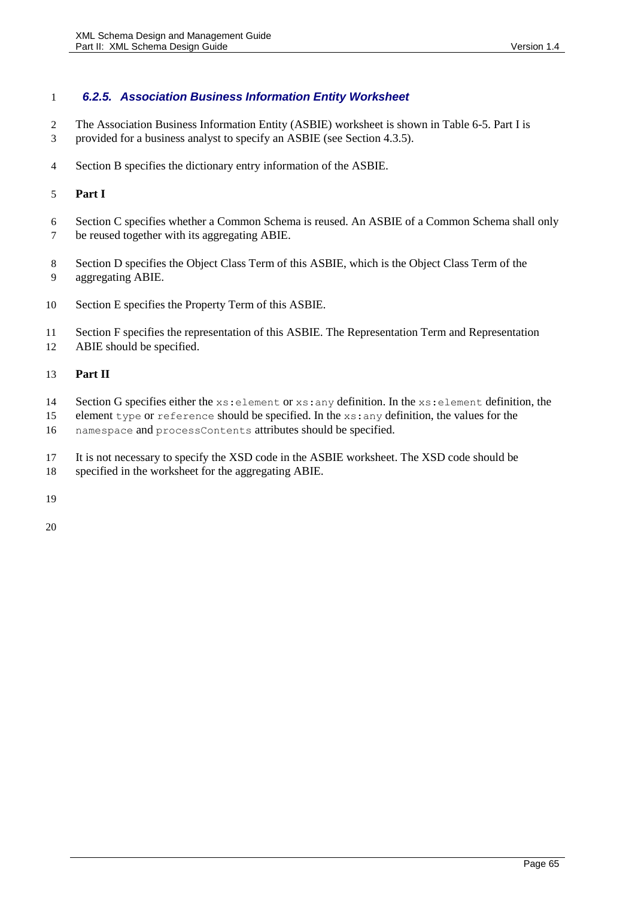### 6.2.5. Association Business Information Entity Worksheet

The Association Business Information Entity (ASBIE) worksheet is shown in Table 6-5. Part I is provided for a business analyst to specify an ASBIE (see Section 4.3.5).

Section B specifies the dictionary entry information of the ASBIE.

**Part I**

Section C specifies whether a Common Schema is reused. An ASBIE of a Common Schema shall only be reused together with its aggregating ABIE.

Section D specifies the Object Class Term of this ASBIE, which is the Object Class Term of the aggregating ABIE.

Section E specifies the Property Term of this ASBIE.

Section F specifies the representation of this ASBIE. The Representation Term and Representation ABIE should be specified.

**Part II**

Section G specifies either the `xs:element` or `xs:any` definition. In the `xs:element` definition, the element `type` or `reference` should be specified. In the `xs:any` definition, the values for the `namespace` and `processContents` attributes should be specified.

It is not necessary to specify the XSD code in the ASBIE worksheet. The XSD code should be specified in the worksheet for the aggregating ABIE.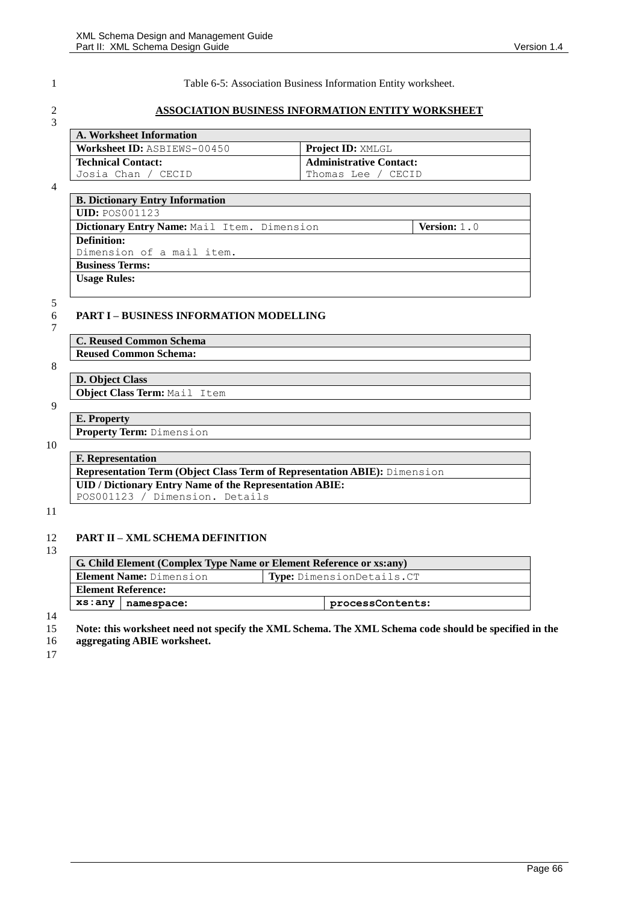Table 6-5: Association Business Information Entity worksheet.

**ASSOCIATION BUSINESS INFORMATION ENTITY WORKSHEET**

| **A. Worksheet Information** | |
|---|---|
| **Worksheet ID:** ASBIEWS-00450 | **Project ID:** XMLGL |
| **Technical Contact:** Josia Chan / CECID | **Administrative Contact:** Thomas Lee / CECID |

| **B. Dictionary Entry Information** | |
|---|---|
| **UID:** POS001123 | |
| **Dictionary Entry Name:** Mail Item. Dimension | **Version:** 1.0 |
| **Definition:** Dimension of a mail item. | |
| **Business Terms:** | |
| **Usage Rules:** | |

## PART I – BUSINESS INFORMATION MODELLING

| **C. Reused Common Schema** |
|---|
| **Reused Common Schema:** |

| **D. Object Class** |
|---|
| **Object Class Term:** Mail Item |

| **E. Property** |
|---|
| **Property Term:** Dimension |

| **F. Representation** |
|---|
| **Representation Term (Object Class Term of Representation ABIE):** Dimension |
| **UID / Dictionary Entry Name of the Representation ABIE:** POS001123 / Dimension. Details |

## PART II – XML SCHEMA DEFINITION

| **G. Child Element (Complex Type Name or Element Reference or xs:any)** | | |
|---|---|---|
| **Element Name:** Dimension | | **Type:** DimensionDetails.CT |
| **Element Reference:** | | |
| **xs:any** | **namespace:** | **processContents:** |

**Note: this worksheet need not specify the XML Schema. The XML Schema code should be specified in the aggregating ABIE worksheet.**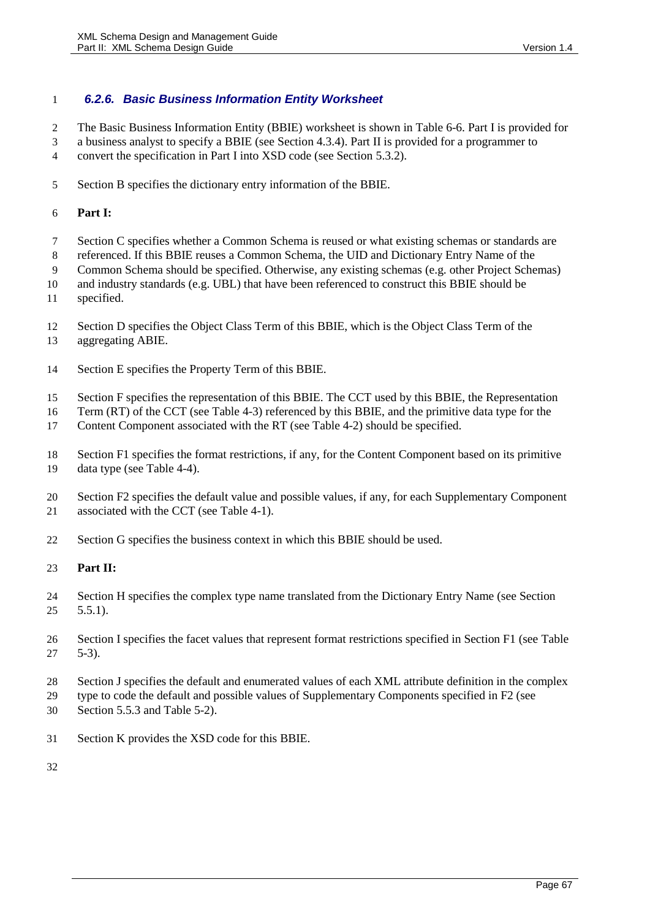### 6.2.6. Basic Business Information Entity Worksheet

The Basic Business Information Entity (BBIE) worksheet is shown in Table 6-6. Part I is provided for a business analyst to specify a BBIE (see Section 4.3.4). Part II is provided for a programmer to convert the specification in Part I into XSD code (see Section 5.3.2).

Section B specifies the dictionary entry information of the BBIE.

**Part I:**

Section C specifies whether a Common Schema is reused or what existing schemas or standards are referenced. If this BBIE reuses a Common Schema, the UID and Dictionary Entry Name of the Common Schema should be specified. Otherwise, any existing schemas (e.g. other Project Schemas) and industry standards (e.g. UBL) that have been referenced to construct this BBIE should be specified.

Section D specifies the Object Class Term of this BBIE, which is the Object Class Term of the aggregating ABIE.

Section E specifies the Property Term of this BBIE.

Section F specifies the representation of this BBIE. The CCT used by this BBIE, the Representation Term (RT) of the CCT (see Table 4-3) referenced by this BBIE, and the primitive data type for the Content Component associated with the RT (see Table 4-2) should be specified.

Section F1 specifies the format restrictions, if any, for the Content Component based on its primitive data type (see Table 4-4).

Section F2 specifies the default value and possible values, if any, for each Supplementary Component associated with the CCT (see Table 4-1).

Section G specifies the business context in which this BBIE should be used.

**Part II:**

Section H specifies the complex type name translated from the Dictionary Entry Name (see Section 5.5.1).

Section I specifies the facet values that represent format restrictions specified in Section F1 (see Table 5-3).

Section J specifies the default and enumerated values of each XML attribute definition in the complex type to code the default and possible values of Supplementary Components specified in F2 (see Section 5.5.3 and Table 5-2).

Section K provides the XSD code for this BBIE.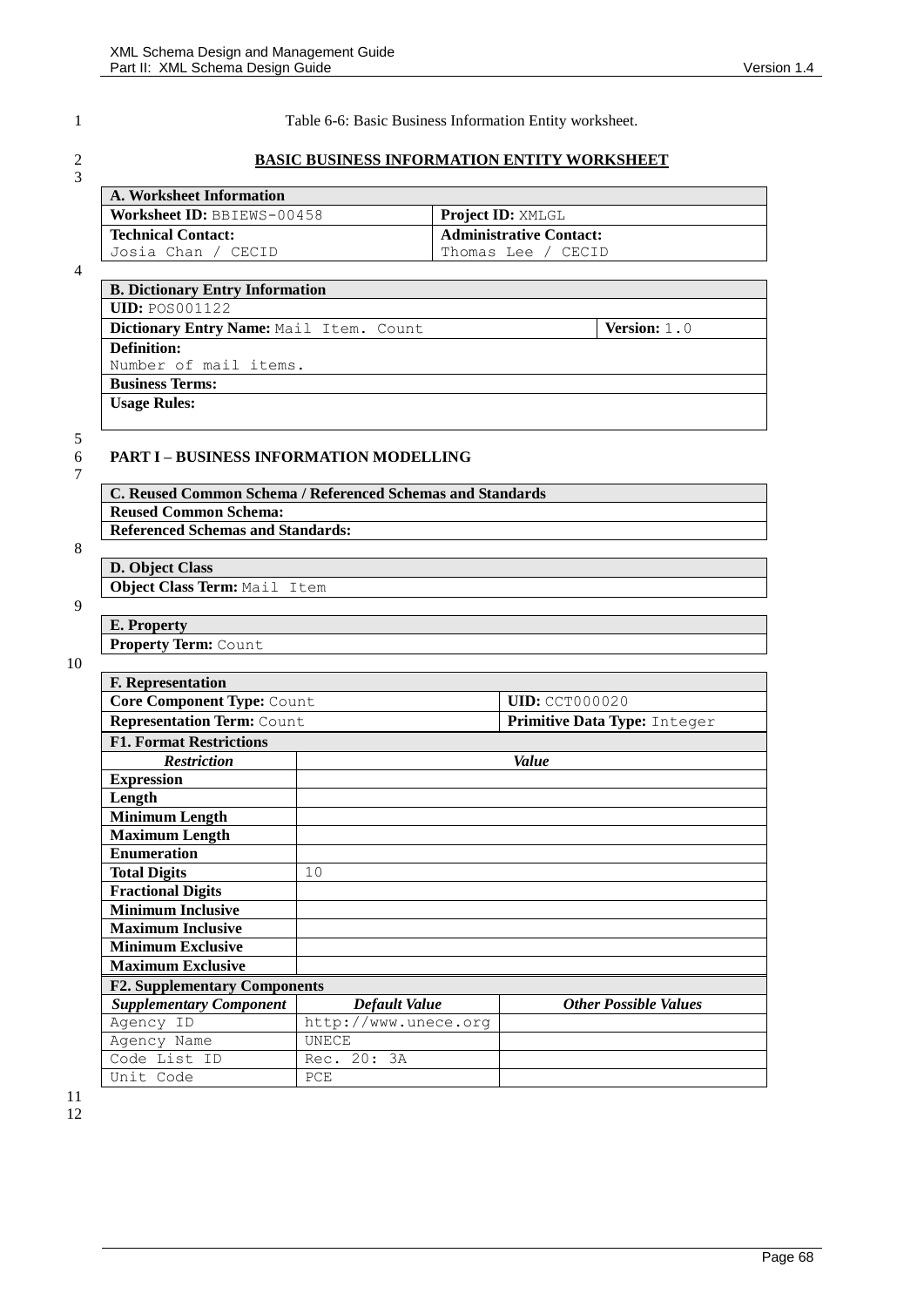Table 6-6: Basic Business Information Entity worksheet.

**BASIC BUSINESS INFORMATION ENTITY WORKSHEET**

| **A. Worksheet Information** | |
|---|---|
| **Worksheet ID:** BBIEWS-00458 | **Project ID:** XMLGL |
| **Technical Contact:** Josia Chan / CECID | **Administrative Contact:** Thomas Lee / CECID |

| **B. Dictionary Entry Information** | |
|---|---|
| **UID:** POS001122 | |
| **Dictionary Entry Name:** Mail Item. Count | **Version:** 1.0 |
| **Definition:** Number of mail items. | |
| **Business Terms:** | |
| **Usage Rules:** | |

## PART I – BUSINESS INFORMATION MODELLING

| **C. Reused Common Schema / Referenced Schemas and Standards** |
|---|
| **Reused Common Schema:** |
| **Referenced Schemas and Standards:** |

| **D. Object Class** |
|---|
| **Object Class Term:** Mail Item |

| **E. Property** |
|---|
| **Property Term:** Count |

| **F. Representation** | | |
|---|---|---|
| **Core Component Type:** Count | | **UID:** CCT000020 |
| **Representation Term:** Count | | **Primitive Data Type:** Integer |
| **F1. Format Restrictions** | | |
| ***Restriction*** | ***Value*** | |
| **Expression** | | |
| **Length** | | |
| **Minimum Length** | | |
| **Maximum Length** | | |
| **Enumeration** | | |
| **Total Digits** | 10 | |
| **Fractional Digits** | | |
| **Minimum Inclusive** | | |
| **Maximum Inclusive** | | |
| **Minimum Exclusive** | | |
| **Maximum Exclusive** | | |
| **F2. Supplementary Components** | | |
| ***Supplementary Component*** | ***Default Value*** | ***Other Possible Values*** |
| Agency ID | http://www.unece.org | |
| Agency Name | UNECE | |
| Code List ID | Rec. 20: 3A | |
| Unit Code | PCE | |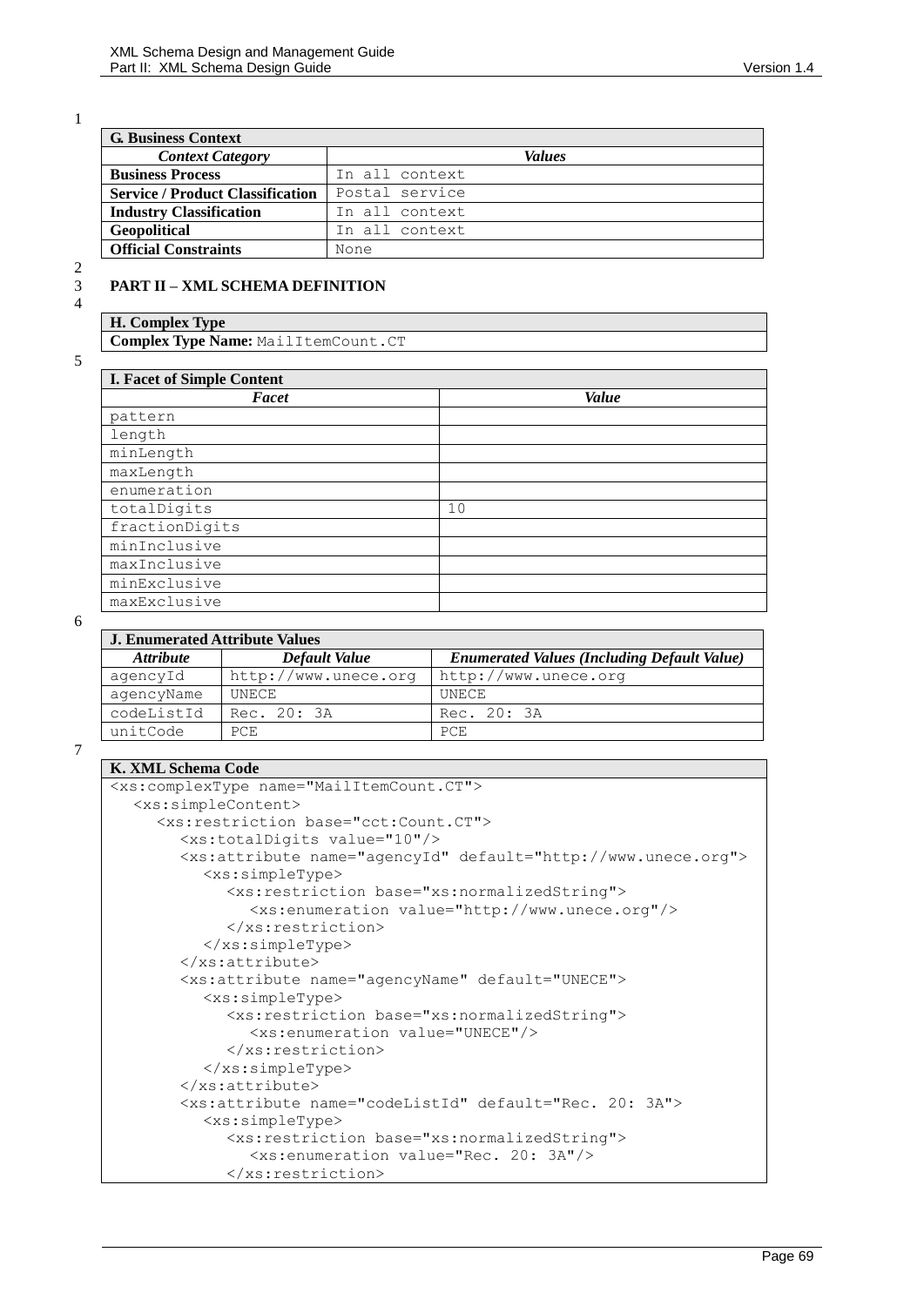| G. Business Context | |
|---|---|
| *Context Category* | *Values* |
| **Business Process** | In all context |
| **Service / Product Classification** | Postal service |
| **Industry Classification** | In all context |
| **Geopolitical** | In all context |
| **Official Constraints** | None |

## PART II – XML SCHEMA DEFINITION

| H. Complex Type |
|---|
| **Complex Type Name:** MailItemCount.CT |

| I. Facet of Simple Content | |
|---|---|
| *Facet* | *Value* |
| pattern | |
| length | |
| minLength | |
| maxLength | |
| enumeration | |
| totalDigits | 10 |
| fractionDigits | |
| minInclusive | |
| maxInclusive | |
| minExclusive | |
| maxExclusive | |

| J. Enumerated Attribute Values | | |
|---|---|---|
| *Attribute* | *Default Value* | *Enumerated Values (Including Default Value)* |
| agencyId | http://www.unece.org | http://www.unece.org |
| agencyName | UNECE | UNECE |
| codeListId | Rec. 20: 3A | Rec. 20: 3A |
| unitCode | PCE | PCE |

**K. XML Schema Code**

```
<xs:complexType name="MailItemCount.CT">
  <xs:simpleContent>
    <xs:restriction base="cct:Count.CT">
      <xs:totalDigits value="10"/>
      <xs:attribute name="agencyId" default="http://www.unece.org">
        <xs:simpleType>
          <xs:restriction base="xs:normalizedString">
            <xs:enumeration value="http://www.unece.org"/>
          </xs:restriction>
        </xs:simpleType>
      </xs:attribute>
      <xs:attribute name="agencyName" default="UNECE">
        <xs:simpleType>
          <xs:restriction base="xs:normalizedString">
            <xs:enumeration value="UNECE"/>
          </xs:restriction>
        </xs:simpleType>
      </xs:attribute>
      <xs:attribute name="codeListId" default="Rec. 20: 3A">
        <xs:simpleType>
          <xs:restriction base="xs:normalizedString">
            <xs:enumeration value="Rec. 20: 3A"/>
          </xs:restriction>
```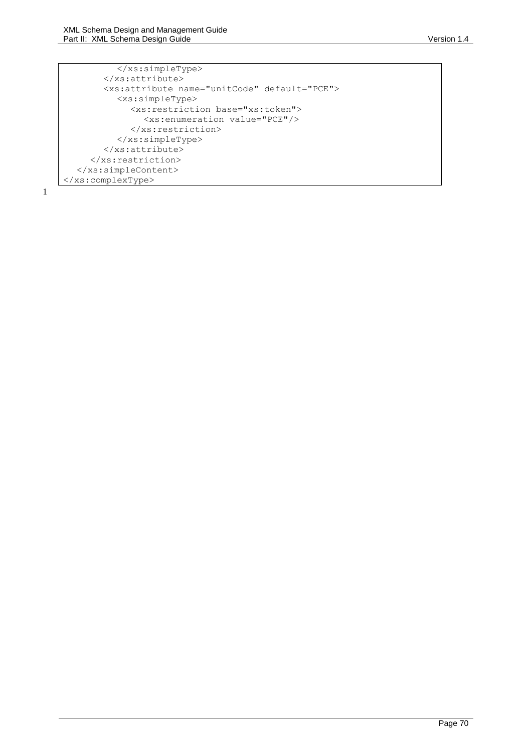```
          </xs:simpleType>
        </xs:attribute>
        <xs:attribute name="unitCode" default="PCE">
          <xs:simpleType>
            <xs:restriction base="xs:token">
              <xs:enumeration value="PCE"/>
            </xs:restriction>
          </xs:simpleType>
        </xs:attribute>
      </xs:restriction>
   </xs:simpleContent>
</xs:complexType>
```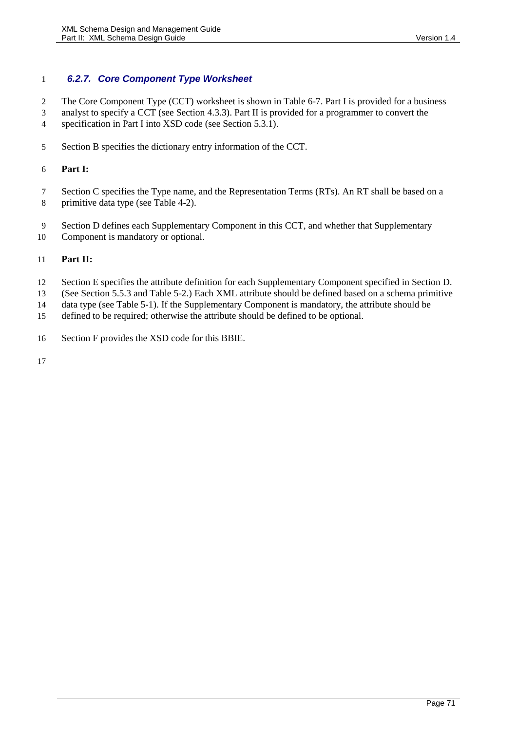### *6.2.7. Core Component Type Worksheet*

The Core Component Type (CCT) worksheet is shown in Table 6-7. Part I is provided for a business analyst to specify a CCT (see Section 4.3.3). Part II is provided for a programmer to convert the specification in Part I into XSD code (see Section 5.3.1).

Section B specifies the dictionary entry information of the CCT.

**Part I:**

Section C specifies the Type name, and the Representation Terms (RTs). An RT shall be based on a primitive data type (see Table 4-2).

Section D defines each Supplementary Component in this CCT, and whether that Supplementary Component is mandatory or optional.

**Part II:**

Section E specifies the attribute definition for each Supplementary Component specified in Section D. (See Section 5.5.3 and Table 5-2.) Each XML attribute should be defined based on a schema primitive data type (see Table 5-1). If the Supplementary Component is mandatory, the attribute should be defined to be required; otherwise the attribute should be defined to be optional.

Section F provides the XSD code for this BBIE.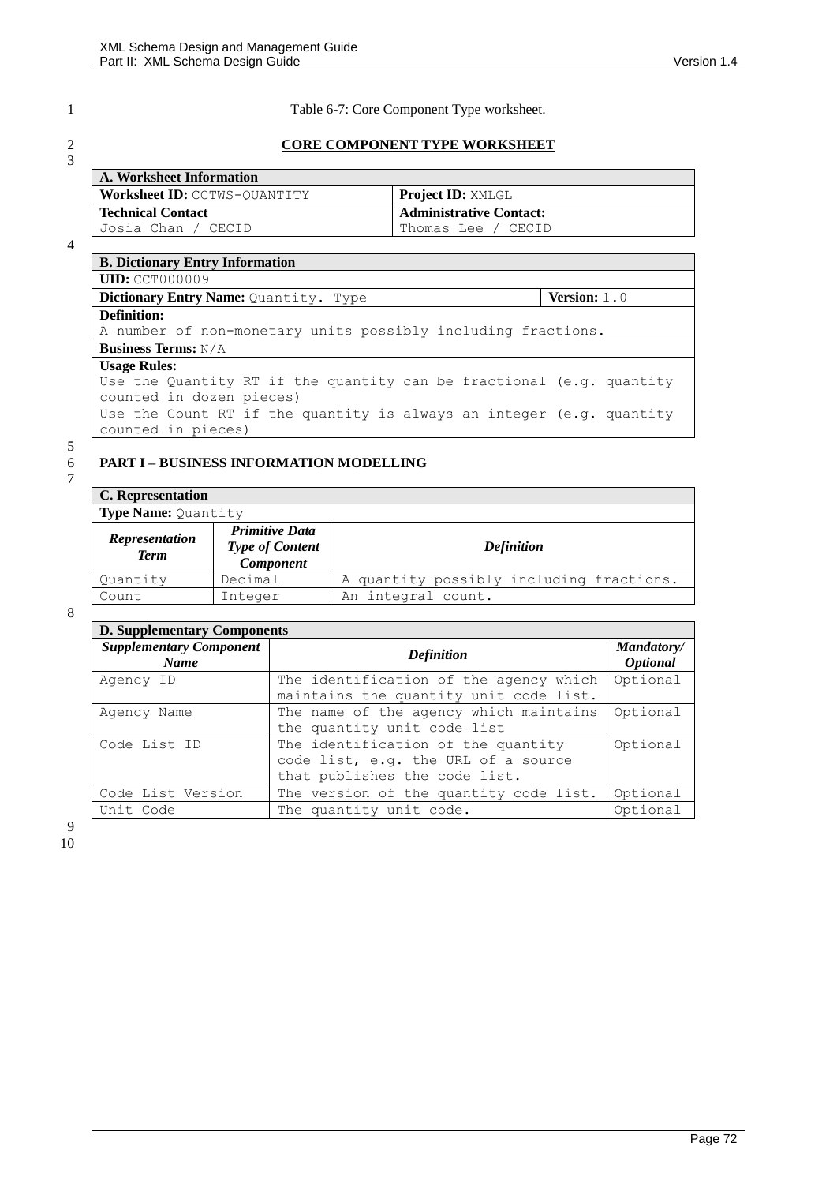Table 6-7: Core Component Type worksheet.

**CORE COMPONENT TYPE WORKSHEET**

| **A. Worksheet Information** | |
|---|---|
| **Worksheet ID:** CCTWS-QUANTITY | **Project ID:** XMLGL |
| **Technical Contact** Josia Chan / CECID | **Administrative Contact:** Thomas Lee / CECID |

| **B. Dictionary Entry Information** | |
|---|---|
| **UID:** CCT000009 | |
| **Dictionary Entry Name:** Quantity. Type | **Version:** 1.0 |
| **Definition:** A number of non-monetary units possibly including fractions. | |
| **Business Terms:** N/A | |
| **Usage Rules:** Use the Quantity RT if the quantity can be fractional (e.g. quantity counted in dozen pieces) Use the Count RT if the quantity is always an integer (e.g. quantity counted in pieces) | |

**PART I – BUSINESS INFORMATION MODELLING**

| **C. Representation** | | |
|---|---|---|
| **Type Name:** Quantity | | |
| ***Representation Term*** | ***Primitive Data Type of Content Component*** | ***Definition*** |
| Quantity | Decimal | A quantity possibly including fractions. |
| Count | Integer | An integral count. |

| **D. Supplementary Components** | | |
|---|---|---|
| ***Supplementary Component Name*** | ***Definition*** | ***Mandatory/ Optional*** |
| Agency ID | The identification of the agency which maintains the quantity unit code list. | Optional |
| Agency Name | The name of the agency which maintains the quantity unit code list | Optional |
| Code List ID | The identification of the quantity code list, e.g. the URL of a source that publishes the code list. | Optional |
| Code List Version | The version of the quantity code list. | Optional |
| Unit Code | The quantity unit code. | Optional |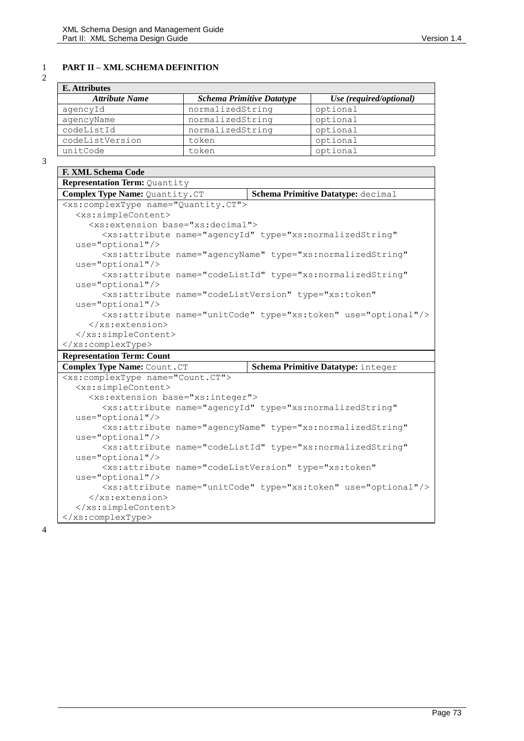**PART II – XML SCHEMA DEFINITION**

| E. Attributes | | |
|---|---|---|
| *Attribute Name* | *Schema Primitive Datatype* | *Use (required/optional)* |
| agencyId | normalizedString | optional |
| agencyName | normalizedString | optional |
| codeListId | normalizedString | optional |
| codeListVersion | token | optional |
| unitCode | token | optional |

**F. XML Schema Code**

**Representation Term:** Quantity

| **Complex Type Name:** Quantity.CT | **Schema Primitive Datatype:** decimal |
|---|---|

```
<xs:complexType name="Quantity.CT">
  <xs:simpleContent>
    <xs:extension base="xs:decimal">
      <xs:attribute name="agencyId" type="xs:normalizedString"
  use="optional"/>
      <xs:attribute name="agencyName" type="xs:normalizedString"
  use="optional"/>
      <xs:attribute name="codeListId" type="xs:normalizedString"
  use="optional"/>
      <xs:attribute name="codeListVersion" type="xs:token"
  use="optional"/>
      <xs:attribute name="unitCode" type="xs:token" use="optional"/>
    </xs:extension>
  </xs:simpleContent>
</xs:complexType>
```

**Representation Term: Count**

| **Complex Type Name:** Count.CT | **Schema Primitive Datatype:** integer |
|---|---|

```
<xs:complexType name="Count.CT">
  <xs:simpleContent>
    <xs:extension base="xs:integer">
      <xs:attribute name="agencyId" type="xs:normalizedString"
  use="optional"/>
      <xs:attribute name="agencyName" type="xs:normalizedString"
  use="optional"/>
      <xs:attribute name="codeListId" type="xs:normalizedString"
  use="optional"/>
      <xs:attribute name="codeListVersion" type="xs:token"
  use="optional"/>
      <xs:attribute name="unitCode" type="xs:token" use="optional"/>
    </xs:extension>
  </xs:simpleContent>
</xs:complexType>
```